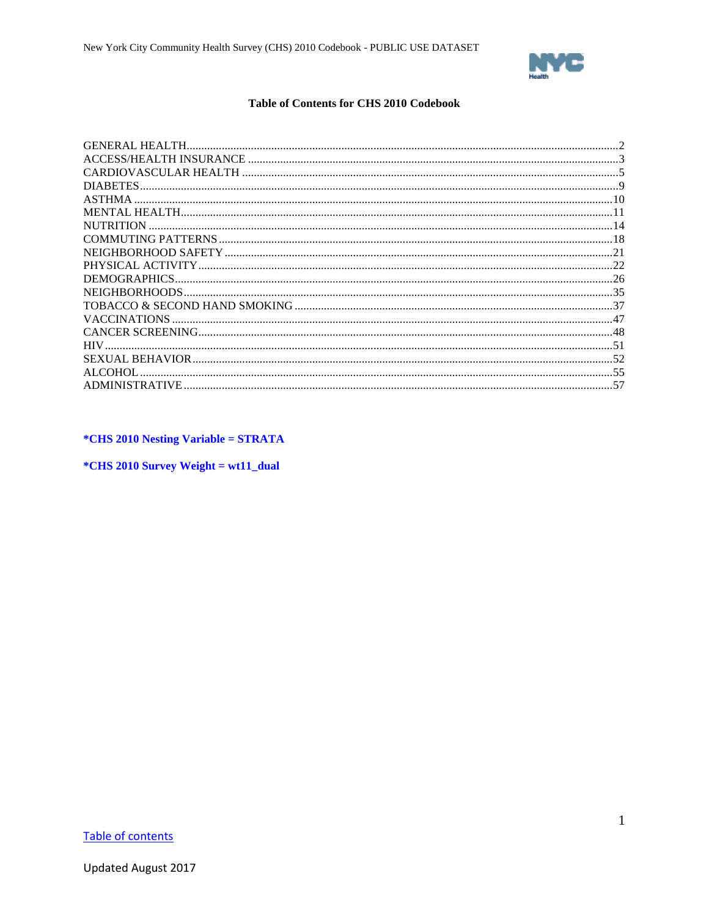# Table of Contents for CHS 2010 Codebook

| Section | Page |
|---|---|
| GENERAL HEALTH | 2 |
| ACCESS/HEALTH INSURANCE | 3 |
| CARDIOVASCULAR HEALTH | 5 |
| DIABETES | 9 |
| ASTHMA | 10 |
| MENTAL HEALTH | 11 |
| NUTRITION | 14 |
| COMMUTING PATTERNS | 18 |
| NEIGHBORHOOD SAFETY | 21 |
| PHYSICAL ACTIVITY | 22 |
| DEMOGRAPHICS | 26 |
| NEIGHBORHOODS | 35 |
| TOBACCO & SECOND HAND SMOKING | 37 |
| VACCINATIONS | 47 |
| CANCER SCREENING | 48 |
| HIV | 51 |
| SEXUAL BEHAVIOR | 52 |
| ALCOHOL | 55 |
| ADMINISTRATIVE | 57 |

**\*CHS 2010 Nesting Variable = STRATA**

**\*CHS 2010 Survey Weight = wt11_dual**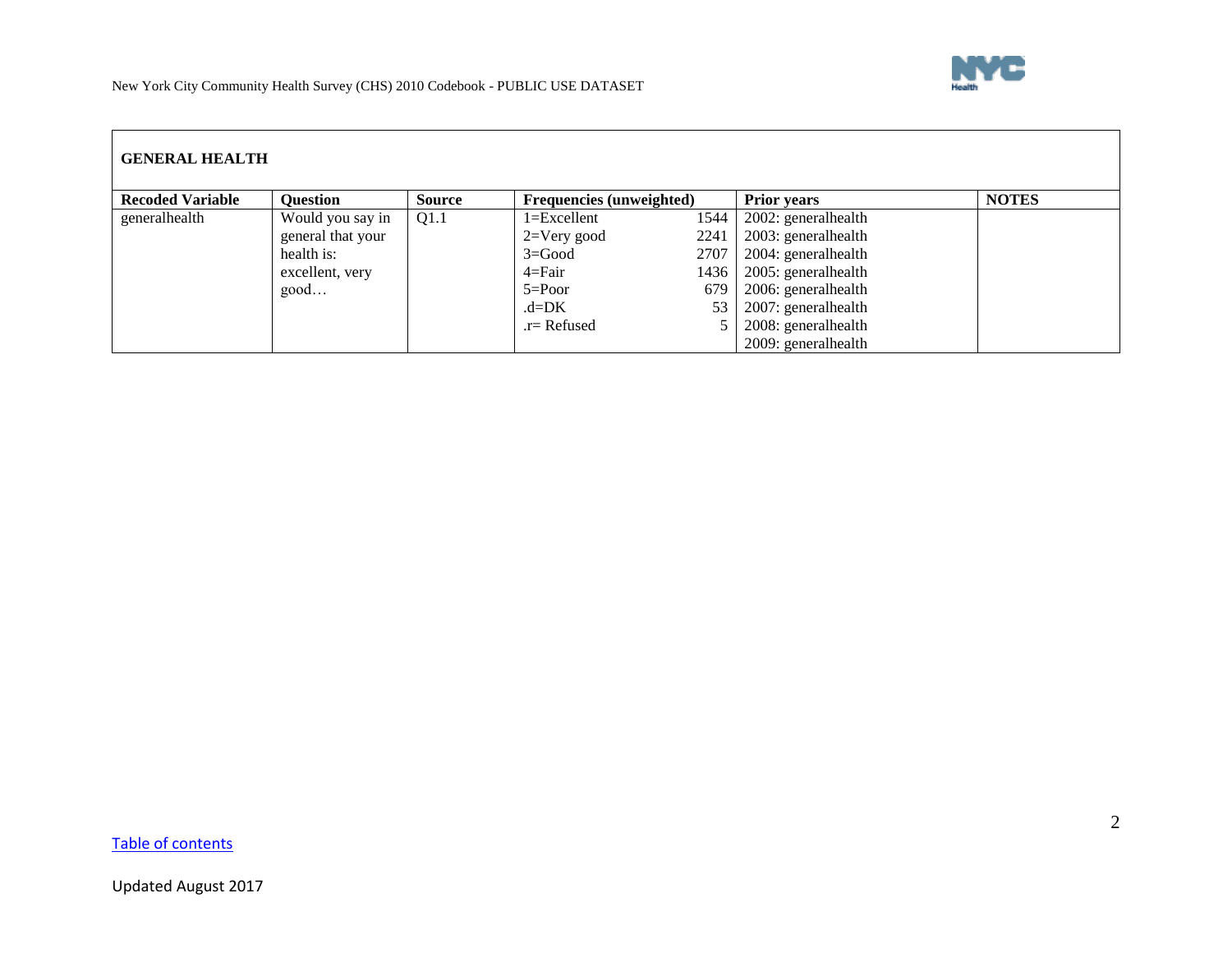## GENERAL HEALTH

| Recoded Variable | Question | Source | Frequencies (unweighted) | | Prior years | NOTES |
|---|---|---|---|---|---|---|
| generalhealth | Would you say in general that your health is: excellent, very good… | Q1.1 | 1=Excellent | 1544 | 2002: generalhealth | |
| | | | 2=Very good | 2241 | 2003: generalhealth | |
| | | | 3=Good | 2707 | 2004: generalhealth | |
| | | | 4=Fair | 1436 | 2005: generalhealth | |
| | | | 5=Poor | 679 | 2006: generalhealth | |
| | | | .d=DK | 53 | 2007: generalhealth | |
| | | | .r= Refused | 5 | 2008: generalhealth | |
| | | | | | 2009: generalhealth | |

Table of contents

Updated August 2017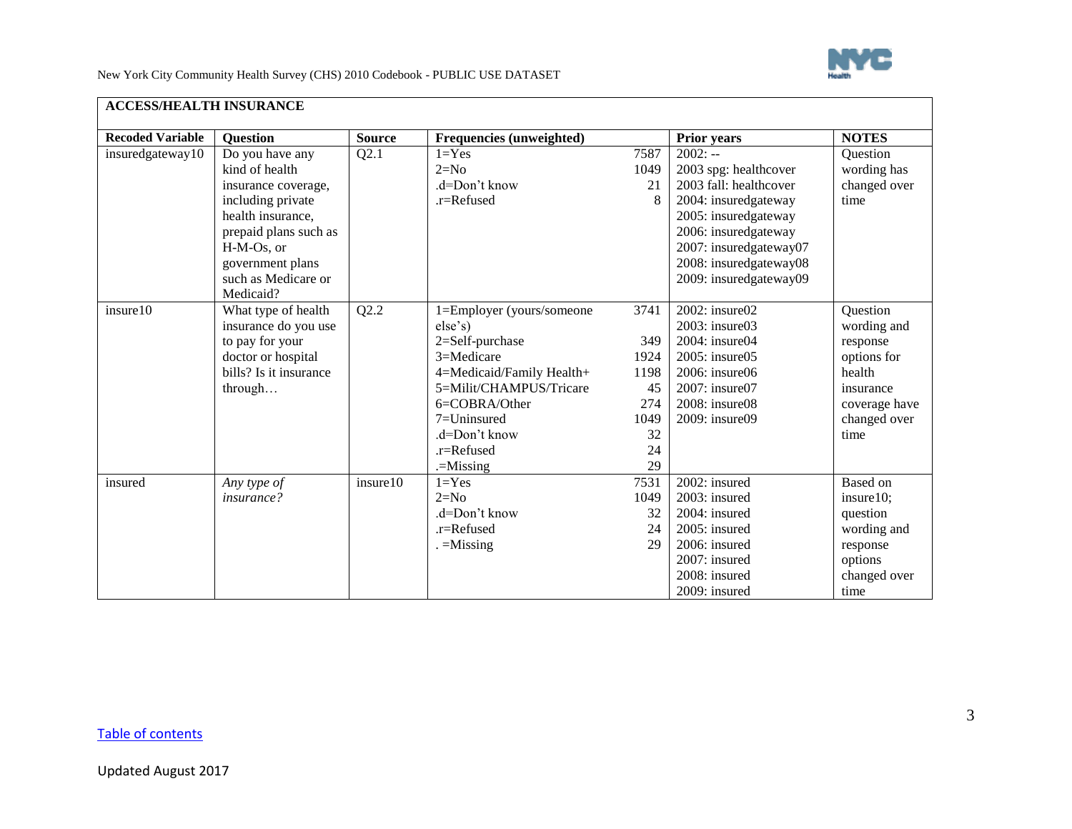**ACCESS/HEALTH INSURANCE**

| Recoded Variable | Question | Source | Frequencies (unweighted) | | Prior years | NOTES |
|---|---|---|---|---|---|---|
| insuredgateway10 | Do you have any kind of health insurance coverage, including private health insurance, prepaid plans such as H-M-Os, or government plans such as Medicare or Medicaid? | Q2.1 | 1=Yes<br>2=No<br>.d=Don't know<br>.r=Refused | 7587<br>1049<br>21<br>8 | 2002: --<br>2003 spg: healthcover<br>2003 fall: healthcover<br>2004: insuredgateway<br>2005: insuredgateway<br>2006: insuredgateway<br>2007: insuredgateway07<br>2008: insuredgateway08<br>2009: insuredgateway09 | Question wording has changed over time |
| insure10 | What type of health insurance do you use to pay for your doctor or hospital bills? Is it insurance through… | Q2.2 | 1=Employer (yours/someone else's)<br>2=Self-purchase<br>3=Medicare<br>4=Medicaid/Family Health+<br>5=Milit/CHAMPUS/Tricare<br>6=COBRA/Other<br>7=Uninsured<br>.d=Don't know<br>.r=Refused<br>.=Missing | 3741<br>349<br>1924<br>1198<br>45<br>274<br>1049<br>32<br>24<br>29 | 2002: insure02<br>2003: insure03<br>2004: insure04<br>2005: insure05<br>2006: insure06<br>2007: insure07<br>2008: insure08<br>2009: insure09 | Question wording and response options for health insurance coverage have changed over time |
| insured | *Any type of insurance?* | insure10 | 1=Yes<br>2=No<br>.d=Don't know<br>.r=Refused<br>. =Missing | 7531<br>1049<br>32<br>24<br>29 | 2002: insured<br>2003: insured<br>2004: insured<br>2005: insured<br>2006: insured<br>2007: insured<br>2008: insured<br>2009: insured | Based on insure10; question wording and response options changed over time |

Table of contents

Updated August 2017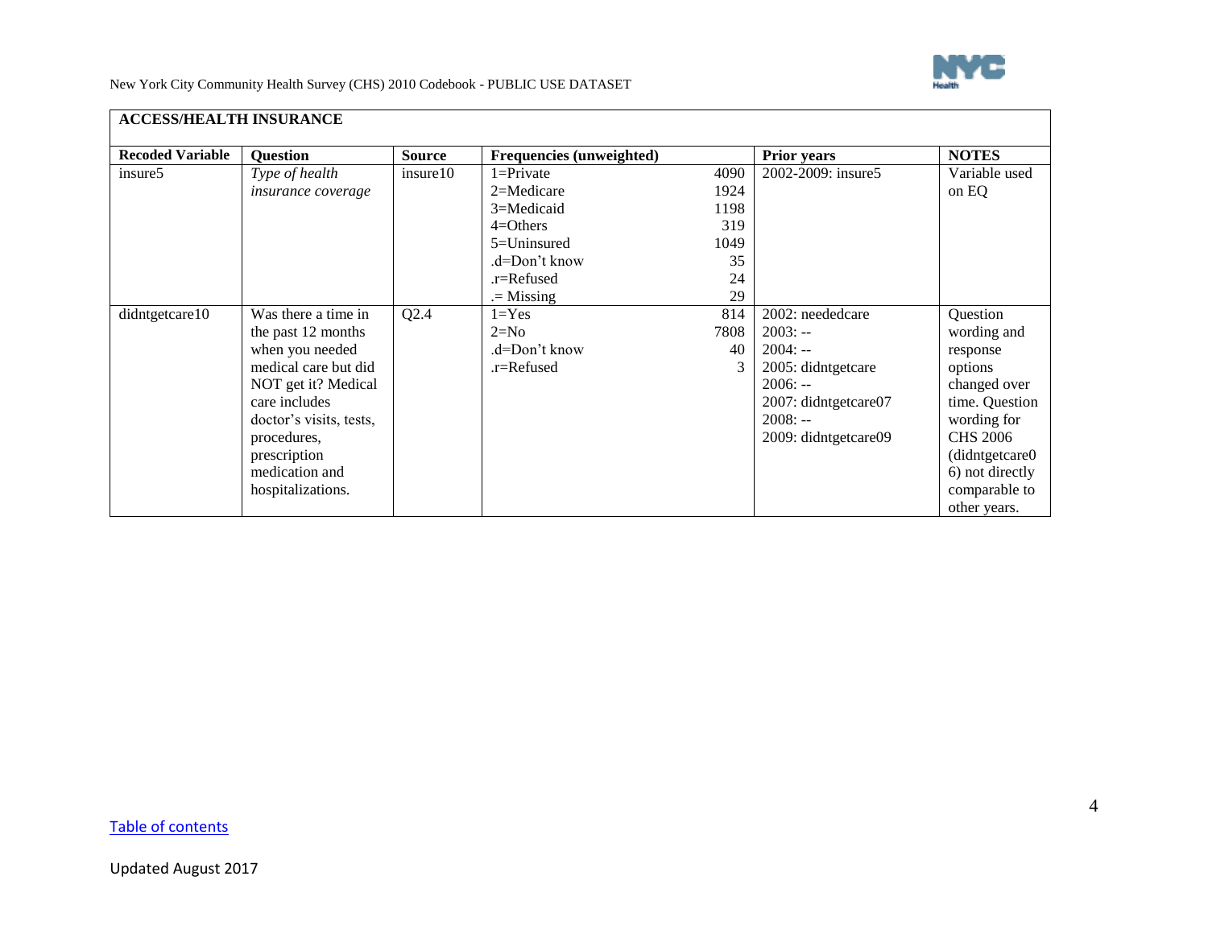| **ACCESS/HEALTH INSURANCE** | | | | | | |
|---|---|---|---|---|---|---|
| **Recoded Variable** | **Question** | **Source** | **Frequencies (unweighted)** | | **Prior years** | **NOTES** |
| insure5 | *Type of health insurance coverage* | insure10 | 1=Private<br>2=Medicare<br>3=Medicaid<br>4=Others<br>5=Uninsured<br>.d=Don't know<br>.r=Refused<br>.= Missing | 4090<br>1924<br>1198<br>319<br>1049<br>35<br>24<br>29 | 2002-2009: insure5 | Variable used on EQ |
| didntgetcare10 | Was there a time in the past 12 months when you needed medical care but did NOT get it? Medical care includes doctor's visits, tests, procedures, prescription medication and hospitalizations. | Q2.4 | 1=Yes<br>2=No<br>.d=Don't know<br>.r=Refused | 814<br>7808<br>40<br>3 | 2002: neededcare<br>2003: --<br>2004: --<br>2005: didntgetcare<br>2006: --<br>2007: didntgetcare07<br>2008: --<br>2009: didntgetcare09 | Question wording and response options changed over time. Question wording for CHS 2006 (didntgetcare06) not directly comparable to other years. |

Table of contents

Updated August 2017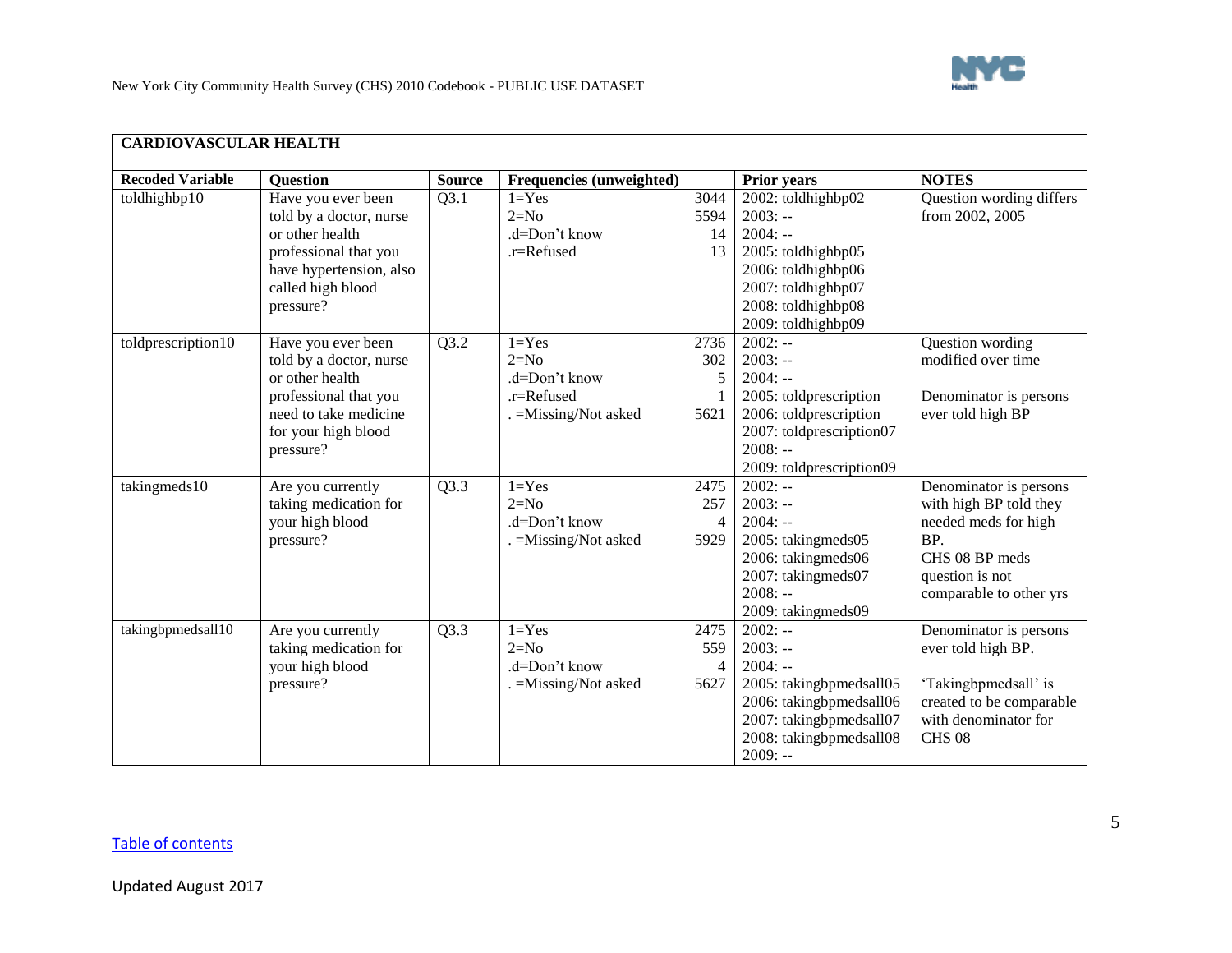| CARDIOVASCULAR HEALTH | | | | | |
|---|---|---|---|---|---|
| **Recoded Variable** | **Question** | **Source** | **Frequencies (unweighted)** | **Prior years** | **NOTES** |
| toldhighbp10 | Have you ever been told by a doctor, nurse or other health professional that you have hypertension, also called high blood pressure? | Q3.1 | 1=Yes 3044<br>2=No 5594<br>.d=Don't know 14<br>.r=Refused 13 | 2002: toldhighbp02<br>2003: --<br>2004: --<br>2005: toldhighbp05<br>2006: toldhighbp06<br>2007: toldhighbp07<br>2008: toldhighbp08<br>2009: toldhighbp09 | Question wording differs from 2002, 2005 |
| toldprescription10 | Have you ever been told by a doctor, nurse or other health professional that you need to take medicine for your high blood pressure? | Q3.2 | 1=Yes 2736<br>2=No 302<br>.d=Don't know 5<br>.r=Refused 1<br>. =Missing/Not asked 5621 | 2002: --<br>2003: --<br>2004: --<br>2005: toldprescription<br>2006: toldprescription<br>2007: toldprescription07<br>2008: --<br>2009: toldprescription09 | Question wording modified over time<br><br>Denominator is persons ever told high BP |
| takingmeds10 | Are you currently taking medication for your high blood pressure? | Q3.3 | 1=Yes 2475<br>2=No 257<br>.d=Don't know 4<br>. =Missing/Not asked 5929 | 2002: --<br>2003: --<br>2004: --<br>2005: takingmeds05<br>2006: takingmeds06<br>2007: takingmeds07<br>2008: --<br>2009: takingmeds09 | Denominator is persons with high BP told they needed meds for high BP.<br>CHS 08 BP meds question is not comparable to other yrs |
| takingbpmedsall10 | Are you currently taking medication for your high blood pressure? | Q3.3 | 1=Yes 2475<br>2=No 559<br>.d=Don't know 4<br>. =Missing/Not asked 5627 | 2002: --<br>2003: --<br>2004: --<br>2005: takingbpmedsall05<br>2006: takingbpmedsall06<br>2007: takingbpmedsall07<br>2008: takingbpmedsall08<br>2009: -- | Denominator is persons ever told high BP.<br><br>'Takingbpmedsall' is created to be comparable with denominator for CHS 08 |

Table of contents

Updated August 2017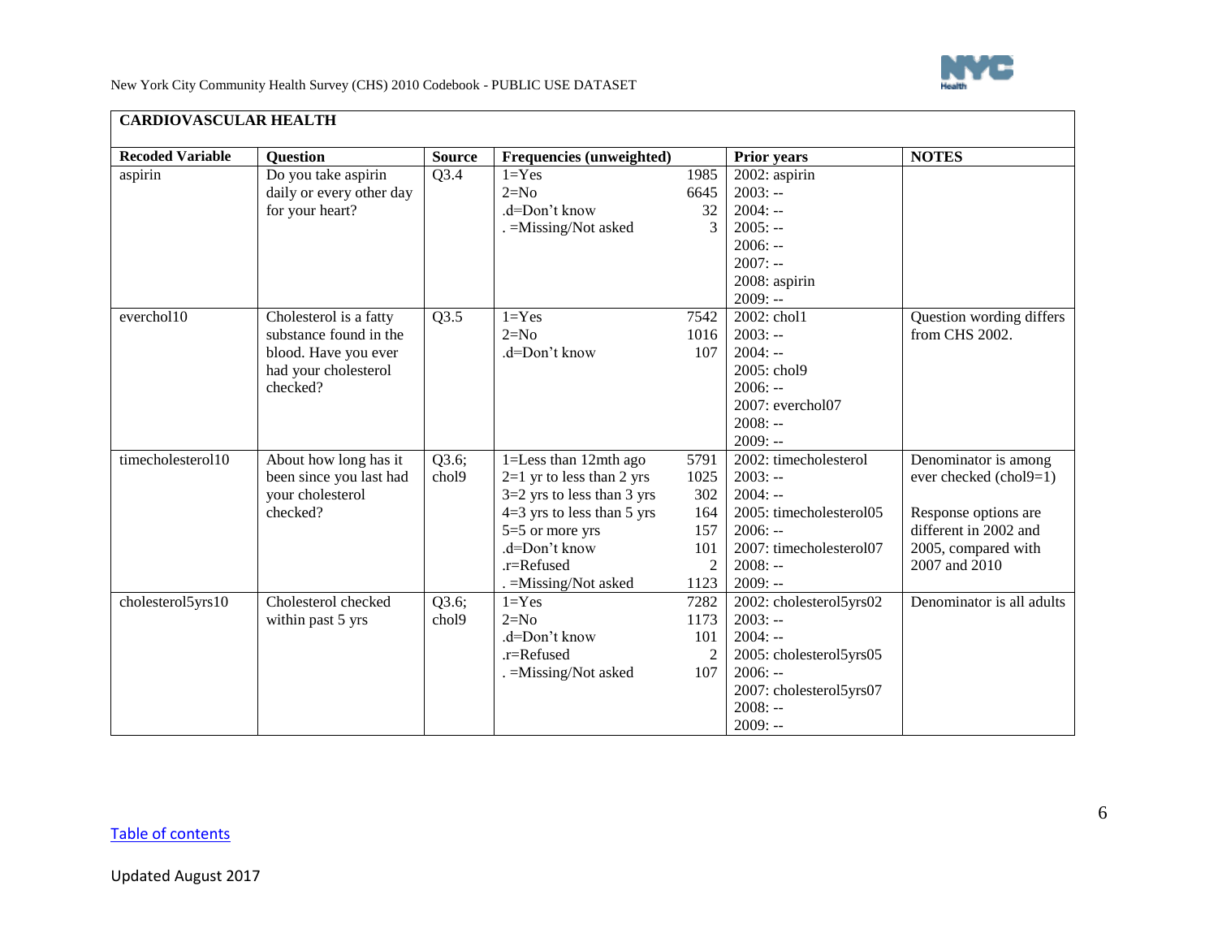## CARDIOVASCULAR HEALTH

| Recoded Variable | Question | Source | Frequencies (unweighted) | | Prior years | NOTES |
|---|---|---|---|---|---|---|
| aspirin | Do you take aspirin daily or every other day for your heart? | Q3.4 | 1=Yes<br>2=No<br>.d=Don't know<br>. =Missing/Not asked | 1985<br>6645<br>32<br>3 | 2002: aspirin<br>2003: --<br>2004: --<br>2005: --<br>2006: --<br>2007: --<br>2008: aspirin<br>2009: -- | |
| everchol10 | Cholesterol is a fatty substance found in the blood. Have you ever had your cholesterol checked? | Q3.5 | 1=Yes<br>2=No<br>.d=Don't know | 7542<br>1016<br>107 | 2002: chol1<br>2003: --<br>2004: --<br>2005: chol9<br>2006: --<br>2007: everchol07<br>2008: --<br>2009: -- | Question wording differs from CHS 2002. |
| timecholesterol10 | About how long has it been since you last had your cholesterol checked? | Q3.6; chol9 | 1=Less than 12mth ago<br>2=1 yr to less than 2 yrs<br>3=2 yrs to less than 3 yrs<br>4=3 yrs to less than 5 yrs<br>5=5 or more yrs<br>.d=Don't know<br>.r=Refused<br>. =Missing/Not asked | 5791<br>1025<br>302<br>164<br>157<br>101<br>2<br>1123 | 2002: timecholesterol<br>2003: --<br>2004: --<br>2005: timecholesterol05<br>2006: --<br>2007: timecholesterol07<br>2008: --<br>2009: -- | Denominator is among ever checked (chol9=1)<br><br>Response options are different in 2002 and 2005, compared with 2007 and 2010 |
| cholesterol5yrs10 | Cholesterol checked within past 5 yrs | Q3.6; chol9 | 1=Yes<br>2=No<br>.d=Don't know<br>.r=Refused<br>. =Missing/Not asked | 7282<br>1173<br>101<br>2<br>107 | 2002: cholesterol5yrs02<br>2003: --<br>2004: --<br>2005: cholesterol5yrs05<br>2006: --<br>2007: cholesterol5yrs07<br>2008: --<br>2009: -- | Denominator is all adults |

Table of contents

Updated August 2017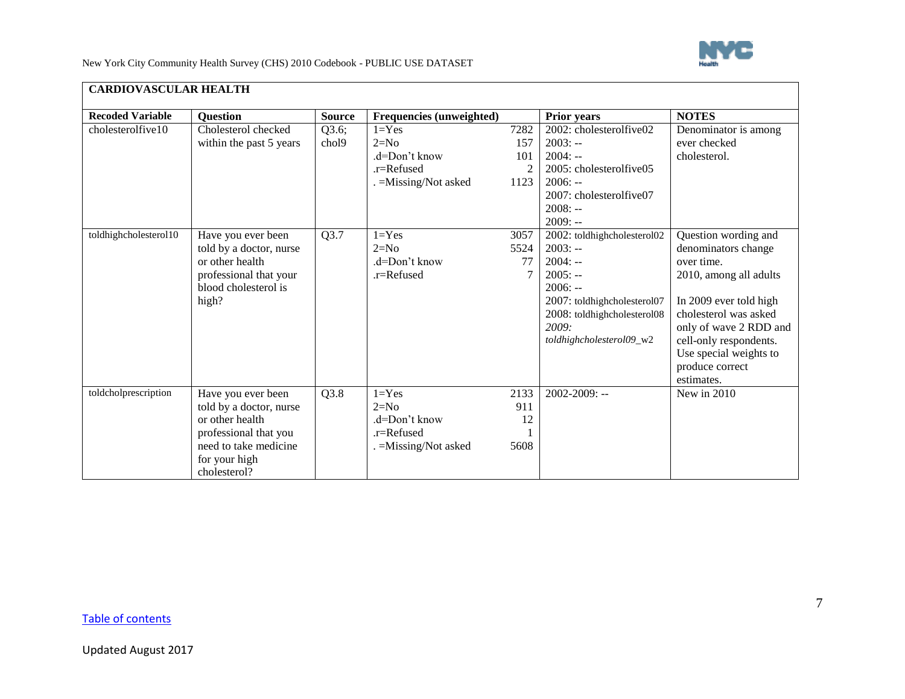## CARDIOVASCULAR HEALTH

| Recoded Variable | Question | Source | Frequencies (unweighted) | | Prior years | NOTES |
|---|---|---|---|---|---|---|
| cholesterolfive10 | Cholesterol checked within the past 5 years | Q3.6; chol9 | 1=Yes<br>2=No<br>.d=Don't know<br>.r=Refused<br>. =Missing/Not asked | 7282<br>157<br>101<br>2<br>1123 | 2002: cholesterolfive02<br>2003: --<br>2004: --<br>2005: cholesterolfive05<br>2006: --<br>2007: cholesterolfive07<br>2008: --<br>2009: -- | Denominator is among ever checked cholesterol. |
| toldhighcholesterol10 | Have you ever been told by a doctor, nurse or other health professional that your blood cholesterol is high? | Q3.7 | 1=Yes<br>2=No<br>.d=Don't know<br>.r=Refused | 3057<br>5524<br>77<br>7 | 2002: toldhighcholesterol02<br>2003: --<br>2004: --<br>2005: --<br>2006: --<br>2007: toldhighcholesterol07<br>2008: toldhighcholesterol08<br>*2009: toldhighcholesterol09_w2* | Question wording and denominators change over time.<br>2010, among all adults<br><br>In 2009 ever told high cholesterol was asked only of wave 2 RDD and cell-only respondents. Use special weights to produce correct estimates. |
| toldcholprescription | Have you ever been told by a doctor, nurse or other health professional that you need to take medicine for your high cholesterol? | Q3.8 | 1=Yes<br>2=No<br>.d=Don't know<br>.r=Refused<br>. =Missing/Not asked | 2133<br>911<br>12<br>1<br>5608 | 2002-2009: -- | New in 2010 |

[Table of contents](#)

Updated August 2017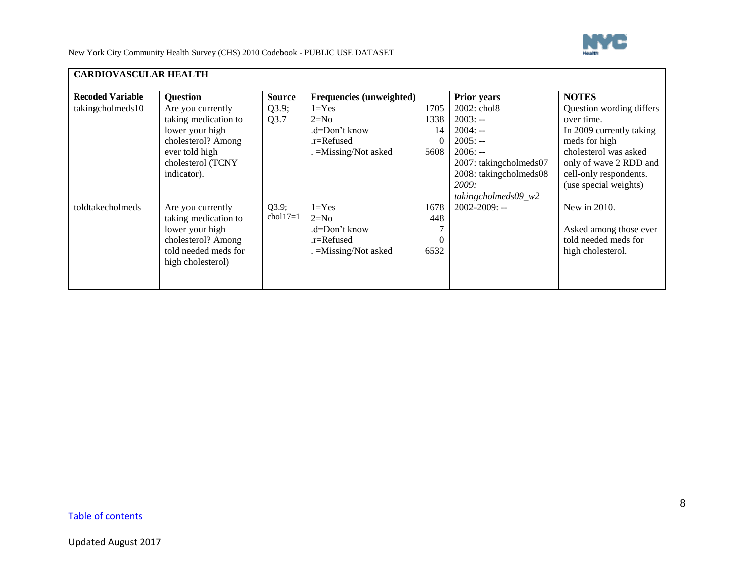## CARDIOVASCULAR HEALTH

| Recoded Variable | Question | Source | Frequencies (unweighted) | | Prior years | NOTES |
|---|---|---|---|---|---|---|
| takingcholmeds10 | Are you currently taking medication to lower your high cholesterol? Among ever told high cholesterol (TCNY indicator). | Q3.9; Q3.7 | 1=Yes<br>2=No<br>.d=Don't know<br>.r=Refused<br>. =Missing/Not asked | 1705<br>1338<br>14<br>0<br>5608 | 2002: chol8<br>2003: --<br>2004: --<br>2005: --<br>2006: --<br>2007: takingcholmeds07<br>2008: takingcholmeds08<br>*2009: takingcholmeds09_w2* | Question wording differs over time.<br>In 2009 currently taking meds for high cholesterol was asked only of wave 2 RDD and cell-only respondents. (use special weights) |
| toldtakecholmeds | Are you currently taking medication to lower your high cholesterol? Among told needed meds for high cholesterol) | Q3.9; chol17=1 | 1=Yes<br>2=No<br>.d=Don't know<br>.r=Refused<br>. =Missing/Not asked | 1678<br>448<br>7<br>0<br>6532 | 2002-2009: -- | New in 2010.<br><br>Asked among those ever told needed meds for high cholesterol. |

Table of contents

Updated August 2017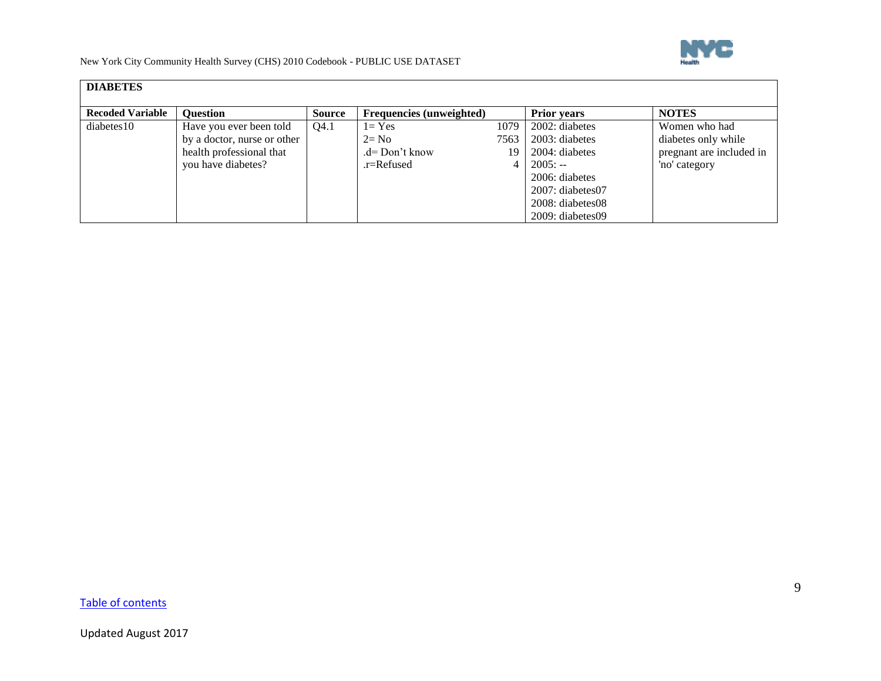## DIABETES

| Recoded Variable | Question | Source | Frequencies (unweighted) | | Prior years | NOTES |
|---|---|---|---|---|---|---|
| diabetes10 | Have you ever been told by a doctor, nurse or other health professional that you have diabetes? | Q4.1 | 1= Yes<br>2= No<br>.d= Don't know<br>.r=Refused | 1079<br>7563<br>19<br>4 | 2002: diabetes<br>2003: diabetes<br>2004: diabetes<br>2005: --<br>2006: diabetes<br>2007: diabetes07<br>2008: diabetes08<br>2009: diabetes09 | Women who had diabetes only while pregnant are included in 'no' category |

Table of contents

Updated August 2017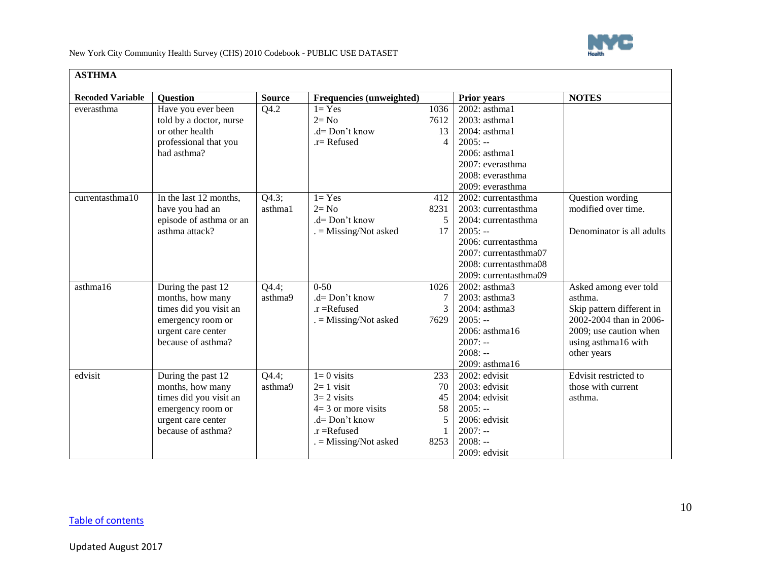## ASTHMA

| Recoded Variable | Question | Source | Frequencies (unweighted) | | Prior years | NOTES |
|---|---|---|---|---|---|---|
| everasthma | Have you ever been told by a doctor, nurse or other health professional that you had asthma? | Q4.2 | 1= Yes<br>2= No<br>.d= Don't know<br>.r= Refused | 1036<br>7612<br>13<br>4 | 2002: asthma1<br>2003: asthma1<br>2004: asthma1<br>2005: --<br>2006: asthma1<br>2007: everasthma<br>2008: everasthma<br>2009: everasthma | |
| currentasthma10 | In the last 12 months, have you had an episode of asthma or an asthma attack? | Q4.3; asthma1 | 1= Yes<br>2= No<br>.d= Don't know<br>. = Missing/Not asked | 412<br>8231<br>5<br>17 | 2002: currentasthma<br>2003: currentasthma<br>2004: currentasthma<br>2005: --<br>2006: currentasthma<br>2007: currentasthma07<br>2008: currentasthma08<br>2009: currentasthma09 | Question wording modified over time.<br><br>Denominator is all adults |
| asthma16 | During the past 12 months, how many times did you visit an emergency room or urgent care center because of asthma? | Q4.4; asthma9 | 0-50<br>.d= Don't know<br>.r =Refused<br>. = Missing/Not asked | 1026<br>7<br>3<br>7629 | 2002: asthma3<br>2003: asthma3<br>2004: asthma3<br>2005: --<br>2006: asthma16<br>2007: --<br>2008: --<br>2009: asthma16 | Asked among ever told asthma.<br>Skip pattern different in 2002-2004 than in 2006-2009; use caution when using asthma16 with other years |
| edvisit | During the past 12 months, how many times did you visit an emergency room or urgent care center because of asthma? | Q4.4; asthma9 | 1= 0 visits<br>2= 1 visit<br>3= 2 visits<br>4= 3 or more visits<br>.d= Don't know<br>.r =Refused<br>. = Missing/Not asked | 233<br>70<br>45<br>58<br>5<br>1<br>8253 | 2002: edvisit<br>2003: edvisit<br>2004: edvisit<br>2005: --<br>2006: edvisit<br>2007: --<br>2008: --<br>2009: edvisit | Edvisit restricted to those with current asthma. |

Table of contents

Updated August 2017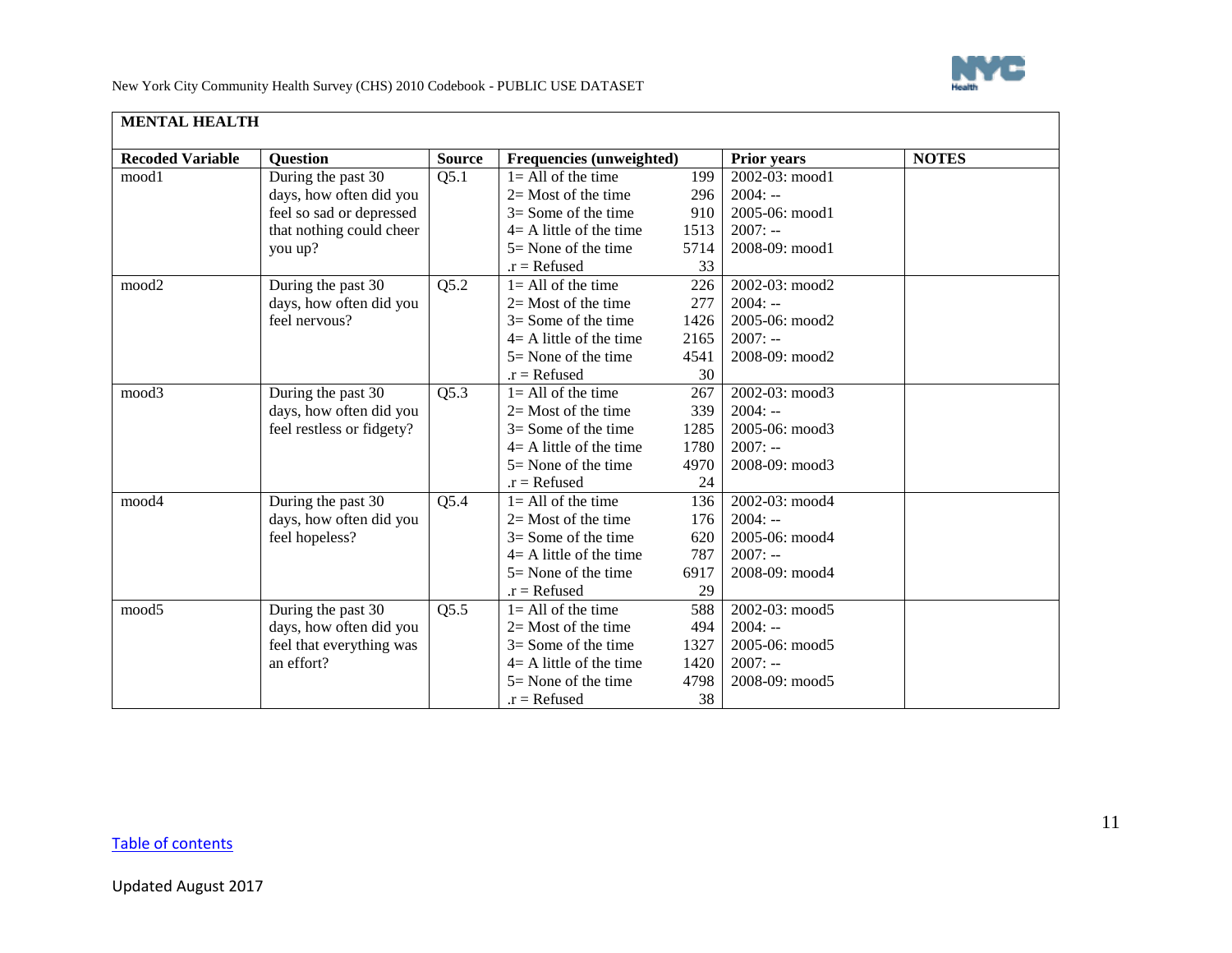| MENTAL HEALTH | | | | | |
|---|---|---|---|---|---|
| **Recoded Variable** | **Question** | **Source** | **Frequencies (unweighted)** | **Prior years** | **NOTES** |
| mood1 | During the past 30 days, how often did you feel so sad or depressed that nothing could cheer you up? | Q5.1 | 1= All of the time 199<br>2= Most of the time 296<br>3= Some of the time 910<br>4= A little of the time 1513<br>5= None of the time 5714<br>.r = Refused 33 | 2002-03: mood1<br>2004: --<br>2005-06: mood1<br>2007: --<br>2008-09: mood1 | |
| mood2 | During the past 30 days, how often did you feel nervous? | Q5.2 | 1= All of the time 226<br>2= Most of the time 277<br>3= Some of the time 1426<br>4= A little of the time 2165<br>5= None of the time 4541<br>.r = Refused 30 | 2002-03: mood2<br>2004: --<br>2005-06: mood2<br>2007: --<br>2008-09: mood2 | |
| mood3 | During the past 30 days, how often did you feel restless or fidgety? | Q5.3 | 1= All of the time 267<br>2= Most of the time 339<br>3= Some of the time 1285<br>4= A little of the time 1780<br>5= None of the time 4970<br>.r = Refused 24 | 2002-03: mood3<br>2004: --<br>2005-06: mood3<br>2007: --<br>2008-09: mood3 | |
| mood4 | During the past 30 days, how often did you feel hopeless? | Q5.4 | 1= All of the time 136<br>2= Most of the time 176<br>3= Some of the time 620<br>4= A little of the time 787<br>5= None of the time 6917<br>.r = Refused 29 | 2002-03: mood4<br>2004: --<br>2005-06: mood4<br>2007: --<br>2008-09: mood4 | |
| mood5 | During the past 30 days, how often did you feel that everything was an effort? | Q5.5 | 1= All of the time 588<br>2= Most of the time 494<br>3= Some of the time 1327<br>4= A little of the time 1420<br>5= None of the time 4798<br>.r = Refused 38 | 2002-03: mood5<br>2004: --<br>2005-06: mood5<br>2007: --<br>2008-09: mood5 | |

Table of contents

Updated August 2017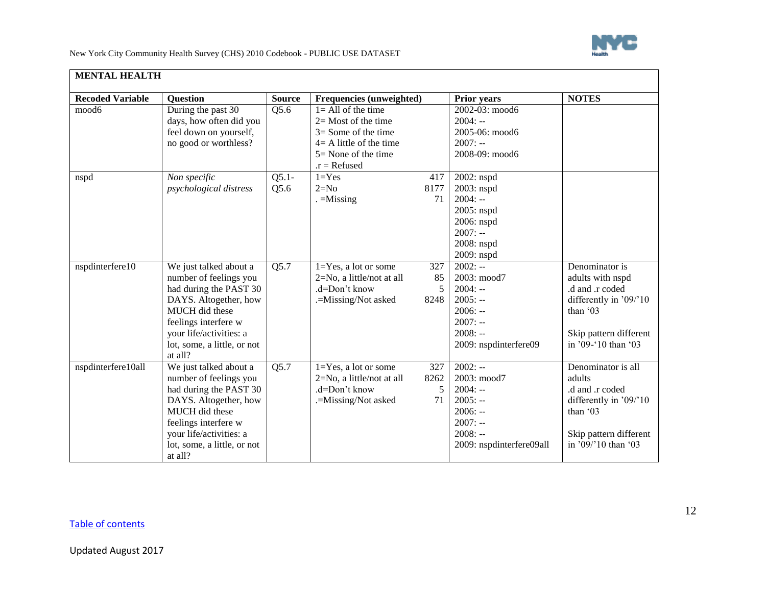| MENTAL HEALTH | | | | | |
|---|---|---|---|---|---|
| **Recoded Variable** | **Question** | **Source** | **Frequencies (unweighted)** | **Prior years** | **NOTES** |
| mood6 | During the past 30 days, how often did you feel down on yourself, no good or worthless? | Q5.6 | 1= All of the time<br>2= Most of the time<br>3= Some of the time<br>4= A little of the time<br>5= None of the time<br>.r = Refused | 2002-03: mood6<br>2004: --<br>2005-06: mood6<br>2007: --<br>2008-09: mood6 | |
| nspd | *Non specific psychological distress* | Q5.1-Q5.6 | 1=Yes 417<br>2=No 8177<br>. =Missing 71 | 2002: nspd<br>2003: nspd<br>2004: --<br>2005: nspd<br>2006: nspd<br>2007: --<br>2008: nspd<br>2009: nspd | |
| nspdinterfere10 | We just talked about a number of feelings you had during the PAST 30 DAYS. Altogether, how MUCH did these feelings interfere w your life/activities: a lot, some, a little, or not at all? | Q5.7 | 1=Yes, a lot or some 327<br>2=No, a little/not at all 85<br>.d=Don't know 5<br>.=Missing/Not asked 8248 | 2002: --<br>2003: mood7<br>2004: --<br>2005: --<br>2006: --<br>2007: --<br>2008: --<br>2009: nspdinterfere09 | Denominator is adults with nspd<br>.d and .r coded differently in '09/'10 than '03<br><br>Skip pattern different in '09-'10 than '03 |
| nspdinterfere10all | We just talked about a number of feelings you had during the PAST 30 DAYS. Altogether, how MUCH did these feelings interfere w your life/activities: a lot, some, a little, or not at all? | Q5.7 | 1=Yes, a lot or some 327<br>2=No, a little/not at all 8262<br>.d=Don't know 5<br>.=Missing/Not asked 71 | 2002: --<br>2003: mood7<br>2004: --<br>2005: --<br>2006: --<br>2007: --<br>2008: --<br>2009: nspdinterfere09all | Denominator is all adults<br>.d and .r coded differently in '09/'10 than '03<br><br>Skip pattern different in '09/'10 than '03 |

Table of contents

Updated August 2017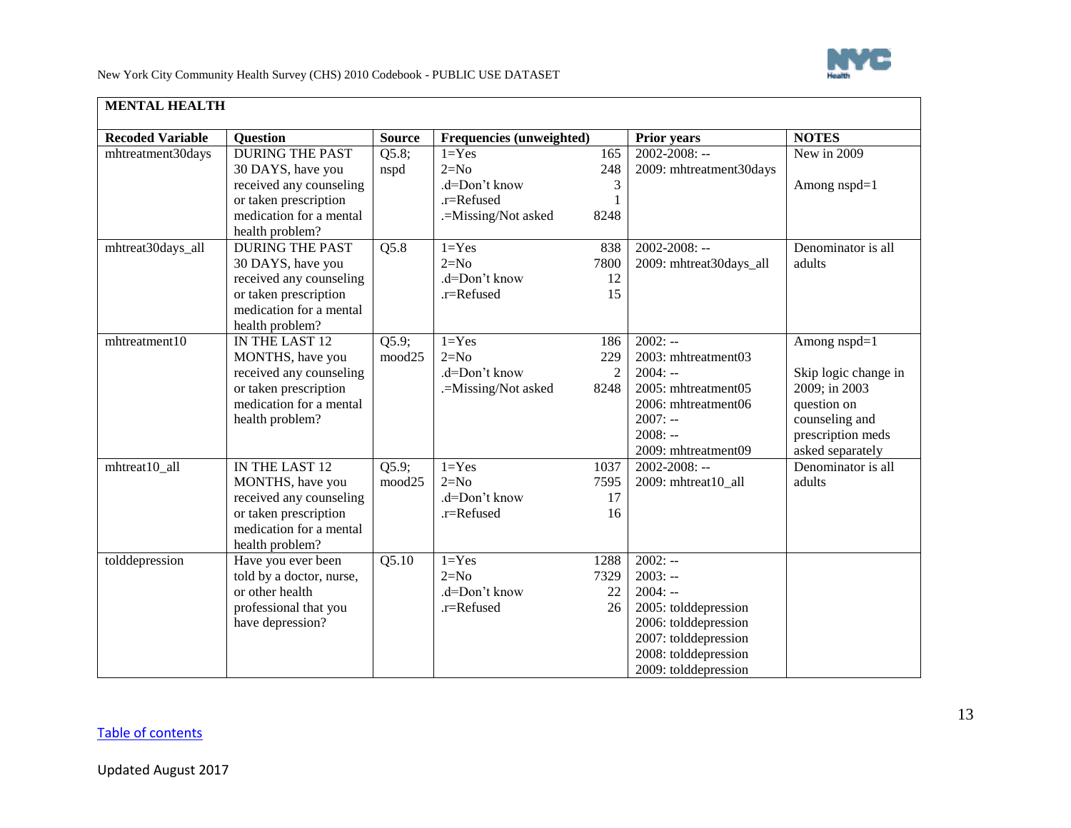## MENTAL HEALTH

| Recoded Variable | Question | Source | Frequencies (unweighted) | | Prior years | NOTES |
|---|---|---|---|---|---|---|
| mhtreatment30days | DURING THE PAST 30 DAYS, have you received any counseling or taken prescription medication for a mental health problem? | Q5.8; nspd | 1=Yes<br>2=No<br>.d=Don't know<br>.r=Refused<br>.=Missing/Not asked | 165<br>248<br>3<br>1<br>8248 | 2002-2008: --<br>2009: mhtreatment30days | New in 2009<br><br>Among nspd=1 |
| mhtreat30days_all | DURING THE PAST 30 DAYS, have you received any counseling or taken prescription medication for a mental health problem? | Q5.8 | 1=Yes<br>2=No<br>.d=Don't know<br>.r=Refused | 838<br>7800<br>12<br>15 | 2002-2008: --<br>2009: mhtreat30days_all | Denominator is all adults |
| mhtreatment10 | IN THE LAST 12 MONTHS, have you received any counseling or taken prescription medication for a mental health problem? | Q5.9; mood25 | 1=Yes<br>2=No<br>.d=Don't know<br>.=Missing/Not asked | 186<br>229<br>2<br>8248 | 2002: --<br>2003: mhtreatment03<br>2004: --<br>2005: mhtreatment05<br>2006: mhtreatment06<br>2007: --<br>2008: --<br>2009: mhtreatment09 | Among nspd=1<br><br>Skip logic change in 2009; in 2003 question on counseling and prescription meds asked separately |
| mhtreat10_all | IN THE LAST 12 MONTHS, have you received any counseling or taken prescription medication for a mental health problem? | Q5.9; mood25 | 1=Yes<br>2=No<br>.d=Don't know<br>.r=Refused | 1037<br>7595<br>17<br>16 | 2002-2008: --<br>2009: mhtreat10_all | Denominator is all adults |
| tolddepression | Have you ever been told by a doctor, nurse, or other health professional that you have depression? | Q5.10 | 1=Yes<br>2=No<br>.d=Don't know<br>.r=Refused | 1288<br>7329<br>22<br>26 | 2002: --<br>2003: --<br>2004: --<br>2005: tolddepression<br>2006: tolddepression<br>2007: tolddepression<br>2008: tolddepression<br>2009: tolddepression | |

Table of contents

Updated August 2017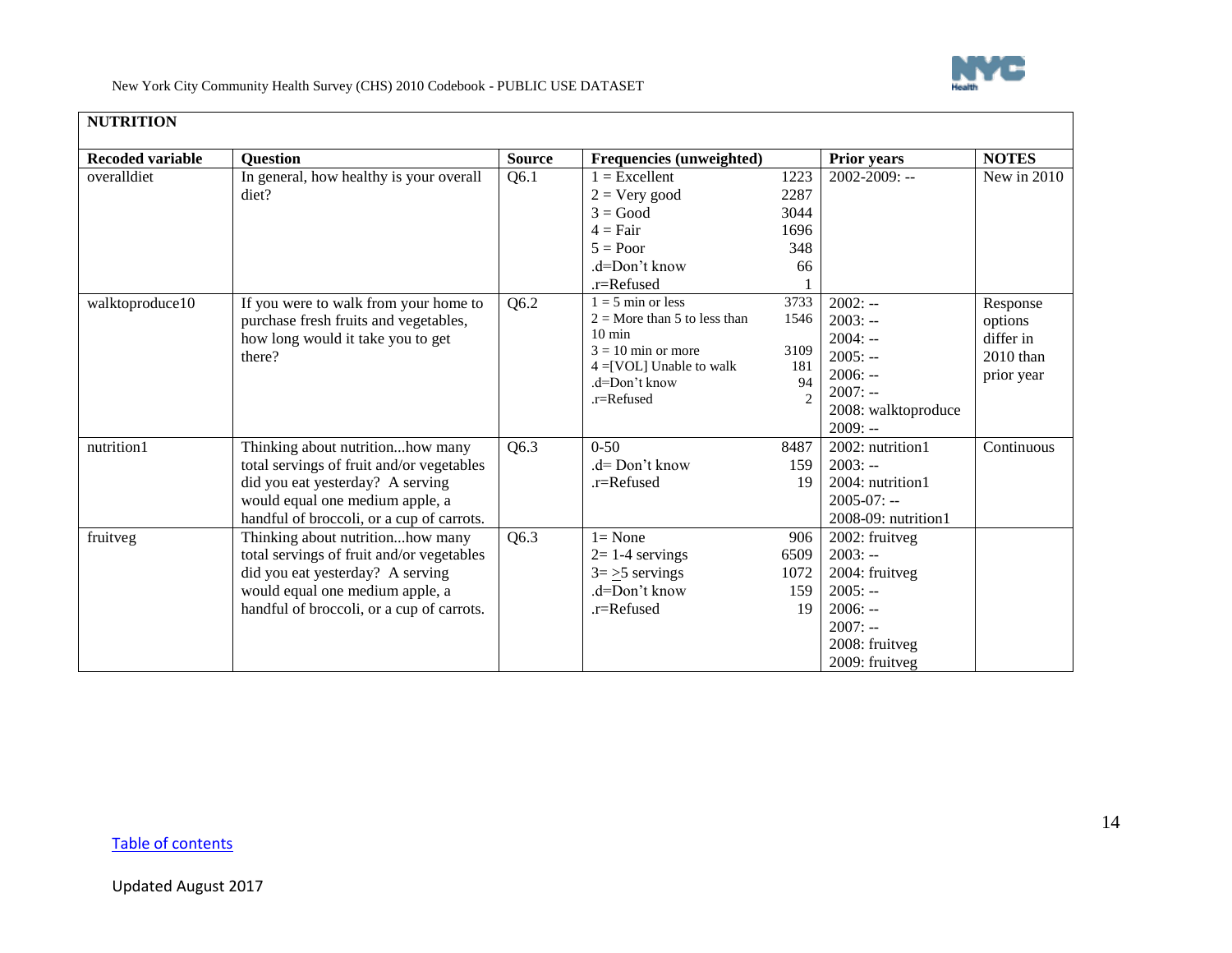**NUTRITION**

| Recoded variable | Question | Source | Frequencies (unweighted) | | Prior years | NOTES |
|---|---|---|---|---|---|---|
| overalldiet | In general, how healthy is your overall diet? | Q6.1 | 1 = Excellent<br>2 = Very good<br>3 = Good<br>4 = Fair<br>5 = Poor<br>.d=Don't know<br>.r=Refused | 1223<br>2287<br>3044<br>1696<br>348<br>66<br>1 | 2002-2009: -- | New in 2010 |
| walktoproduce10 | If you were to walk from your home to purchase fresh fruits and vegetables, how long would it take you to get there? | Q6.2 | 1 = 5 min or less<br>2 = More than 5 to less than 10 min<br>3 = 10 min or more<br>4 =[VOL] Unable to walk<br>.d=Don't know<br>.r=Refused | 3733<br>1546<br>3109<br>181<br>94<br>2 | 2002: --<br>2003: --<br>2004: --<br>2005: --<br>2006: --<br>2007: --<br>2008: walktoproduce<br>2009: -- | Response options differ in 2010 than prior year |
| nutrition1 | Thinking about nutrition...how many total servings of fruit and/or vegetables did you eat yesterday? A serving would equal one medium apple, a handful of broccoli, or a cup of carrots. | Q6.3 | 0-50<br>.d= Don't know<br>.r=Refused | 8487<br>159<br>19 | 2002: nutrition1<br>2003: --<br>2004: nutrition1<br>2005-07: --<br>2008-09: nutrition1 | Continuous |
| fruitveg | Thinking about nutrition...how many total servings of fruit and/or vegetables did you eat yesterday? A serving would equal one medium apple, a handful of broccoli, or a cup of carrots. | Q6.3 | 1= None<br>2= 1-4 servings<br>3= ≥5 servings<br>.d=Don't know<br>.r=Refused | 906<br>6509<br>1072<br>159<br>19 | 2002: fruitveg<br>2003: --<br>2004: fruitveg<br>2005: --<br>2006: --<br>2007: --<br>2008: fruitveg<br>2009: fruitveg | |

Table of contents

Updated August 2017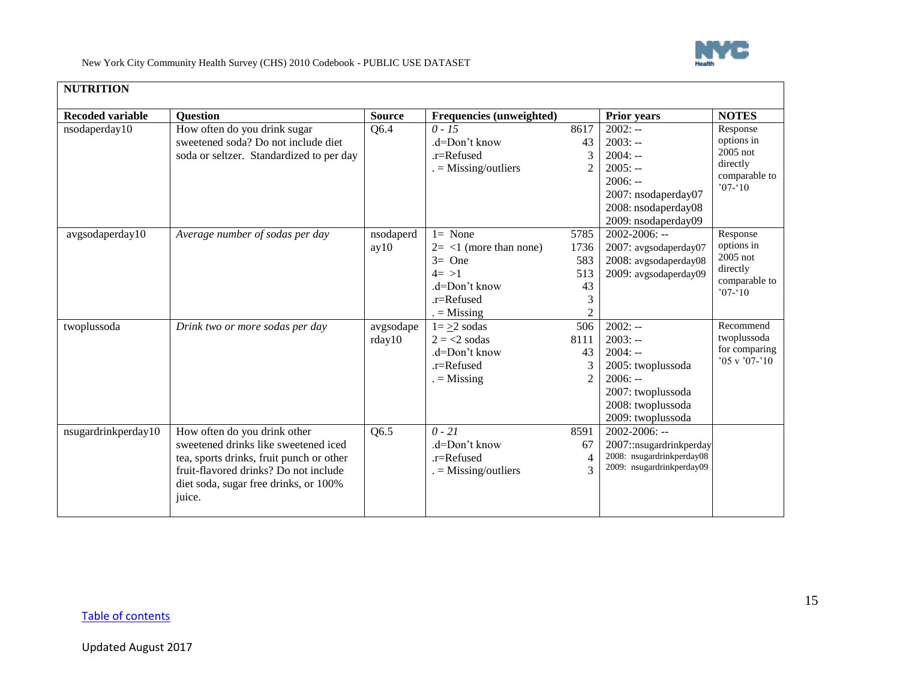| NUTRITION | | | | | |
|---|---|---|---|---|---|
| **Recoded variable** | **Question** | **Source** | **Frequencies (unweighted)** | **Prior years** | **NOTES** |
| nsodaperday10 | How often do you drink sugar sweetened soda? Do not include diet soda or seltzer. Standardized to per day | Q6.4 | *0 - 15* 8617<br>.d=Don't know 43<br>.r=Refused 3<br>. = Missing/outliers 2 | 2002: --<br>2003: --<br>2004: --<br>2005: --<br>2006: --<br>2007: nsodaperday07<br>2008: nsodaperday08<br>2009: nsodaperday09 | Response options in 2005 not directly comparable to '07-'10 |
| avgsodaperday10 | *Average number of sodas per day* | nsodaperday10 | 1= None 5785<br>2= <1 (more than none) 1736<br>3= One 583<br>4= >1 513<br>.d=Don't know 43<br>.r=Refused 3<br>. = Missing 2 | 2002-2006: --<br>2007: avgsodaperday07<br>2008: avgsodaperday08<br>2009: avgsodaperday09 | Response options in 2005 not directly comparable to '07-'10 |
| twoplussoda | *Drink two or more sodas per day* | avgsodaperday10 | 1= ≥2 sodas 506<br>2 = <2 sodas 8111<br>.d=Don't know 43<br>.r=Refused 3<br>. = Missing 2 | 2002: --<br>2003: --<br>2004: --<br>2005: twoplussoda<br>2006: --<br>2007: twoplussoda<br>2008: twoplussoda<br>2009: twoplussoda | Recommend twoplussoda for comparing '05 v '07-'10 |
| nsugardrinkperday10 | How often do you drink other sweetened drinks like sweetened iced tea, sports drinks, fruit punch or other fruit-flavored drinks? Do not include diet soda, sugar free drinks, or 100% juice. | Q6.5 | *0 - 21* 8591<br>.d=Don't know 67<br>.r=Refused 4<br>. = Missing/outliers 3 | 2002-2006: --<br>2007::nsugardrinkperday<br>2008: nsugardrinkperday08<br>2009: nsugardrinkperday09 | |

Table of contents

Updated August 2017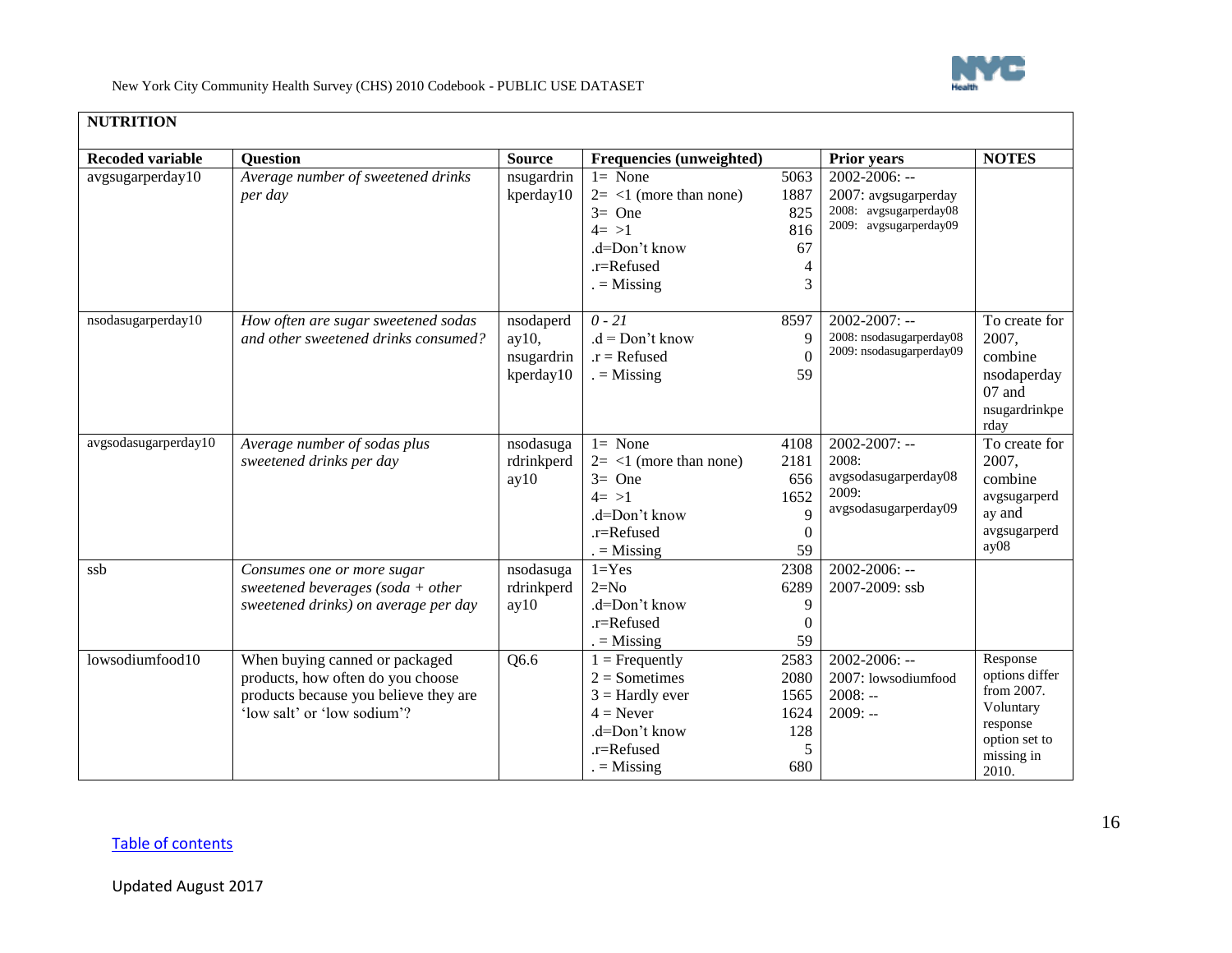| NUTRITION | | | | | |
|---|---|---|---|---|---|
| **Recoded variable** | **Question** | **Source** | **Frequencies (unweighted)** | **Prior years** | **NOTES** |
| avgsugarperday10 | *Average number of sweetened drinks per day* | nsugardrinkperday10 | 1= None 5063<br>2= <1 (more than none) 1887<br>3= One 825<br>4= >1 816<br>.d=Don't know 67<br>.r=Refused 4<br>. = Missing 3 | 2002-2006: --<br>2007: avgsugarperday<br>2008: avgsugarperday08<br>2009: avgsugarperday09 | |
| nsodasugarperday10 | *How often are sugar sweetened sodas and other sweetened drinks consumed?* | nsodaperday10, nsugardrinkperday10 | *0 - 21* 8597<br>.d = Don't know 9<br>.r = Refused 0<br>. = Missing 59 | 2002-2007: --<br>2008: nsodasugarperday08<br>2009: nsodasugarperday09 | To create for 2007, combine nsodaperday07 and nsugardrinkperday |
| avgsodasugarperday10 | *Average number of sodas plus sweetened drinks per day* | nsodasugardrinkperday10 | 1= None 4108<br>2= <1 (more than none) 2181<br>3= One 656<br>4= >1 1652<br>.d=Don't know 9<br>.r=Refused 0<br>. = Missing 59 | 2002-2007: --<br>2008: avgsodasugarperday08<br>2009: avgsodasugarperday09 | To create for 2007, combine avgsugarperday and avgsugarperday08 |
| ssb | *Consumes one or more sugar sweetened beverages (soda + other sweetened drinks) on average per day* | nsodasugardrinkperday10 | 1=Yes 2308<br>2=No 6289<br>.d=Don't know 9<br>.r=Refused 0<br>. = Missing 59 | 2002-2006: --<br>2007-2009: ssb | |
| lowsodiumfood10 | When buying canned or packaged products, how often do you choose products because you believe they are 'low salt' or 'low sodium'? | Q6.6 | 1 = Frequently 2583<br>2 = Sometimes 2080<br>3 = Hardly ever 1565<br>4 = Never 1624<br>.d=Don't know 128<br>.r=Refused 5<br>. = Missing 680 | 2002-2006: --<br>2007: lowsodiumfood<br>2008: --<br>2009: -- | Response options differ from 2007. Voluntary response option set to missing in 2010. |

Table of contents

Updated August 2017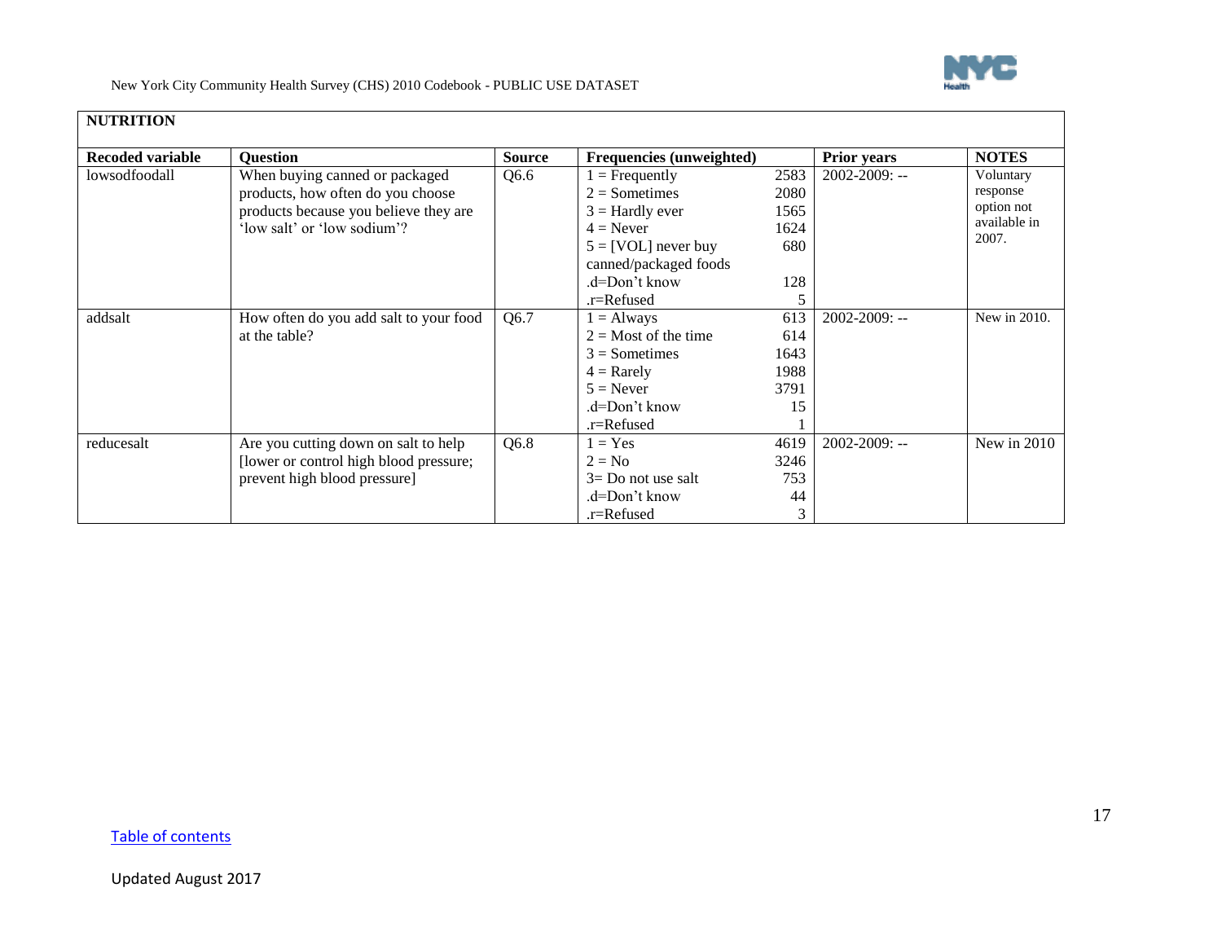## NUTRITION

| Recoded variable | Question | Source | Frequencies (unweighted) | | Prior years | NOTES |
|---|---|---|---|---|---|---|
| lowsodfoodall | When buying canned or packaged products, how often do you choose products because you believe they are 'low salt' or 'low sodium'? | Q6.6 | 1 = Frequently<br>2 = Sometimes<br>3 = Hardly ever<br>4 = Never<br>5 = [VOL] never buy canned/packaged foods<br>.d=Don't know<br>.r=Refused | 2583<br>2080<br>1565<br>1624<br>680<br><br>128<br>5 | 2002-2009: -- | Voluntary response option not available in 2007. |
| addsalt | How often do you add salt to your food at the table? | Q6.7 | 1 = Always<br>2 = Most of the time<br>3 = Sometimes<br>4 = Rarely<br>5 = Never<br>.d=Don't know<br>.r=Refused | 613<br>614<br>1643<br>1988<br>3791<br>15<br>1 | 2002-2009: -- | New in 2010. |
| reducesalt | Are you cutting down on salt to help [lower or control high blood pressure; prevent high blood pressure] | Q6.8 | 1 = Yes<br>2 = No<br>3= Do not use salt<br>.d=Don't know<br>.r=Refused | 4619<br>3246<br>753<br>44<br>3 | 2002-2009: -- | New in 2010 |

Table of contents

Updated August 2017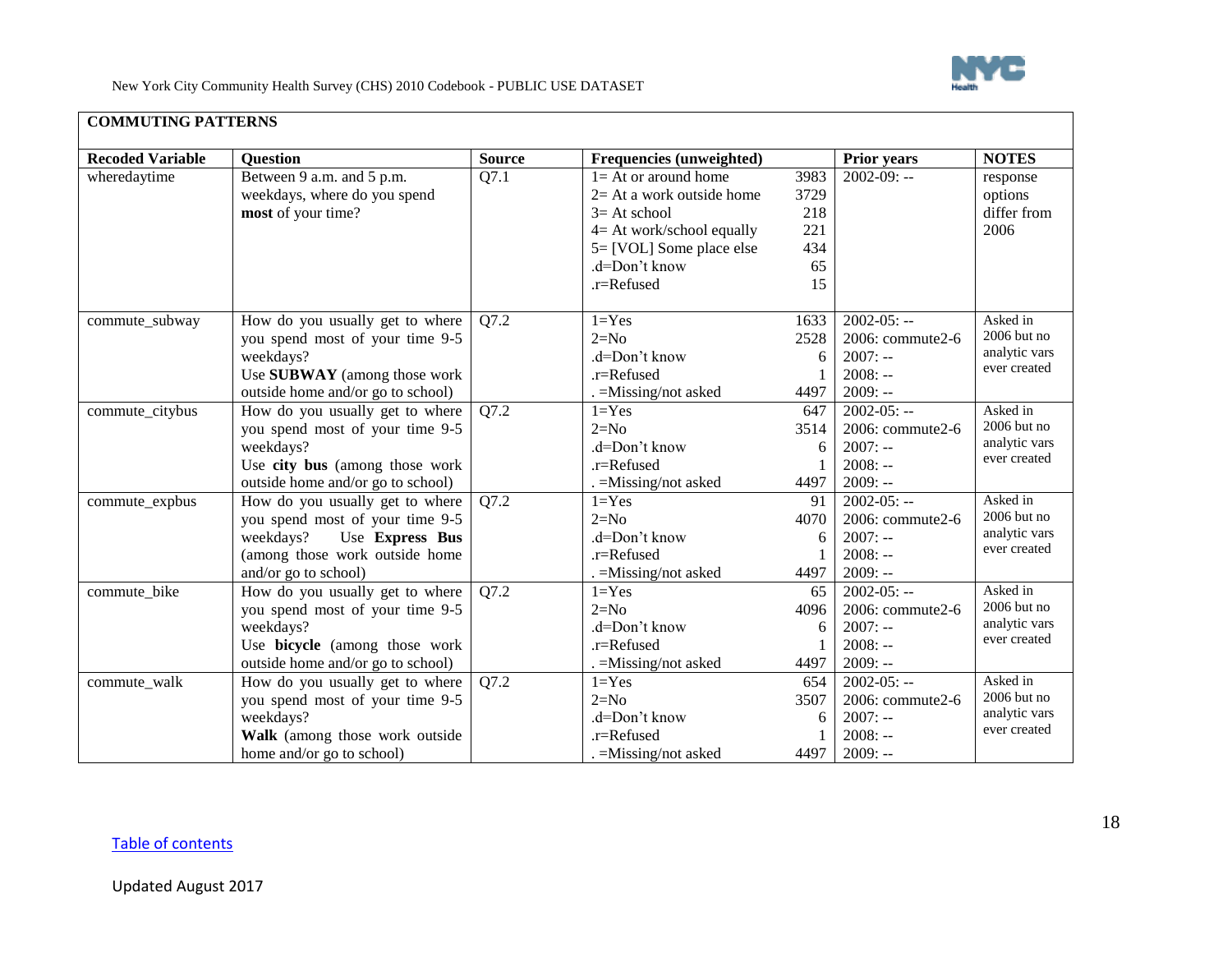## COMMUTING PATTERNS

| Recoded Variable | Question | Source | Frequencies (unweighted) | | Prior years | NOTES |
|---|---|---|---|---|---|---|
| wheredaytime | Between 9 a.m. and 5 p.m. weekdays, where do you spend **most** of your time? | Q7.1 | 1= At or around home<br>2= At a work outside home<br>3= At school<br>4= At work/school equally<br>5= [VOL] Some place else<br>.d=Don't know<br>.r=Refused | 3983<br>3729<br>218<br>221<br>434<br>65<br>15 | 2002-09: -- | response options differ from 2006 |
| commute_subway | How do you usually get to where you spend most of your time 9-5 weekdays?<br>Use **SUBWAY** (among those work outside home and/or go to school) | Q7.2 | 1=Yes<br>2=No<br>.d=Don't know<br>.r=Refused<br>. =Missing/not asked | 1633<br>2528<br>6<br>1<br>4497 | 2002-05: --<br>2006: commute2-6<br>2007: --<br>2008: --<br>2009: -- | Asked in 2006 but no analytic vars ever created |
| commute_citybus | How do you usually get to where you spend most of your time 9-5 weekdays?<br>Use **city bus** (among those work outside home and/or go to school) | Q7.2 | 1=Yes<br>2=No<br>.d=Don't know<br>.r=Refused<br>. =Missing/not asked | 647<br>3514<br>6<br>1<br>4497 | 2002-05: --<br>2006: commute2-6<br>2007: --<br>2008: --<br>2009: -- | Asked in 2006 but no analytic vars ever created |
| commute_expbus | How do you usually get to where you spend most of your time 9-5 weekdays? Use **Express Bus** (among those work outside home and/or go to school) | Q7.2 | 1=Yes<br>2=No<br>.d=Don't know<br>.r=Refused<br>. =Missing/not asked | 91<br>4070<br>6<br>1<br>4497 | 2002-05: --<br>2006: commute2-6<br>2007: --<br>2008: --<br>2009: -- | Asked in 2006 but no analytic vars ever created |
| commute_bike | How do you usually get to where you spend most of your time 9-5 weekdays?<br>Use **bicycle** (among those work outside home and/or go to school) | Q7.2 | 1=Yes<br>2=No<br>.d=Don't know<br>.r=Refused<br>. =Missing/not asked | 65<br>4096<br>6<br>1<br>4497 | 2002-05: --<br>2006: commute2-6<br>2007: --<br>2008: --<br>2009: -- | Asked in 2006 but no analytic vars ever created |
| commute_walk | How do you usually get to where you spend most of your time 9-5 weekdays?<br>**Walk** (among those work outside home and/or go to school) | Q7.2 | 1=Yes<br>2=No<br>.d=Don't know<br>.r=Refused<br>. =Missing/not asked | 654<br>3507<br>6<br>1<br>4497 | 2002-05: --<br>2006: commute2-6<br>2007: --<br>2008: --<br>2009: -- | Asked in 2006 but no analytic vars ever created |

Table of contents

Updated August 2017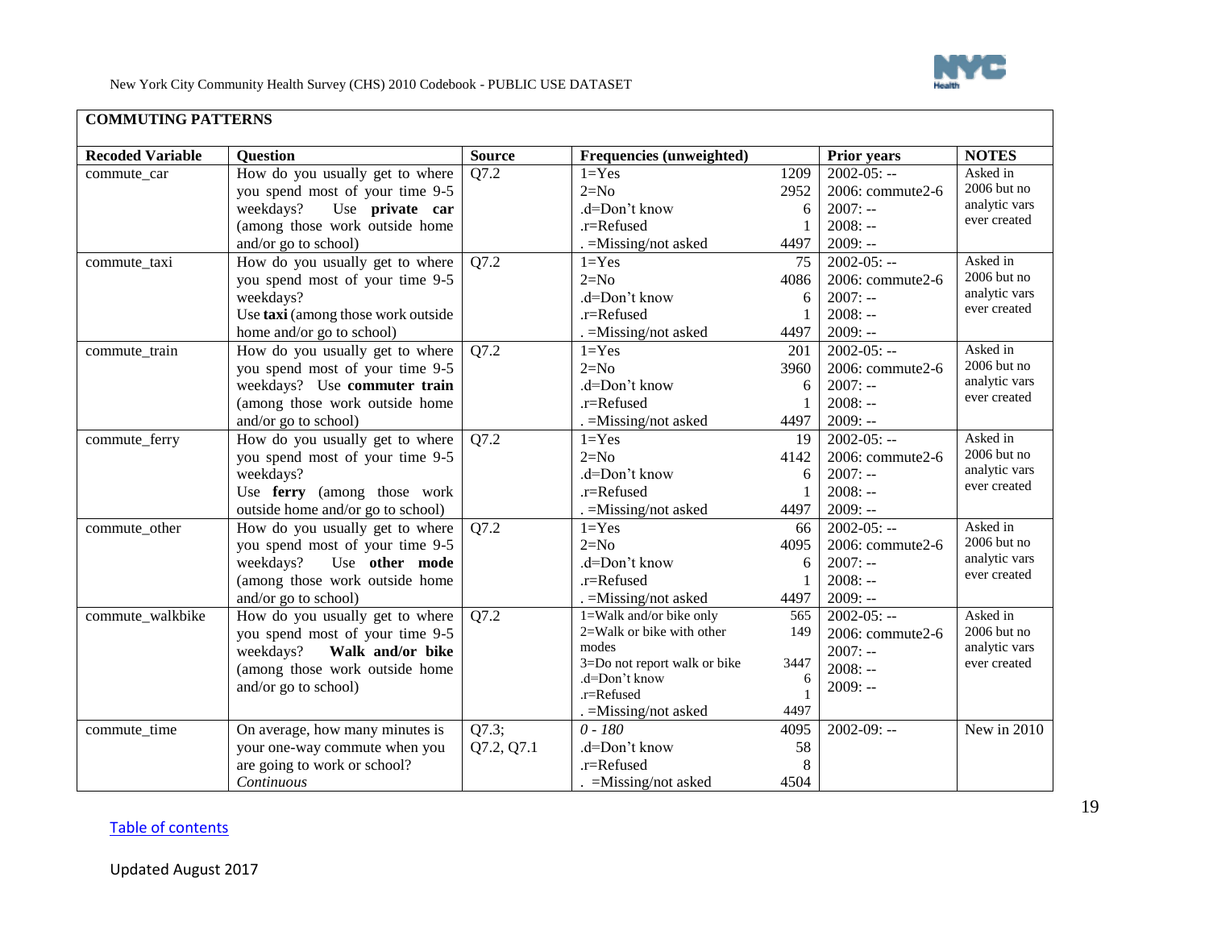## COMMUTING PATTERNS

| Recoded Variable | Question | Source | Frequencies (unweighted) | | Prior years | NOTES |
|---|---|---|---|---|---|---|
| commute_car | How do you usually get to where you spend most of your time 9-5 weekdays? Use **private car** (among those work outside home and/or go to school) | Q7.2 | 1=Yes<br>2=No<br>.d=Don't know<br>.r=Refused<br>. =Missing/not asked | 1209<br>2952<br>6<br>1<br>4497 | 2002-05: --<br>2006: commute2-6<br>2007: --<br>2008: --<br>2009: -- | Asked in 2006 but no analytic vars ever created |
| commute_taxi | How do you usually get to where you spend most of your time 9-5 weekdays?<br>Use **taxi** (among those work outside home and/or go to school) | Q7.2 | 1=Yes<br>2=No<br>.d=Don't know<br>.r=Refused<br>. =Missing/not asked | 75<br>4086<br>6<br>1<br>4497 | 2002-05: --<br>2006: commute2-6<br>2007: --<br>2008: --<br>2009: -- | Asked in 2006 but no analytic vars ever created |
| commute_train | How do you usually get to where you spend most of your time 9-5 weekdays? Use **commuter train** (among those work outside home and/or go to school) | Q7.2 | 1=Yes<br>2=No<br>.d=Don't know<br>.r=Refused<br>. =Missing/not asked | 201<br>3960<br>6<br>1<br>4497 | 2002-05: --<br>2006: commute2-6<br>2007: --<br>2008: --<br>2009: -- | Asked in 2006 but no analytic vars ever created |
| commute_ferry | How do you usually get to where you spend most of your time 9-5 weekdays?<br>Use **ferry** (among those work outside home and/or go to school) | Q7.2 | 1=Yes<br>2=No<br>.d=Don't know<br>.r=Refused<br>. =Missing/not asked | 19<br>4142<br>6<br>1<br>4497 | 2002-05: --<br>2006: commute2-6<br>2007: --<br>2008: --<br>2009: -- | Asked in 2006 but no analytic vars ever created |
| commute_other | How do you usually get to where you spend most of your time 9-5 weekdays? Use **other mode** (among those work outside home and/or go to school) | Q7.2 | 1=Yes<br>2=No<br>.d=Don't know<br>.r=Refused<br>. =Missing/not asked | 66<br>4095<br>6<br>1<br>4497 | 2002-05: --<br>2006: commute2-6<br>2007: --<br>2008: --<br>2009: -- | Asked in 2006 but no analytic vars ever created |
| commute_walkbike | How do you usually get to where you spend most of your time 9-5 weekdays? **Walk and/or bike** (among those work outside home and/or go to school) | Q7.2 | 1=Walk and/or bike only<br>2=Walk or bike with other modes<br>3=Do not report walk or bike<br>.d=Don't know<br>.r=Refused<br>. =Missing/not asked | 565<br>149<br>3447<br>6<br>1<br>4497 | 2002-05: --<br>2006: commute2-6<br>2007: --<br>2008: --<br>2009: -- | Asked in 2006 but no analytic vars ever created |
| commute_time | On average, how many minutes is your one-way commute when you are going to work or school?<br>*Continuous* | Q7.3; Q7.2, Q7.1 | *0 - 180*<br>.d=Don't know<br>.r=Refused<br>. =Missing/not asked | 4095<br>58<br>8<br>4504 | 2002-09: -- | New in 2010 |

Table of contents

Updated August 2017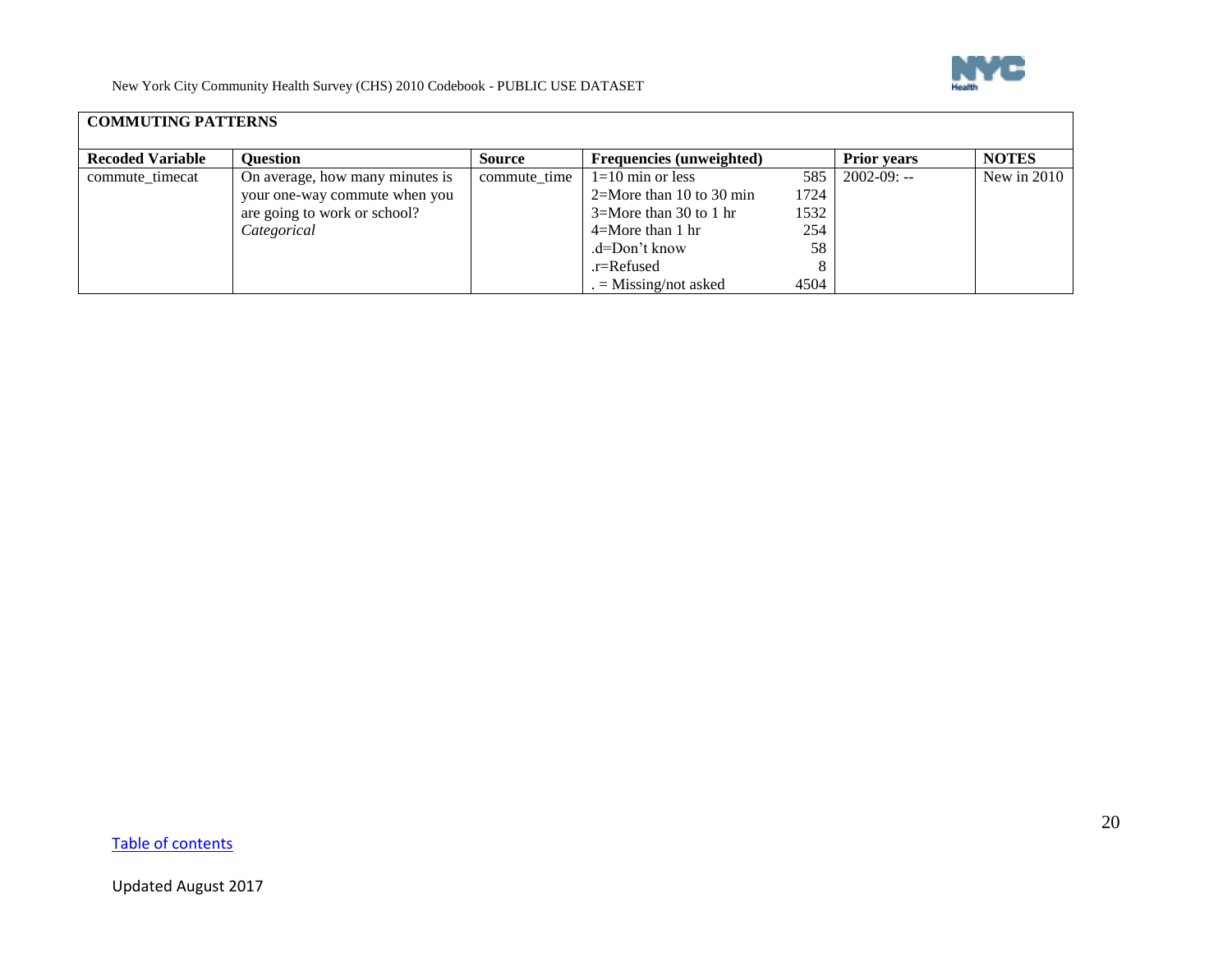## COMMUTING PATTERNS

| Recoded Variable | Question | Source | Frequencies (unweighted) | | Prior years | NOTES |
|---|---|---|---|---|---|---|
| commute_timecat | On average, how many minutes is your one-way commute when you are going to work or school? *Categorical* | commute_time | 1=10 min or less | 585 | 2002-09: -- | New in 2010 |
| | | | 2=More than 10 to 30 min | 1724 | | |
| | | | 3=More than 30 to 1 hr | 1532 | | |
| | | | 4=More than 1 hr | 254 | | |
| | | | .d=Don't know | 58 | | |
| | | | .r=Refused | 8 | | |
| | | | . = Missing/not asked | 4504 | | |

Table of contents

Updated August 2017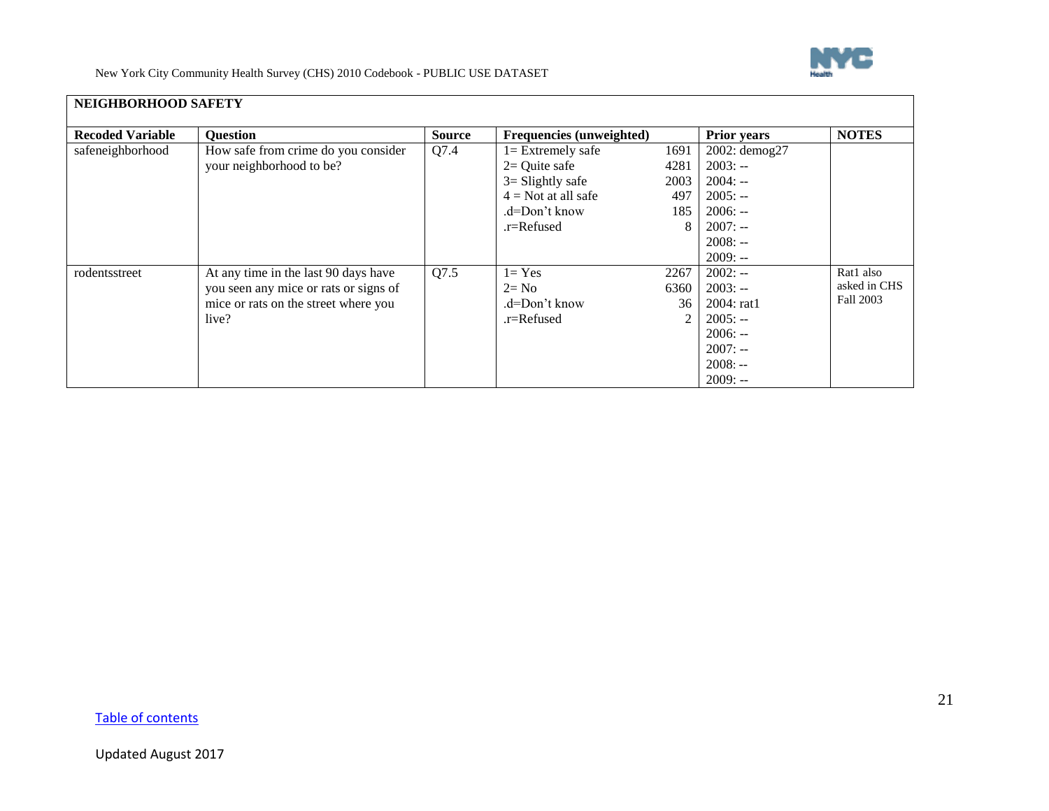## NEIGHBORHOOD SAFETY

| Recoded Variable | Question | Source | Frequencies (unweighted) | | Prior years | NOTES |
|---|---|---|---|---|---|---|
| safeneighborhood | How safe from crime do you consider your neighborhood to be? | Q7.4 | 1= Extremely safe<br>2= Quite safe<br>3= Slightly safe<br>4 = Not at all safe<br>.d=Don't know<br>.r=Refused | 1691<br>4281<br>2003<br>497<br>185<br>8 | 2002: demog27<br>2003: --<br>2004: --<br>2005: --<br>2006: --<br>2007: --<br>2008: --<br>2009: -- | |
| rodentsstreet | At any time in the last 90 days have you seen any mice or rats or signs of mice or rats on the street where you live? | Q7.5 | 1= Yes<br>2= No<br>.d=Don't know<br>.r=Refused | 2267<br>6360<br>36<br>2 | 2002: --<br>2003: --<br>2004: rat1<br>2005: --<br>2006: --<br>2007: --<br>2008: --<br>2009: -- | Rat1 also asked in CHS Fall 2003 |

Table of contents

Updated August 2017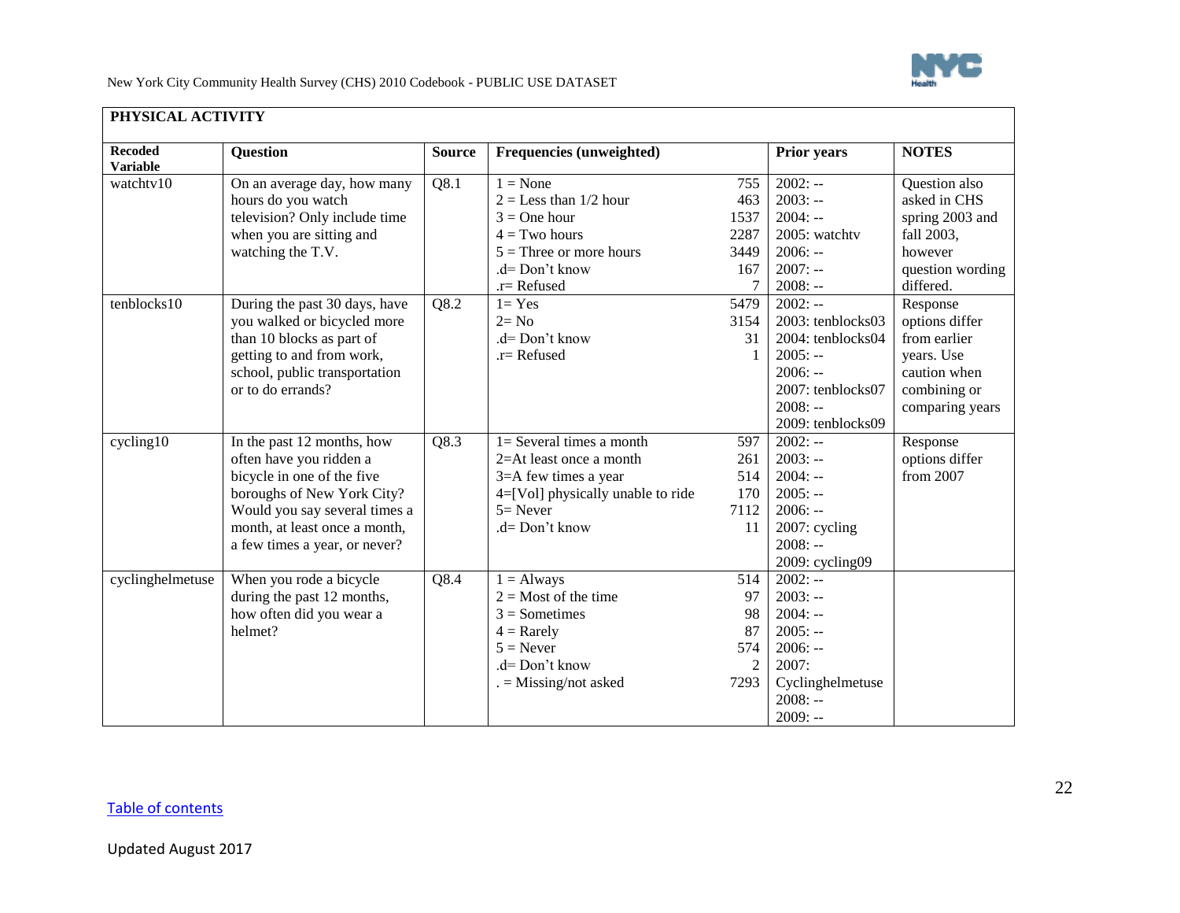## PHYSICAL ACTIVITY

| Recoded Variable | Question | Source | Frequencies (unweighted) | | Prior years | NOTES |
|---|---|---|---|---|---|---|
| watchtv10 | On an average day, how many hours do you watch television? Only include time when you are sitting and watching the T.V. | Q8.1 | 1 = None<br>2 = Less than 1/2 hour<br>3 = One hour<br>4 = Two hours<br>5 = Three or more hours<br>.d= Don't know<br>.r= Refused | 755<br>463<br>1537<br>2287<br>3449<br>167<br>7 | 2002: --<br>2003: --<br>2004: --<br>2005: watchtv<br>2006: --<br>2007: --<br>2008: -- | Question also asked in CHS spring 2003 and fall 2003, however question wording differed. |
| tenblocks10 | During the past 30 days, have you walked or bicycled more than 10 blocks as part of getting to and from work, school, public transportation or to do errands? | Q8.2 | 1= Yes<br>2= No<br>.d= Don't know<br>.r= Refused | 5479<br>3154<br>31<br>1 | 2002: --<br>2003: tenblocks03<br>2004: tenblocks04<br>2005: --<br>2006: --<br>2007: tenblocks07<br>2008: --<br>2009: tenblocks09 | Response options differ from earlier years. Use caution when combining or comparing years |
| cycling10 | In the past 12 months, how often have you ridden a bicycle in one of the five boroughs of New York City? Would you say several times a month, at least once a month, a few times a year, or never? | Q8.3 | 1= Several times a month<br>2=At least once a month<br>3=A few times a year<br>4=[Vol] physically unable to ride<br>5= Never<br>.d= Don't know | 597<br>261<br>514<br>170<br>7112<br>11 | 2002: --<br>2003: --<br>2004: --<br>2005: --<br>2006: --<br>2007: cycling<br>2008: --<br>2009: cycling09 | Response options differ from 2007 |
| cyclinghelmetuse | When you rode a bicycle during the past 12 months, how often did you wear a helmet? | Q8.4 | 1 = Always<br>2 = Most of the time<br>3 = Sometimes<br>4 = Rarely<br>5 = Never<br>.d= Don't know<br>. = Missing/not asked | 514<br>97<br>98<br>87<br>574<br>2<br>7293 | 2002: --<br>2003: --<br>2004: --<br>2005: --<br>2006: --<br>2007: Cyclinghelmetuse<br>2008: --<br>2009: -- | |

Table of contents

Updated August 2017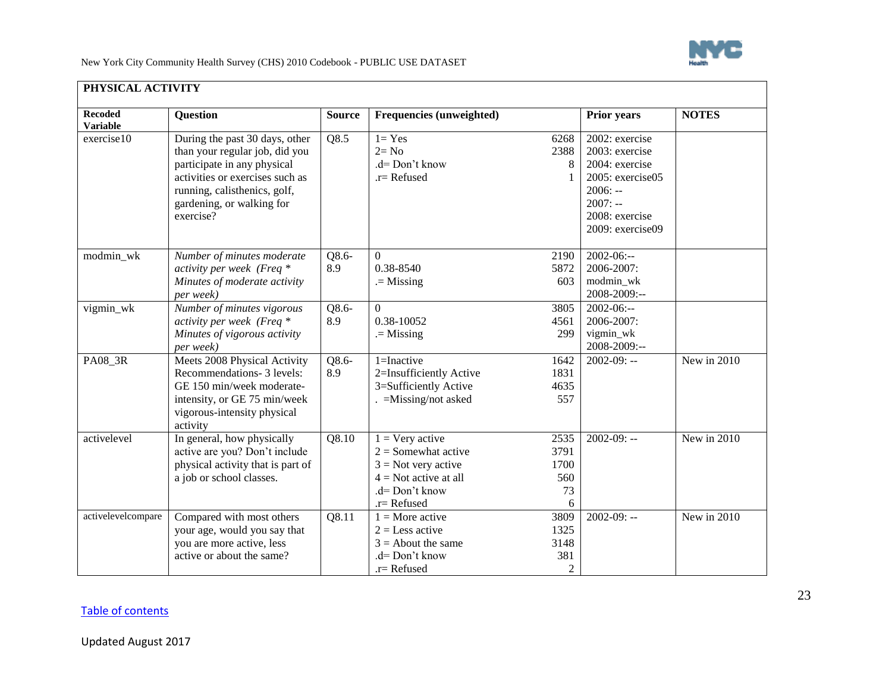## PHYSICAL ACTIVITY

| Recoded Variable | Question | Source | Frequencies (unweighted) | | Prior years | NOTES |
|---|---|---|---|---|---|---|
| exercise10 | During the past 30 days, other than your regular job, did you participate in any physical activities or exercises such as running, calisthenics, golf, gardening, or walking for exercise? | Q8.5 | 1= Yes<br>2= No<br>.d= Don't know<br>.r= Refused | 6268<br>2388<br>8<br>1 | 2002: exercise<br>2003: exercise<br>2004: exercise<br>2005: exercise05<br>2006: --<br>2007: --<br>2008: exercise<br>2009: exercise09 | |
| modmin_wk | *Number of minutes moderate activity per week (Freq * Minutes of moderate activity per week)* | Q8.6-8.9 | 0<br>0.38-8540<br>.= Missing | 2190<br>5872<br>603 | 2002-06:--<br>2006-2007: modmin_wk<br>2008-2009:-- | |
| vigmin_wk | *Number of minutes vigorous activity per week (Freq * Minutes of vigorous activity per week)* | Q8.6-8.9 | 0<br>0.38-10052<br>.= Missing | 3805<br>4561<br>299 | 2002-06:--<br>2006-2007: vigmin_wk<br>2008-2009:-- | |
| PA08_3R | Meets 2008 Physical Activity Recommendations- 3 levels: GE 150 min/week moderate-intensity, or GE 75 min/week vigorous-intensity physical activity | Q8.6-8.9 | 1=Inactive<br>2=Insufficiently Active<br>3=Sufficiently Active<br>. =Missing/not asked | 1642<br>1831<br>4635<br>557 | 2002-09: -- | New in 2010 |
| activelevel | In general, how physically active are you? Don't include physical activity that is part of a job or school classes. | Q8.10 | 1 = Very active<br>2 = Somewhat active<br>3 = Not very active<br>4 = Not active at all<br>.d= Don't know<br>.r= Refused | 2535<br>3791<br>1700<br>560<br>73<br>6 | 2002-09: -- | New in 2010 |
| activelevelcompare | Compared with most others your age, would you say that you are more active, less active or about the same? | Q8.11 | 1 = More active<br>2 = Less active<br>3 = About the same<br>.d= Don't know<br>.r= Refused | 3809<br>1325<br>3148<br>381<br>2 | 2002-09: -- | New in 2010 |

Table of contents

Updated August 2017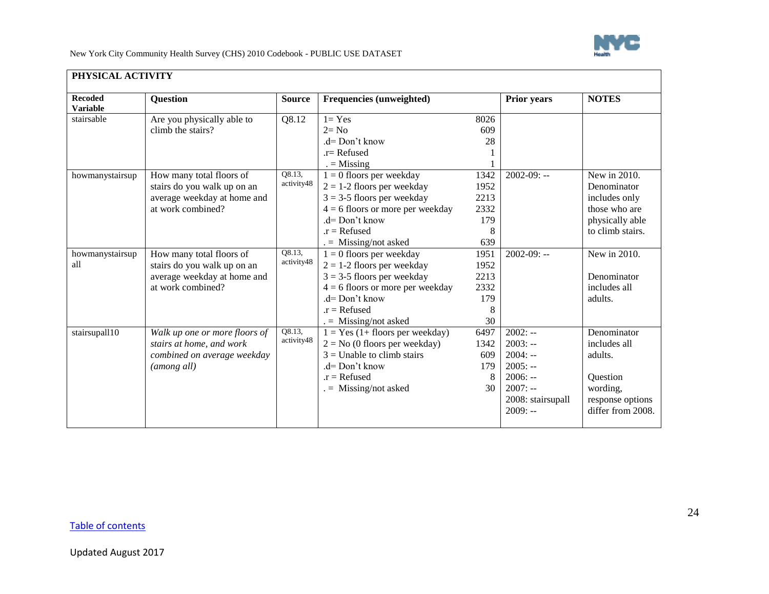| PHYSICAL ACTIVITY | | | | | | |
|---|---|---|---|---|---|---|
| **Recoded Variable** | **Question** | **Source** | **Frequencies (unweighted)** | | **Prior years** | **NOTES** |
| stairsable | Are you physically able to climb the stairs? | Q8.12 | 1= Yes<br>2= No<br>.d= Don't know<br>.r= Refused<br>. = Missing | 8026<br>609<br>28<br>1<br>1 | | |
| howmanystairsup | How many total floors of stairs do you walk up on an average weekday at home and at work combined? | Q8.13, activity48 | 1 = 0 floors per weekday<br>2 = 1-2 floors per weekday<br>3 = 3-5 floors per weekday<br>4 = 6 floors or more per weekday<br>.d= Don't know<br>.r = Refused<br>. = Missing/not asked | 1342<br>1952<br>2213<br>2332<br>179<br>8<br>639 | 2002-09: -- | New in 2010. Denominator includes only those who are physically able to climb stairs. |
| howmanystairsupall | How many total floors of stairs do you walk up on an average weekday at home and at work combined? | Q8.13, activity48 | 1 = 0 floors per weekday<br>2 = 1-2 floors per weekday<br>3 = 3-5 floors per weekday<br>4 = 6 floors or more per weekday<br>.d= Don't know<br>.r = Refused<br>. = Missing/not asked | 1951<br>1952<br>2213<br>2332<br>179<br>8<br>30 | 2002-09: -- | New in 2010.<br><br>Denominator includes all adults. |
| stairsupall10 | *Walk up one or more floors of stairs at home, and work combined on average weekday (among all)* | Q8.13, activity48 | 1 = Yes (1+ floors per weekday)<br>2 = No (0 floors per weekday)<br>3 = Unable to climb stairs<br>.d= Don't know<br>.r = Refused<br>. = Missing/not asked | 6497<br>1342<br>609<br>179<br>8<br>30 | 2002: --<br>2003: --<br>2004: --<br>2005: --<br>2006: --<br>2007: --<br>2008: stairsupall<br>2009: -- | Denominator includes all adults.<br><br>Question wording, response options differ from 2008. |

Table of contents

Updated August 2017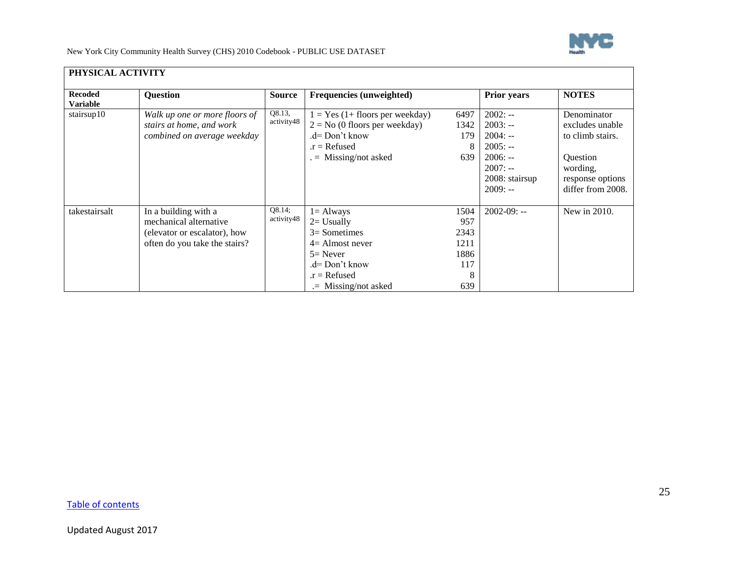## PHYSICAL ACTIVITY

| Recoded Variable | Question | Source | Frequencies (unweighted) | | Prior years | NOTES |
|---|---|---|---|---|---|---|
| stairsup10 | *Walk up one or more floors of stairs at home, and work combined on average weekday* | Q8.13, activity48 | 1 = Yes (1+ floors per weekday)<br>2 = No (0 floors per weekday)<br>.d= Don't know<br>.r = Refused<br>. = Missing/not asked | 6497<br>1342<br>179<br>8<br>639 | 2002: --<br>2003: --<br>2004: --<br>2005: --<br>2006: --<br>2007: --<br>2008: stairsup<br>2009: -- | Denominator excludes unable to climb stairs.<br><br>Question wording, response options differ from 2008. |
| takestairsalt | In a building with a mechanical alternative (elevator or escalator), how often do you take the stairs? | Q8.14; activity48 | 1= Always<br>2= Usually<br>3= Sometimes<br>4= Almost never<br>5= Never<br>.d= Don't know<br>.r = Refused<br>.= Missing/not asked | 1504<br>957<br>2343<br>1211<br>1886<br>117<br>8<br>639 | 2002-09: -- | New in 2010. |

Table of contents

Updated August 2017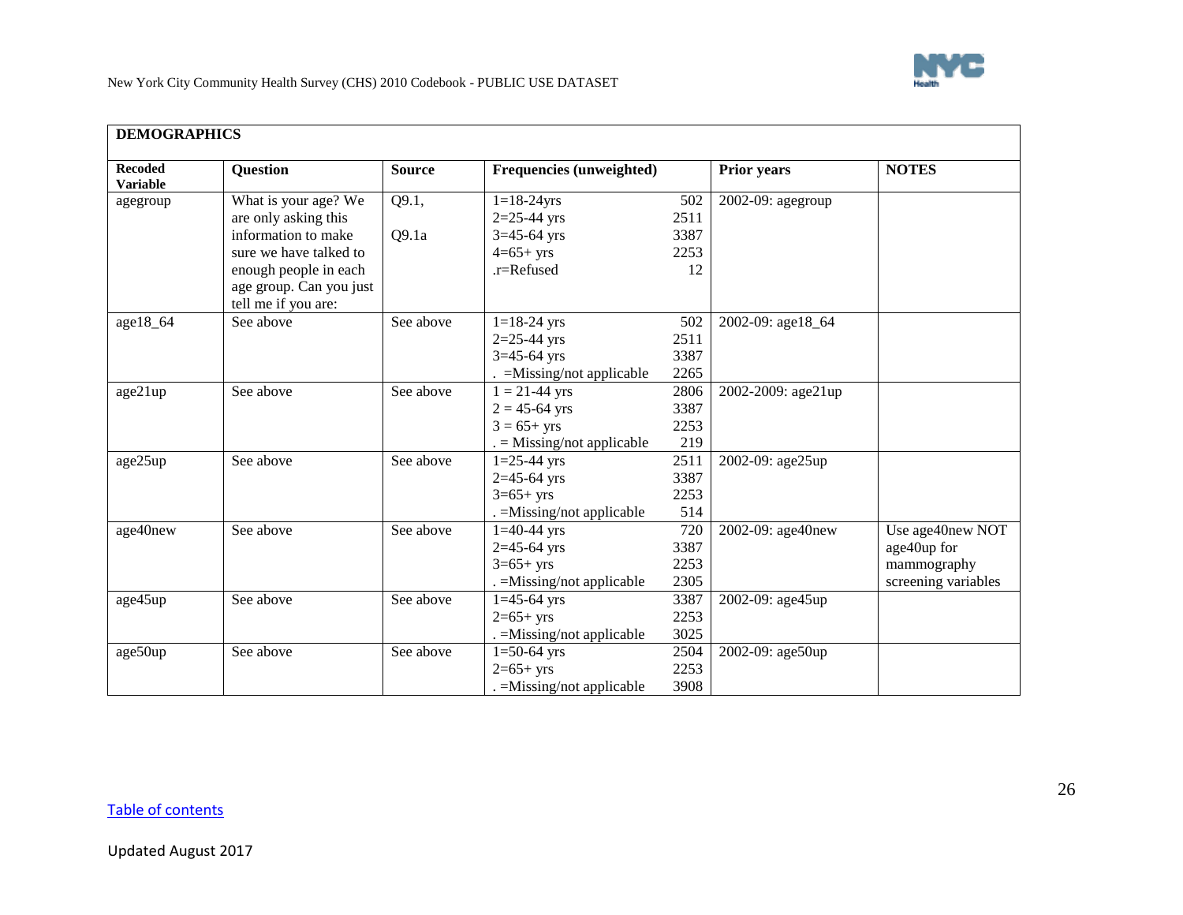## DEMOGRAPHICS

| Recoded Variable | Question | Source | Frequencies (unweighted) | | Prior years | NOTES |
|---|---|---|---|---|---|---|
| agegroup | What is your age? We are only asking this information to make sure we have talked to enough people in each age group. Can you just tell me if you are: | Q9.1, Q9.1a | 1=18-24yrs<br>2=25-44 yrs<br>3=45-64 yrs<br>4=65+ yrs<br>.r=Refused | 502<br>2511<br>3387<br>2253<br>12 | 2002-09: agegroup | |
| age18_64 | See above | See above | 1=18-24 yrs<br>2=25-44 yrs<br>3=45-64 yrs<br>. =Missing/not applicable | 502<br>2511<br>3387<br>2265 | 2002-09: age18_64 | |
| age21up | See above | See above | 1 = 21-44 yrs<br>2 = 45-64 yrs<br>3 = 65+ yrs<br>. = Missing/not applicable | 2806<br>3387<br>2253<br>219 | 2002-2009: age21up | |
| age25up | See above | See above | 1=25-44 yrs<br>2=45-64 yrs<br>3=65+ yrs<br>. =Missing/not applicable | 2511<br>3387<br>2253<br>514 | 2002-09: age25up | |
| age40new | See above | See above | 1=40-44 yrs<br>2=45-64 yrs<br>3=65+ yrs<br>. =Missing/not applicable | 720<br>3387<br>2253<br>2305 | 2002-09: age40new | Use age40new NOT age40up for mammography screening variables |
| age45up | See above | See above | 1=45-64 yrs<br>2=65+ yrs<br>. =Missing/not applicable | 3387<br>2253<br>3025 | 2002-09: age45up | |
| age50up | See above | See above | 1=50-64 yrs<br>2=65+ yrs<br>. =Missing/not applicable | 2504<br>2253<br>3908 | 2002-09: age50up | |

Table of contents

Updated August 2017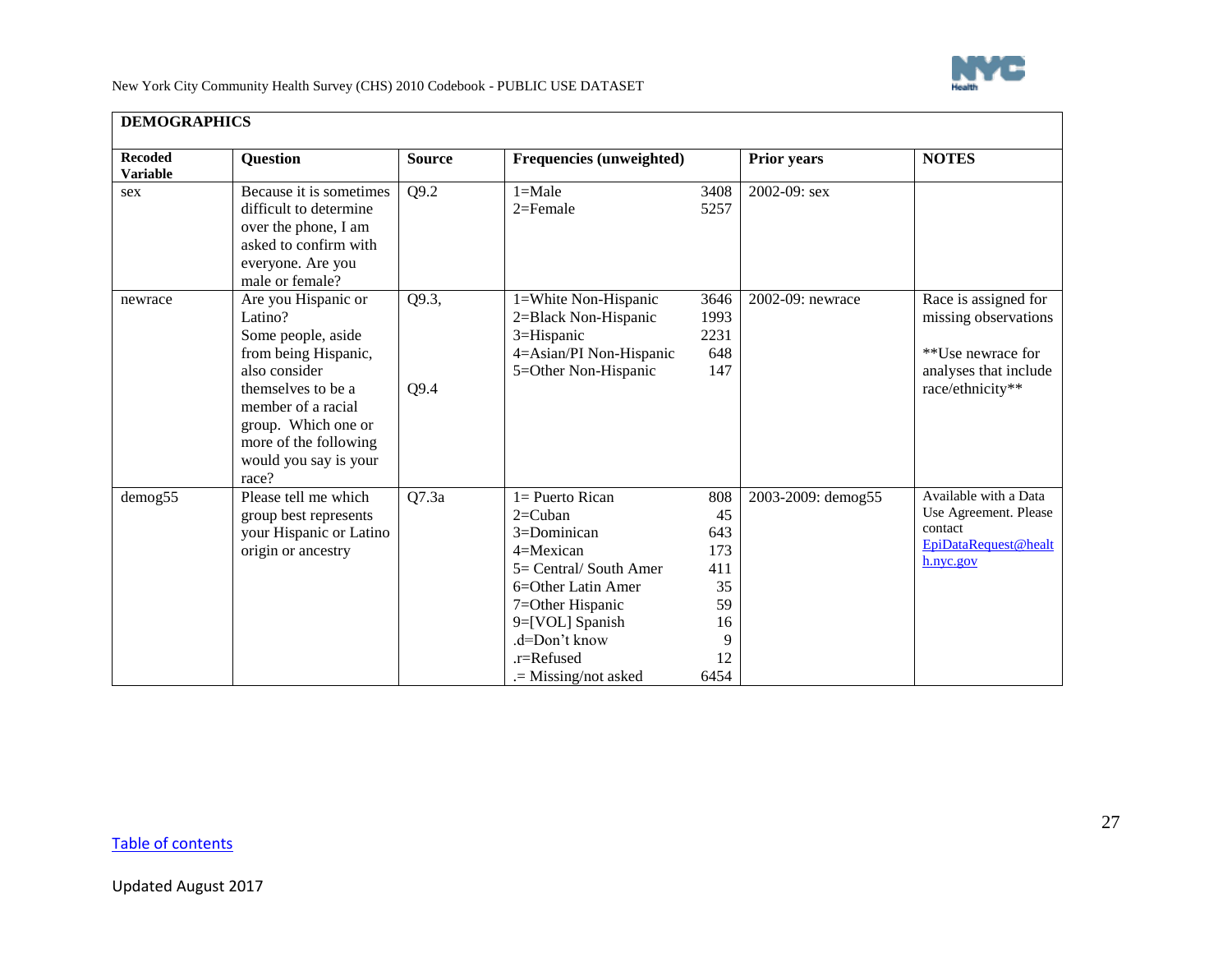| DEMOGRAPHICS | | | | | |
|---|---|---|---|---|---|
| **Recoded Variable** | **Question** | **Source** | **Frequencies (unweighted)** | **Prior years** | **NOTES** |
| sex | Because it is sometimes difficult to determine over the phone, I am asked to confirm with everyone. Are you male or female? | Q9.2 | 1=Male 3408<br>2=Female 5257 | 2002-09: sex | |
| newrace | Are you Hispanic or Latino?<br>Some people, aside from being Hispanic, also consider themselves to be a member of a racial group. Which one or more of the following would you say is your race? | Q9.3,<br><br>Q9.4 | 1=White Non-Hispanic 3646<br>2=Black Non-Hispanic 1993<br>3=Hispanic 2231<br>4=Asian/PI Non-Hispanic 648<br>5=Other Non-Hispanic 147 | 2002-09: newrace | Race is assigned for missing observations<br><br>**Use newrace for analyses that include race/ethnicity** |
| demog55 | Please tell me which group best represents your Hispanic or Latino origin or ancestry | Q7.3a | 1= Puerto Rican 808<br>2=Cuban 45<br>3=Dominican 643<br>4=Mexican 173<br>5= Central/ South Amer 411<br>6=Other Latin Amer 35<br>7=Other Hispanic 59<br>9=[VOL] Spanish 16<br>.d=Don't know 9<br>.r=Refused 12<br>.= Missing/not asked 6454 | 2003-2009: demog55 | Available with a Data Use Agreement. Please contact EpiDataRequest@health.nyc.gov |

Table of contents

Updated August 2017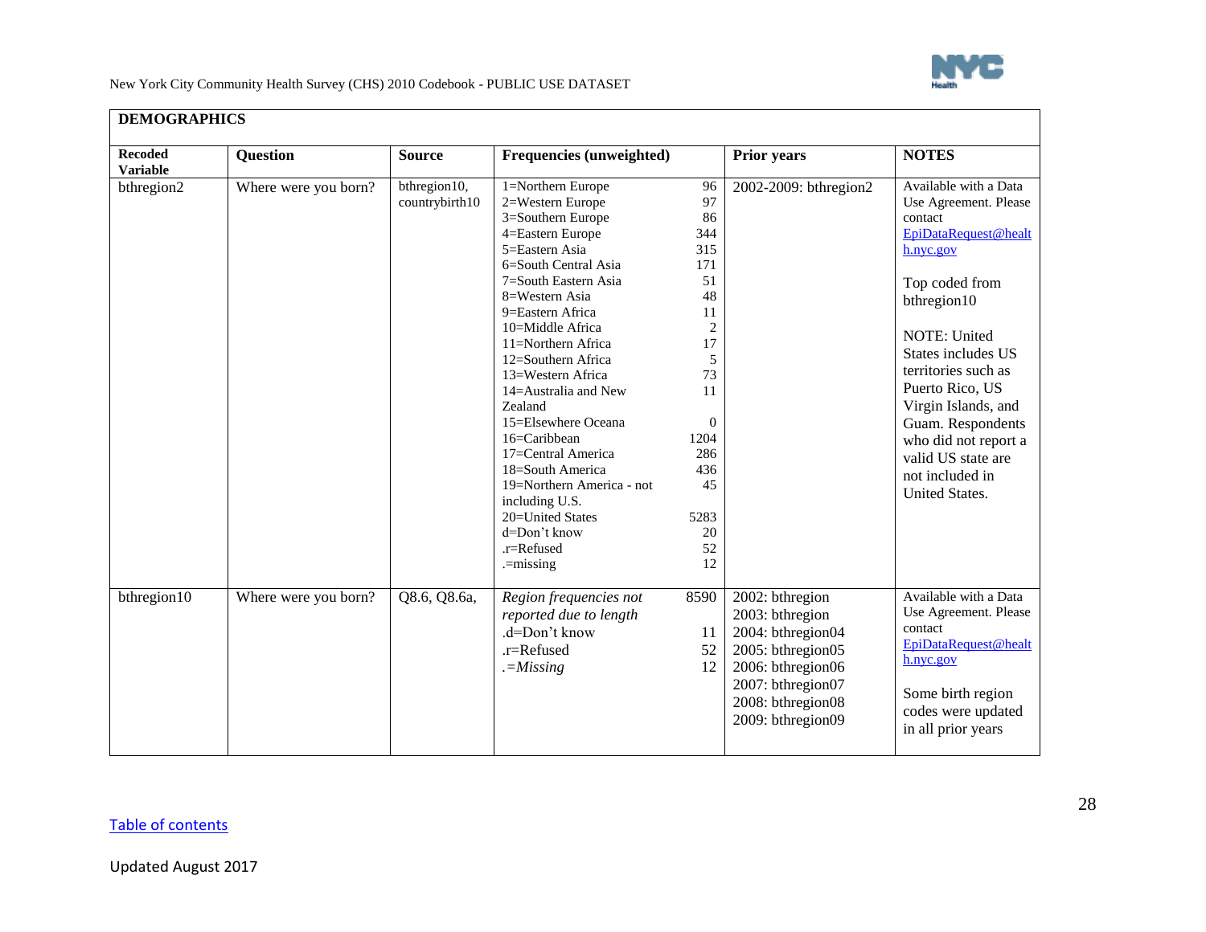## DEMOGRAPHICS

| Recoded Variable | Question | Source | Frequencies (unweighted) | | Prior years | NOTES |
|---|---|---|---|---|---|---|
| bthregion2 | Where were you born? | bthregion10, countrybirth10 | 1=Northern Europe<br>2=Western Europe<br>3=Southern Europe<br>4=Eastern Europe<br>5=Eastern Asia<br>6=South Central Asia<br>7=South Eastern Asia<br>8=Western Asia<br>9=Eastern Africa<br>10=Middle Africa<br>11=Northern Africa<br>12=Southern Africa<br>13=Western Africa<br>14=Australia and New Zealand<br>15=Elsewhere Oceana<br>16=Caribbean<br>17=Central America<br>18=South America<br>19=Northern America - not including U.S.<br>20=United States<br>d=Don't know<br>.r=Refused<br>.=missing | 96<br>97<br>86<br>344<br>315<br>171<br>51<br>48<br>11<br>2<br>17<br>5<br>73<br>11<br><br>0<br>1204<br>286<br>436<br>45<br><br>5283<br>20<br>52<br>12 | 2002-2009: bthregion2 | Available with a Data Use Agreement. Please contact EpiDataRequest@health.nyc.gov<br><br>Top coded from bthregion10<br><br>NOTE: United States includes US territories such as Puerto Rico, US Virgin Islands, and Guam. Respondents who did not report a valid US state are not included in United States. |
| bthregion10 | Where were you born? | Q8.6, Q8.6a, | *Region frequencies not reported due to length*<br>.d=Don't know<br>.r=Refused<br>*.=Missing* | 8590<br><br>11<br>52<br>12 | 2002: bthregion<br>2003: bthregion<br>2004: bthregion04<br>2005: bthregion05<br>2006: bthregion06<br>2007: bthregion07<br>2008: bthregion08<br>2009: bthregion09 | Available with a Data Use Agreement. Please contact EpiDataRequest@health.nyc.gov<br><br>Some birth region codes were updated in all prior years |

Table of contents

Updated August 2017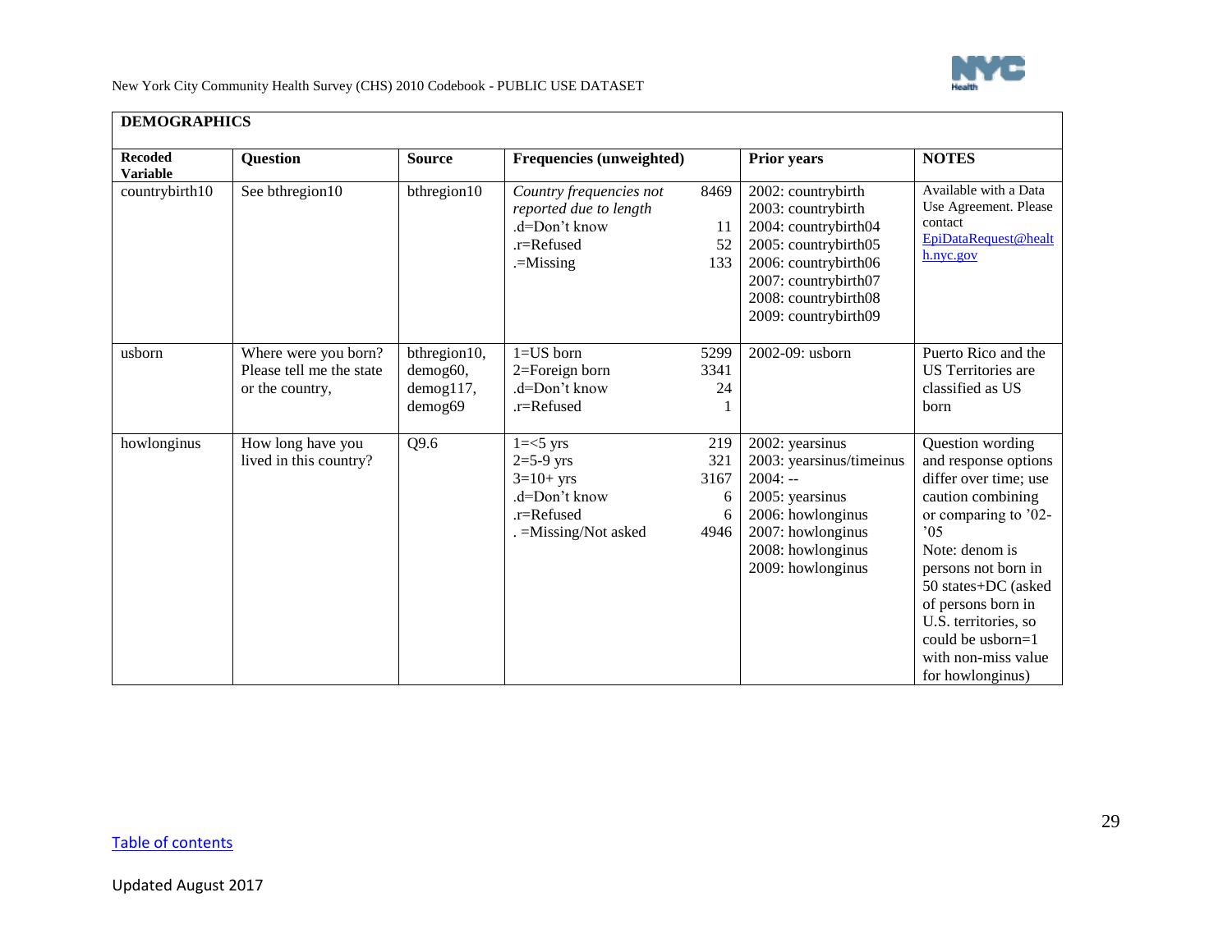## DEMOGRAPHICS

| Recoded Variable | Question | Source | Frequencies (unweighted) | | Prior years | NOTES |
|---|---|---|---|---|---|---|
| countrybirth10 | See bthregion10 | bthregion10 | *Country frequencies not reported due to length*<br>.d=Don't know<br>.r=Refused<br>.=Missing | 8469<br><br>11<br>52<br>133 | 2002: countrybirth<br>2003: countrybirth<br>2004: countrybirth04<br>2005: countrybirth05<br>2006: countrybirth06<br>2007: countrybirth07<br>2008: countrybirth08<br>2009: countrybirth09 | Available with a Data Use Agreement. Please contact EpiDataRequest@health.nyc.gov |
| usborn | Where were you born? Please tell me the state or the country, | bthregion10, demog60, demog117, demog69 | 1=US born<br>2=Foreign born<br>.d=Don't know<br>.r=Refused | 5299<br>3341<br>24<br>1 | 2002-09: usborn | Puerto Rico and the US Territories are classified as US born |
| howlonginus | How long have you lived in this country? | Q9.6 | 1=<5 yrs<br>2=5-9 yrs<br>3=10+ yrs<br>.d=Don't know<br>.r=Refused<br>. =Missing/Not asked | 219<br>321<br>3167<br>6<br>6<br>4946 | 2002: yearsinus<br>2003: yearsinus/timeinus<br>2004: --<br>2005: yearsinus<br>2006: howlonginus<br>2007: howlonginus<br>2008: howlonginus<br>2009: howlonginus | Question wording and response options differ over time; use caution combining or comparing to '02-'05<br>Note: denom is persons not born in 50 states+DC (asked of persons born in U.S. territories, so could be usborn=1 with non-miss value for howlonginus) |

[Table of contents](#)

Updated August 2017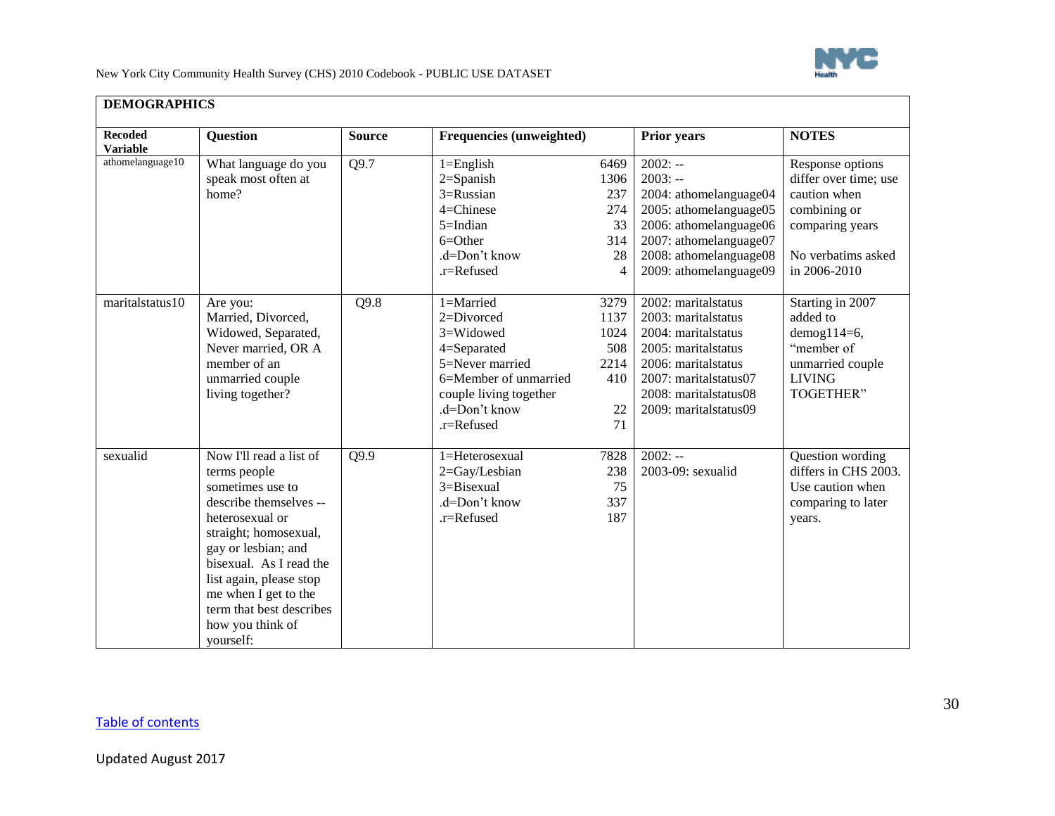## DEMOGRAPHICS

| Recoded Variable | Question | Source | Frequencies (unweighted) | | Prior years | NOTES |
|---|---|---|---|---|---|---|
| athomelanguage10 | What language do you speak most often at home? | Q9.7 | 1=English<br>2=Spanish<br>3=Russian<br>4=Chinese<br>5=Indian<br>6=Other<br>.d=Don't know<br>.r=Refused | 6469<br>1306<br>237<br>274<br>33<br>314<br>28<br>4 | 2002: --<br>2003: --<br>2004: athomelanguage04<br>2005: athomelanguage05<br>2006: athomelanguage06<br>2007: athomelanguage07<br>2008: athomelanguage08<br>2009: athomelanguage09 | Response options differ over time; use caution when combining or comparing years<br><br>No verbatims asked in 2006-2010 |
| maritalstatus10 | Are you:<br>Married, Divorced, Widowed, Separated, Never married, OR A member of an unmarried couple living together? | Q9.8 | 1=Married<br>2=Divorced<br>3=Widowed<br>4=Separated<br>5=Never married<br>6=Member of unmarried couple living together<br>.d=Don't know<br>.r=Refused | 3279<br>1137<br>1024<br>508<br>2214<br>410<br><br>22<br>71 | 2002: maritalstatus<br>2003: maritalstatus<br>2004: maritalstatus<br>2005: maritalstatus<br>2006: maritalstatus<br>2007: maritalstatus07<br>2008: maritalstatus08<br>2009: maritalstatus09 | Starting in 2007 added to demog114=6, "member of unmarried couple LIVING TOGETHER" |
| sexualid | Now I'll read a list of terms people sometimes use to describe themselves -- heterosexual or straight; homosexual, gay or lesbian; and bisexual. As I read the list again, please stop me when I get to the term that best describes how you think of yourself: | Q9.9 | 1=Heterosexual<br>2=Gay/Lesbian<br>3=Bisexual<br>.d=Don't know<br>.r=Refused | 7828<br>238<br>75<br>337<br>187 | 2002: --<br>2003-09: sexualid | Question wording differs in CHS 2003. Use caution when comparing to later years. |

Table of contents

Updated August 2017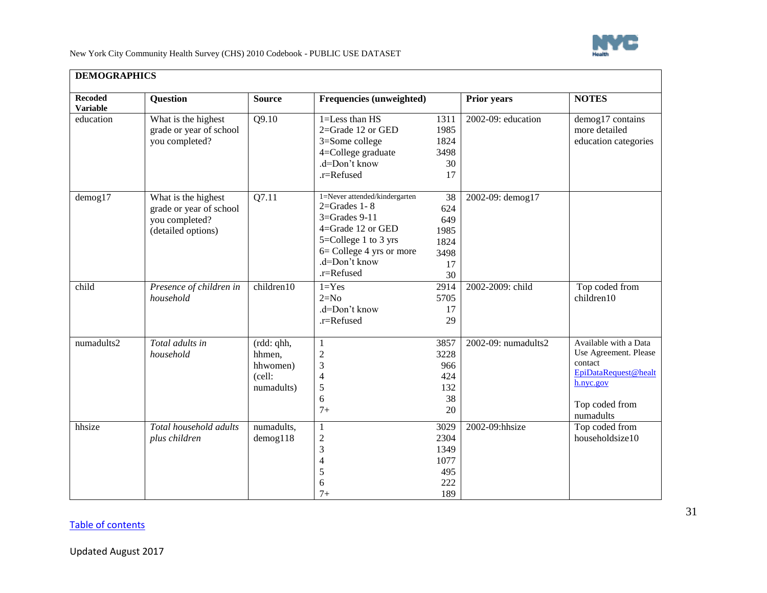| DEMOGRAPHICS | | | | | |
|---|---|---|---|---|---|
| **Recoded Variable** | **Question** | **Source** | **Frequencies (unweighted)** | **Prior years** | **NOTES** |
| education | What is the highest grade or year of school you completed? | Q9.10 | 1=Less than HS 1311<br>2=Grade 12 or GED 1985<br>3=Some college 1824<br>4=College graduate 3498<br>.d=Don't know 30<br>.r=Refused 17 | 2002-09: education | demog17 contains more detailed education categories |
| demog17 | What is the highest grade or year of school you completed? (detailed options) | Q7.11 | 1=Never attended/kindergarten 38<br>2=Grades 1- 8 624<br>3=Grades 9-11 649<br>4=Grade 12 or GED 1985<br>5=College 1 to 3 yrs 1824<br>6= College 4 yrs or more 3498<br>.d=Don't know 17<br>.r=Refused 30 | 2002-09: demog17 | |
| child | *Presence of children in household* | children10 | 1=Yes 2914<br>2=No 5705<br>.d=Don't know 17<br>.r=Refused 29 | 2002-2009: child | Top coded from children10 |
| numadults2 | *Total adults in household* | (rdd: qhh, hhmen, hhwomen) (cell: numadults) | 1 3857<br>2 3228<br>3 966<br>4 424<br>5 132<br>6 38<br>7+ 20 | 2002-09: numadults2 | Available with a Data Use Agreement. Please contact EpiDataRequest@health.nyc.gov<br><br>Top coded from numadults |
| hhsize | *Total household adults plus children* | numadults, demog118 | 1 3029<br>2 2304<br>3 1349<br>4 1077<br>5 495<br>6 222<br>7+ 189 | 2002-09:hhsize | Top coded from householdsize10 |

Table of contents

Updated August 2017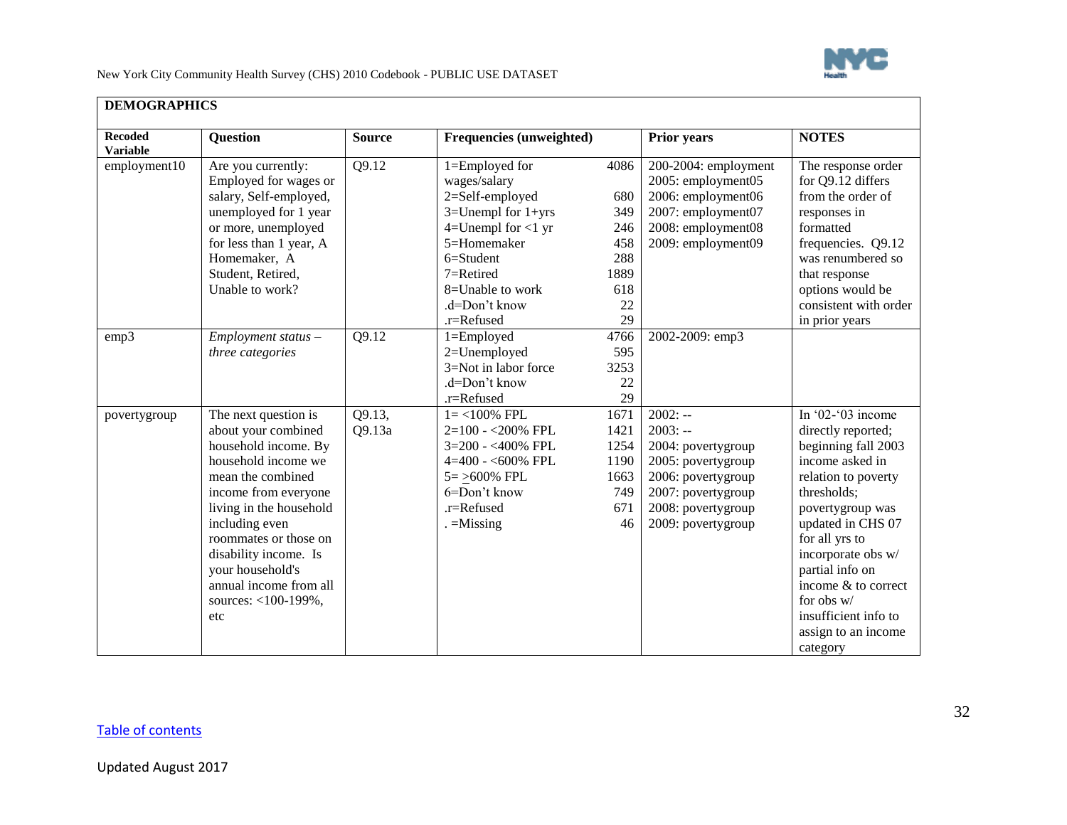| DEMOGRAPHICS | | | | | |
|---|---|---|---|---|---|
| **Recoded Variable** | **Question** | **Source** | **Frequencies (unweighted)** | **Prior years** | **NOTES** |
| employment10 | Are you currently: Employed for wages or salary, Self-employed, unemployed for 1 year or more, unemployed for less than 1 year, A Homemaker, A Student, Retired, Unable to work? | Q9.12 | 1=Employed for wages/salary 4086<br>2=Self-employed 680<br>3=Unempl for 1+yrs 349<br>4=Unempl for <1 yr 246<br>5=Homemaker 458<br>6=Student 288<br>7=Retired 1889<br>8=Unable to work 618<br>.d=Don't know 22<br>.r=Refused 29 | 200-2004: employment<br>2005: employment05<br>2006: employment06<br>2007: employment07<br>2008: employment08<br>2009: employment09 | The response order for Q9.12 differs from the order of responses in formatted frequencies. Q9.12 was renumbered so that response options would be consistent with order in prior years |
| emp3 | *Employment status – three categories* | Q9.12 | 1=Employed 4766<br>2=Unemployed 595<br>3=Not in labor force 3253<br>.d=Don't know 22<br>.r=Refused 29 | 2002-2009: emp3 | |
| povertygroup | The next question is about your combined household income. By household income we mean the combined income from everyone living in the household including even roommates or those on disability income. Is your household's annual income from all sources: <100-199%, etc | Q9.13, Q9.13a | 1= <100% FPL 1671<br>2=100 - <200% FPL 1421<br>3=200 - <400% FPL 1254<br>4=400 - <600% FPL 1190<br>5= ≥600% FPL 1663<br>6=Don't know 749<br>.r=Refused 671<br>. =Missing 46 | 2002: --<br>2003: --<br>2004: povertygroup<br>2005: povertygroup<br>2006: povertygroup<br>2007: povertygroup<br>2008: povertygroup<br>2009: povertygroup | In '02-'03 income directly reported; beginning fall 2003 income asked in relation to poverty thresholds; povertygroup was updated in CHS 07 for all yrs to incorporate obs w/ partial info on income & to correct for obs w/ insufficient info to assign to an income category |

Table of contents

Updated August 2017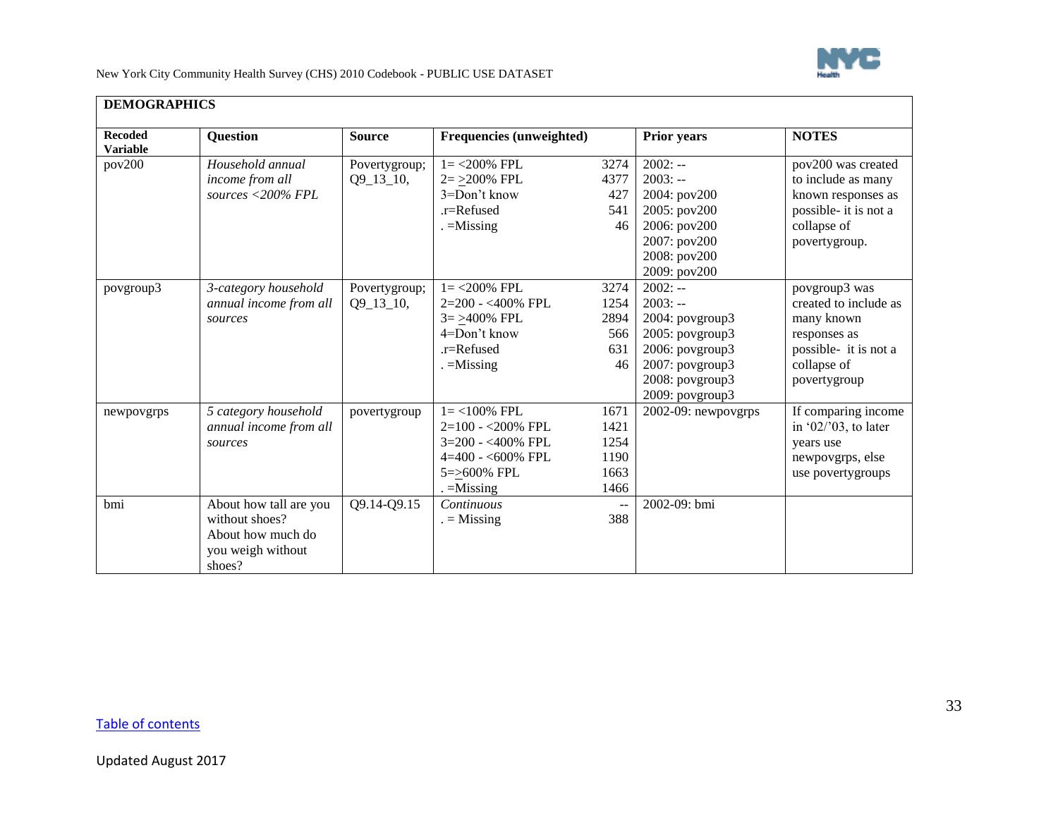**DEMOGRAPHICS**

| Recoded Variable | Question | Source | Frequencies (unweighted) | | Prior years | NOTES |
|---|---|---|---|---|---|---|
| pov200 | *Household annual income from all sources <200% FPL* | Povertygroup; Q9_13_10, | 1= <200% FPL<br>2= ≥200% FPL<br>3=Don't know<br>.r=Refused<br>. =Missing | 3274<br>4377<br>427<br>541<br>46 | 2002: --<br>2003: --<br>2004: pov200<br>2005: pov200<br>2006: pov200<br>2007: pov200<br>2008: pov200<br>2009: pov200 | pov200 was created to include as many known responses as possible- it is not a collapse of povertygroup. |
| povgroup3 | *3-category household annual income from all sources* | Povertygroup; Q9_13_10, | 1= <200% FPL<br>2=200 - <400% FPL<br>3= ≥400% FPL<br>4=Don't know<br>.r=Refused<br>. =Missing | 3274<br>1254<br>2894<br>566<br>631<br>46 | 2002: --<br>2003: --<br>2004: povgroup3<br>2005: povgroup3<br>2006: povgroup3<br>2007: povgroup3<br>2008: povgroup3<br>2009: povgroup3 | povgroup3 was created to include as many known responses as possible- it is not a collapse of povertygroup |
| newpovgrps | *5 category household annual income from all sources* | povertygroup | 1= <100% FPL<br>2=100 - <200% FPL<br>3=200 - <400% FPL<br>4=400 - <600% FPL<br>5=≥600% FPL<br>. =Missing | 1671<br>1421<br>1254<br>1190<br>1663<br>1466 | 2002-09: newpovgrps | If comparing income in '02/'03, to later years use newpovgrps, else use povertygroups |
| bmi | About how tall are you without shoes?<br>About how much do you weigh without shoes? | Q9.14-Q9.15 | *Continuous*<br>. = Missing | --<br>388 | 2002-09: bmi | |

Table of contents

Updated August 2017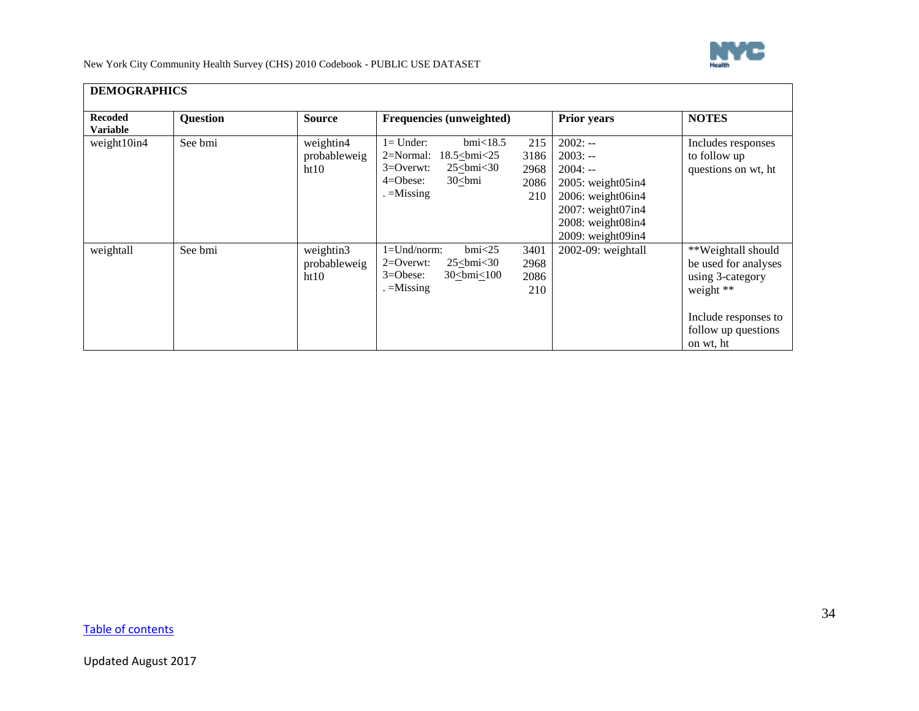## DEMOGRAPHICS

| Recoded Variable | Question | Source | Frequencies (unweighted) | Prior years | NOTES |
|---|---|---|---|---|---|
| weight10in4 | See bmi | weightin4 probableweight10 | 1= Under: bmi<18.5 215<br>2=Normal: 18.5≤bmi<25 3186<br>3=Overwt: 25≤bmi<30 2968<br>4=Obese: 30≤bmi 2086<br>. =Missing 210 | 2002: --<br>2003: --<br>2004: --<br>2005: weight05in4<br>2006: weight06in4<br>2007: weight07in4<br>2008: weight08in4<br>2009: weight09in4 | Includes responses to follow up questions on wt, ht |
| weightall | See bmi | weightin3 probableweight10 | 1=Und/norm: bmi<25 3401<br>2=Overwt: 25≤bmi<30 2968<br>3=Obese: 30≤bmi≤100 2086<br>. =Missing 210 | 2002-09: weightall | **Weightall should be used for analyses using 3-category weight **<br><br>Include responses to follow up questions on wt, ht |

Table of contents

Updated August 2017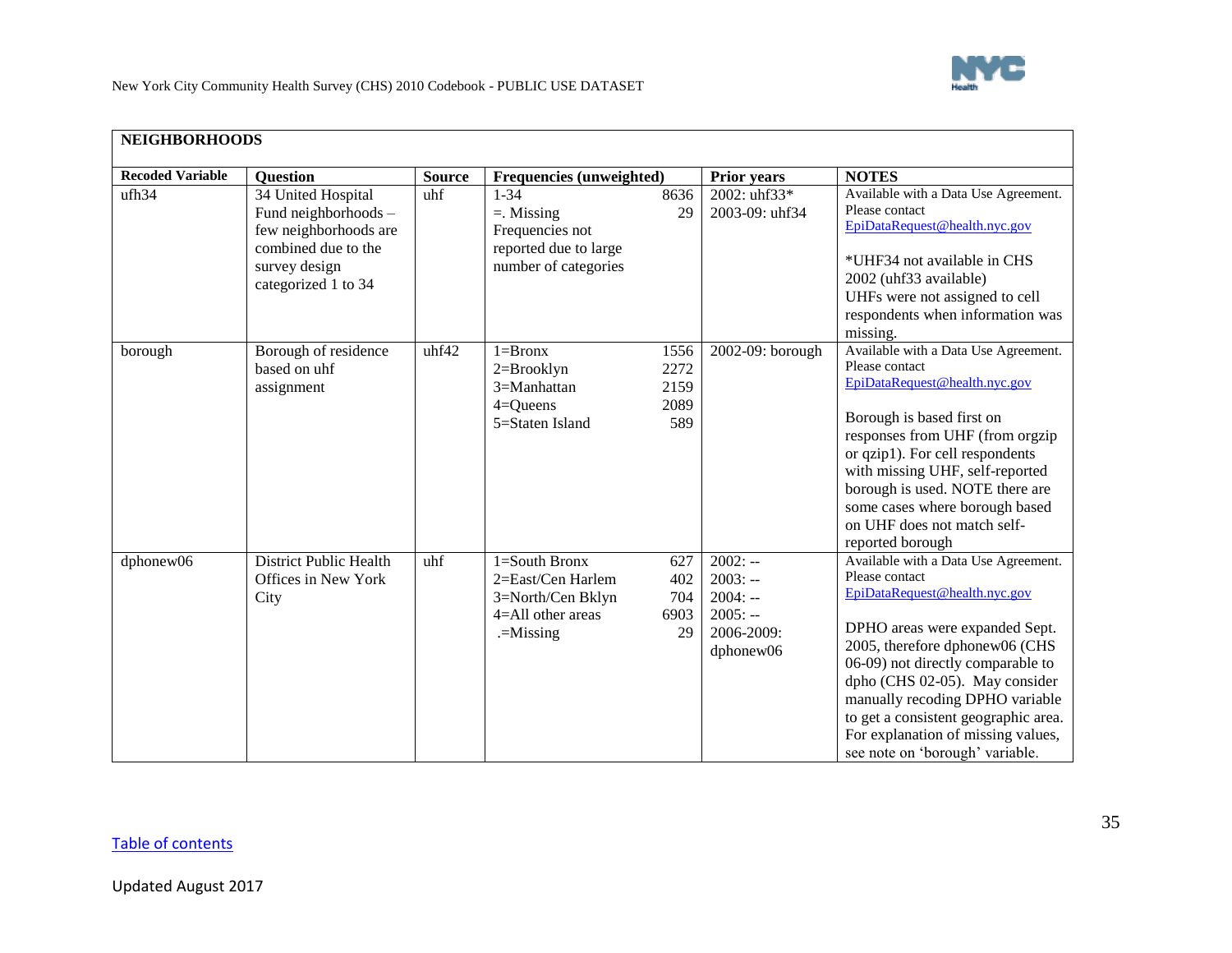| NEIGHBORHOODS | | | | | | |
|---|---|---|---|---|---|---|
| **Recoded Variable** | **Question** | **Source** | **Frequencies (unweighted)** | | **Prior years** | **NOTES** |
| ufh34 | 34 United Hospital Fund neighborhoods – few neighborhoods are combined due to the survey design categorized 1 to 34 | uhf | 1-34<br>=. Missing<br>Frequencies not reported due to large number of categories | 8636<br>29 | 2002: uhf33*<br>2003-09: uhf34 | Available with a Data Use Agreement. Please contact EpiDataRequest@health.nyc.gov<br><br>*UHF34 not available in CHS 2002 (uhf33 available)<br>UHFs were not assigned to cell respondents when information was missing. |
| borough | Borough of residence based on uhf assignment | uhf42 | 1=Bronx<br>2=Brooklyn<br>3=Manhattan<br>4=Queens<br>5=Staten Island | 1556<br>2272<br>2159<br>2089<br>589 | 2002-09: borough | Available with a Data Use Agreement. Please contact EpiDataRequest@health.nyc.gov<br><br>Borough is based first on responses from UHF (from orgzip or qzip1). For cell respondents with missing UHF, self-reported borough is used. NOTE there are some cases where borough based on UHF does not match self-reported borough |
| dphonew06 | District Public Health Offices in New York City | uhf | 1=South Bronx<br>2=East/Cen Harlem<br>3=North/Cen Bklyn<br>4=All other areas<br>.=Missing | 627<br>402<br>704<br>6903<br>29 | 2002: --<br>2003: --<br>2004: --<br>2005: --<br>2006-2009: dphonew06 | Available with a Data Use Agreement. Please contact EpiDataRequest@health.nyc.gov<br><br>DPHO areas were expanded Sept. 2005, therefore dphonew06 (CHS 06-09) not directly comparable to dpho (CHS 02-05). May consider manually recoding DPHO variable to get a consistent geographic area. For explanation of missing values, see note on 'borough' variable. |

Table of contents

Updated August 2017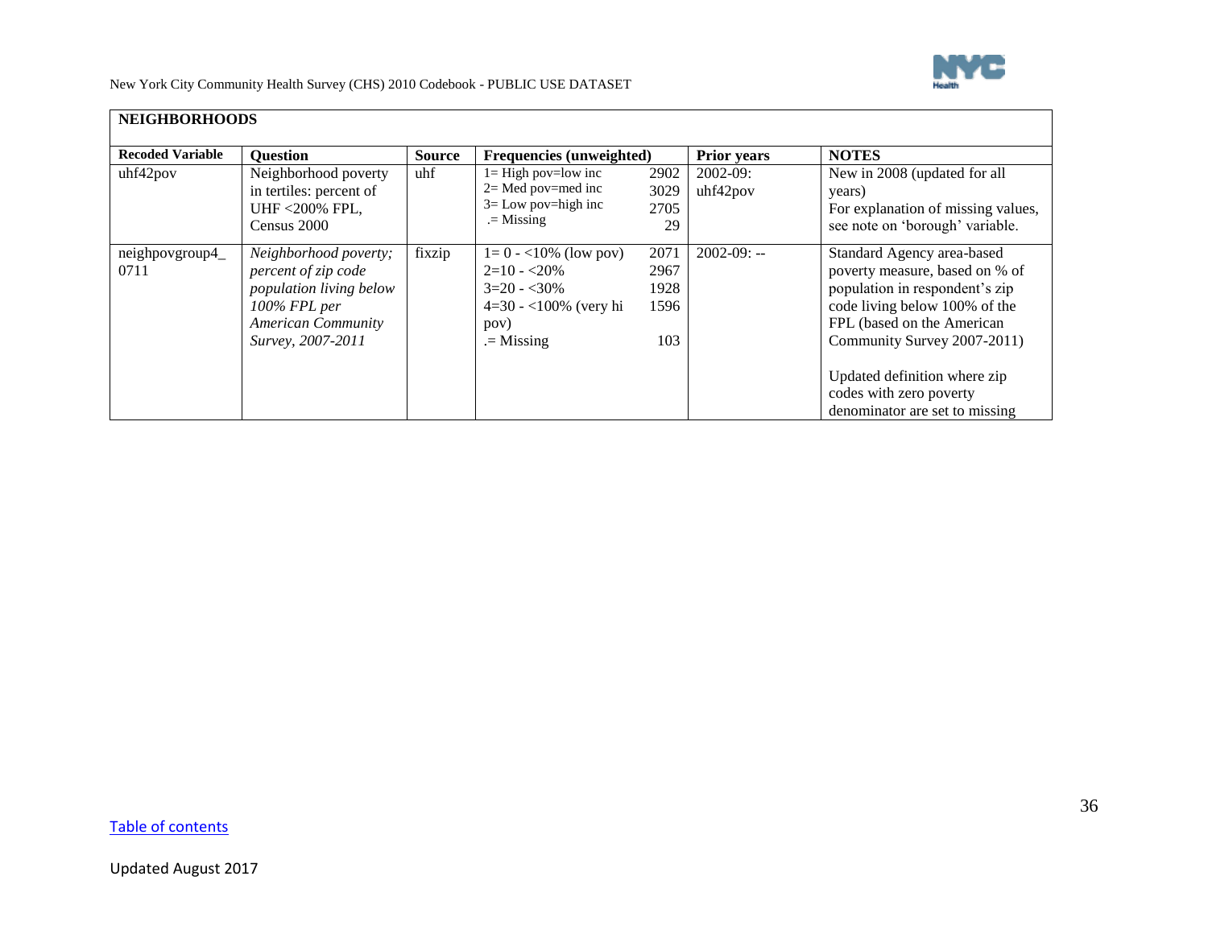| **NEIGHBORHOODS** | | | | | |
|---|---|---|---|---|---|
| **Recoded Variable** | **Question** | **Source** | **Frequencies (unweighted)** | **Prior years** | **NOTES** |
| uhf42pov | Neighborhood poverty in tertiles: percent of UHF <200% FPL, Census 2000 | uhf | 1= High pov=low inc 2902<br>2= Med pov=med inc 3029<br>3= Low pov=high inc 2705<br>.= Missing 29 | 2002-09: uhf42pov | New in 2008 (updated for all years)<br>For explanation of missing values, see note on 'borough' variable. |
| neighpovgroup4_0711 | *Neighborhood poverty; percent of zip code population living below 100% FPL per American Community Survey, 2007-2011* | fixzip | 1= 0 - <10% (low pov) 2071<br>2=10 - <20% 2967<br>3=20 - <30% 1928<br>4=30 - <100% (very hi pov) 1596<br>.= Missing 103 | 2002-09: -- | Standard Agency area-based poverty measure, based on % of population in respondent's zip code living below 100% of the FPL (based on the American Community Survey 2007-2011)<br><br>Updated definition where zip codes with zero poverty denominator are set to missing |

Table of contents

Updated August 2017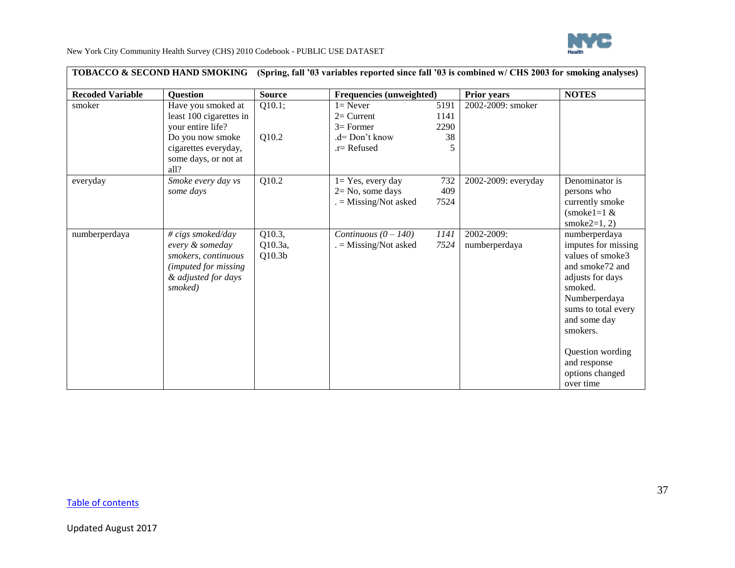| TOBACCO & SECOND HAND SMOKING (Spring, fall '03 variables reported since fall '03 is combined w/ CHS 2003 for smoking analyses) | | | | | |
|---|---|---|---|---|---|
| **Recoded Variable** | **Question** | **Source** | **Frequencies (unweighted)** | **Prior years** | **NOTES** |
| smoker | Have you smoked at least 100 cigarettes in your entire life?<br>Do you now smoke cigarettes everyday, some days, or not at all? | Q10.1;<br>Q10.2 | 1= Never 5191<br>2= Current 1141<br>3= Former 2290<br>.d= Don't know 38<br>.r= Refused 5 | 2002-2009: smoker | |
| everyday | *Smoke every day vs some days* | Q10.2 | 1= Yes, every day 732<br>2= No, some days 409<br>. = Missing/Not asked 7524 | 2002-2009: everyday | Denominator is persons who currently smoke (smoke1=1 & smoke2=1, 2) |
| numberperdaya | *# cigs smoked/day every & someday smokers, continuous (imputed for missing & adjusted for days smoked)* | Q10.3,<br>Q10.3a,<br>Q10.3b | *Continuous (0 – 140) 1141*<br>. = Missing/Not asked *7524* | 2002-2009: numberperdaya | numberperdaya imputes for missing values of smoke3 and smoke72 and adjusts for days smoked. Numberperdaya sums to total every and some day smokers.<br><br>Question wording and response options changed over time |

Table of contents

Updated August 2017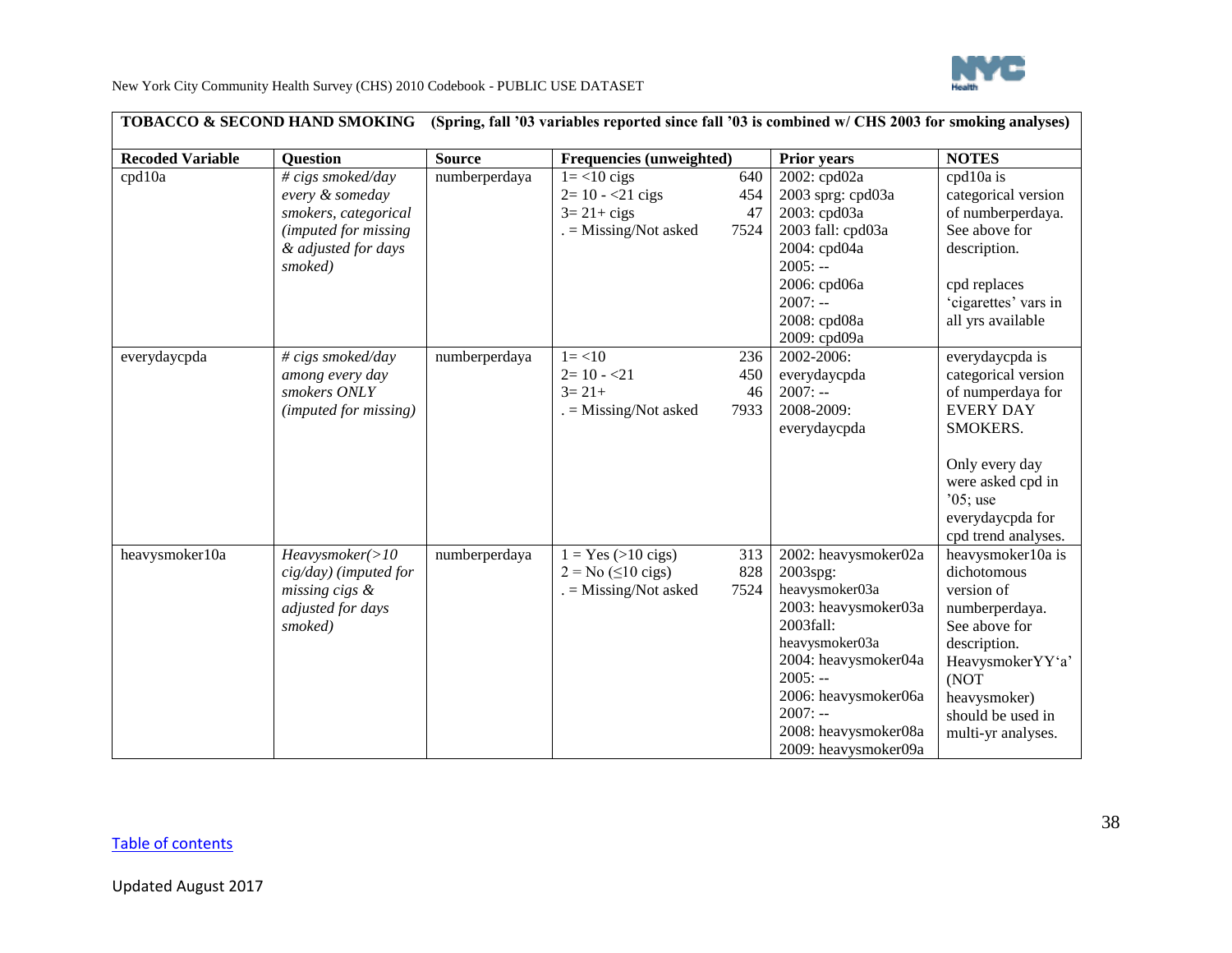| TOBACCO & SECOND HAND SMOKING (Spring, fall '03 variables reported since fall '03 is combined w/ CHS 2003 for smoking analyses) | | | | | |
|---|---|---|---|---|---|
| **Recoded Variable** | **Question** | **Source** | **Frequencies (unweighted)** | **Prior years** | **NOTES** |
| cpd10a | *# cigs smoked/day every & someday smokers, categorical (imputed for missing & adjusted for days smoked)* | numberperdaya | 1= <10 cigs 640<br>2= 10 - <21 cigs 454<br>3= 21+ cigs 47<br>. = Missing/Not asked 7524 | 2002: cpd02a<br>2003 sprg: cpd03a<br>2003: cpd03a<br>2003 fall: cpd03a<br>2004: cpd04a<br>2005: --<br>2006: cpd06a<br>2007: --<br>2008: cpd08a<br>2009: cpd09a | cpd10a is categorical version of numberperdaya. See above for description.<br><br>cpd replaces 'cigarettes' vars in all yrs available |
| everydaycpda | *# cigs smoked/day among every day smokers ONLY (imputed for missing)* | numberperdaya | 1= <10 236<br>2= 10 - <21 450<br>3= 21+ 46<br>. = Missing/Not asked 7933 | 2002-2006: everydaycpda<br>2007: --<br>2008-2009: everydaycpda | everydaycpda is categorical version of numperdaya for EVERY DAY SMOKERS.<br><br>Only every day were asked cpd in '05; use everydaycpda for cpd trend analyses. |
| heavysmoker10a | *Heavysmoker(>10 cig/day) (imputed for missing cigs & adjusted for days smoked)* | numberperdaya | 1 = Yes (>10 cigs) 313<br>2 = No (≤10 cigs) 828<br>. = Missing/Not asked 7524 | 2002: heavysmoker02a<br>2003spg: heavysmoker03a<br>2003: heavysmoker03a<br>2003fall: heavysmoker03a<br>2004: heavysmoker04a<br>2005: --<br>2006: heavysmoker06a<br>2007: --<br>2008: heavysmoker08a<br>2009: heavysmoker09a | heavysmoker10a is dichotomous version of numberperdaya. See above for description. HeavysmokerYY'a' (NOT heavysmoker) should be used in multi-yr analyses. |

Table of contents

Updated August 2017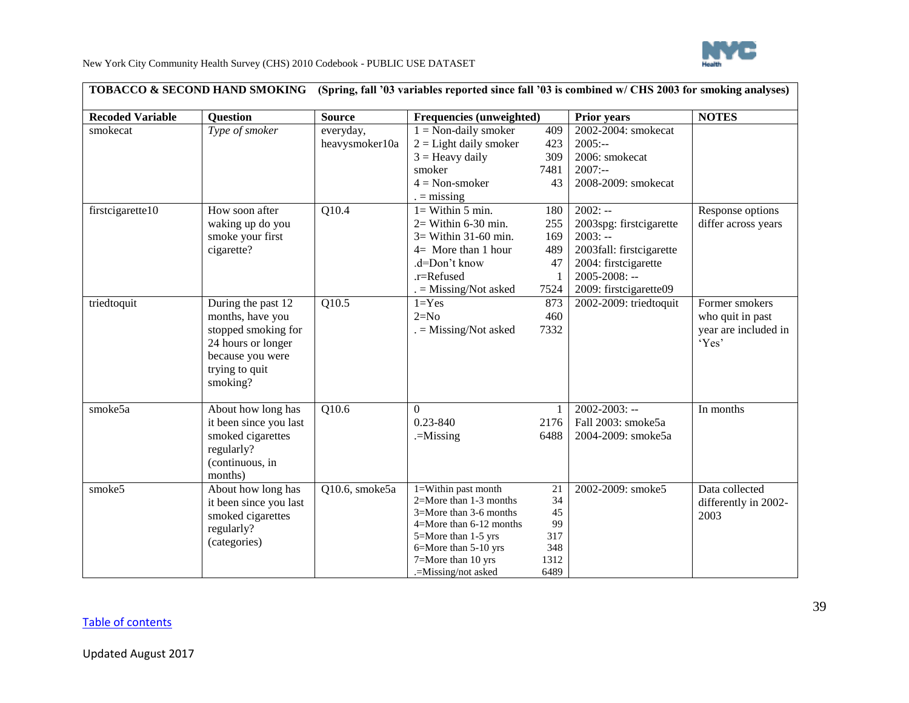| TOBACCO & SECOND HAND SMOKING (Spring, fall '03 variables reported since fall '03 is combined w/ CHS 2003 for smoking analyses) | | | | | |
|---|---|---|---|---|---|
| **Recoded Variable** | **Question** | **Source** | **Frequencies (unweighted)** | **Prior years** | **NOTES** |
| smokecat | *Type of smoker* | everyday, heavysmoker10a | 1 = Non-daily smoker 409<br>2 = Light daily smoker 423<br>3 = Heavy daily smoker 309<br>4 = Non-smoker 7481<br>. = missing 43 | 2002-2004: smokecat<br>2005:--<br>2006: smokecat<br>2007:--<br>2008-2009: smokecat | |
| firstcigarette10 | How soon after waking up do you smoke your first cigarette? | Q10.4 | 1= Within 5 min. 180<br>2= Within 6-30 min. 255<br>3= Within 31-60 min. 169<br>4= More than 1 hour 489<br>.d=Don't know 47<br>.r=Refused 1<br>. = Missing/Not asked 7524 | 2002: --<br>2003spg: firstcigarette<br>2003: --<br>2003fall: firstcigarette<br>2004: firstcigarette<br>2005-2008: --<br>2009: firstcigarette09 | Response options differ across years |
| triedtoquit | During the past 12 months, have you stopped smoking for 24 hours or longer because you were trying to quit smoking? | Q10.5 | 1=Yes 873<br>2=No 460<br>. = Missing/Not asked 7332 | 2002-2009: triedtoquit | Former smokers who quit in past year are included in 'Yes' |
| smoke5a | About how long has it been since you last smoked cigarettes regularly? (continuous, in months) | Q10.6 | 0 1<br>0.23-840 2176<br>.=Missing 6488 | 2002-2003: --<br>Fall 2003: smoke5a<br>2004-2009: smoke5a | In months |
| smoke5 | About how long has it been since you last smoked cigarettes regularly? (categories) | Q10.6, smoke5a | 1=Within past month 21<br>2=More than 1-3 months 34<br>3=More than 3-6 months 45<br>4=More than 6-12 months 99<br>5=More than 1-5 yrs 317<br>6=More than 5-10 yrs 348<br>7=More than 10 yrs 1312<br>.=Missing/not asked 6489 | 2002-2009: smoke5 | Data collected differently in 2002-2003 |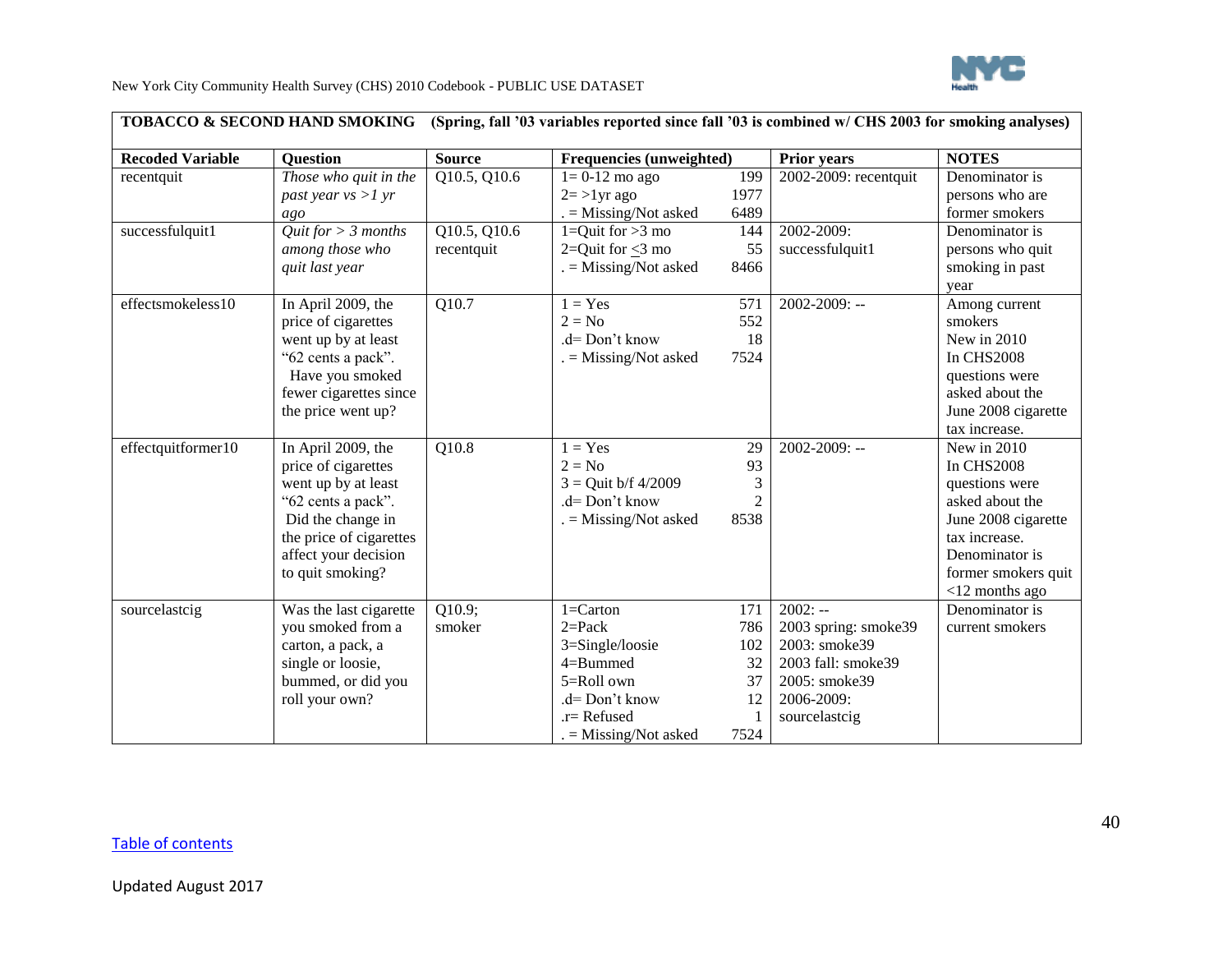| **TOBACCO & SECOND HAND SMOKING (Spring, fall '03 variables reported since fall '03 is combined w/ CHS 2003 for smoking analyses)** | | | | | |
|---|---|---|---|---|---|
| **Recoded Variable** | **Question** | **Source** | **Frequencies (unweighted)** | **Prior years** | **NOTES** |
| recentquit | *Those who quit in the past year vs >1 yr ago* | Q10.5, Q10.6 | 1= 0-12 mo ago 199<br>2= >1yr ago 1977<br>. = Missing/Not asked 6489 | 2002-2009: recentquit | Denominator is persons who are former smokers |
| successfulquit1 | *Quit for > 3 months among those who quit last year* | Q10.5, Q10.6 recentquit | 1=Quit for >3 mo 144<br>2=Quit for ≤3 mo 55<br>. = Missing/Not asked 8466 | 2002-2009: successfulquit1 | Denominator is persons who quit smoking in past year |
| effectsmokeless10 | In April 2009, the price of cigarettes went up by at least "62 cents a pack". Have you smoked fewer cigarettes since the price went up? | Q10.7 | 1 = Yes 571<br>2 = No 552<br>.d= Don't know 18<br>. = Missing/Not asked 7524 | 2002-2009: -- | Among current smokers<br>New in 2010<br>In CHS2008 questions were asked about the June 2008 cigarette tax increase. |
| effectquitformer10 | In April 2009, the price of cigarettes went up by at least "62 cents a pack". Did the change in the price of cigarettes affect your decision to quit smoking? | Q10.8 | 1 = Yes 29<br>2 = No 93<br>3 = Quit b/f 4/2009 3<br>.d= Don't know 2<br>. = Missing/Not asked 8538 | 2002-2009: -- | New in 2010<br>In CHS2008 questions were asked about the June 2008 cigarette tax increase.<br>Denominator is former smokers quit <12 months ago |
| sourcelastcig | Was the last cigarette you smoked from a carton, a pack, a single or loosie, bummed, or did you roll your own? | Q10.9; smoker | 1=Carton 171<br>2=Pack 786<br>3=Single/loosie 102<br>4=Bummed 32<br>5=Roll own 37<br>.d= Don't know 12<br>.r= Refused 1<br>. = Missing/Not asked 7524 | 2002: --<br>2003 spring: smoke39<br>2003: smoke39<br>2003 fall: smoke39<br>2005: smoke39<br>2006-2009: sourcelastcig | Denominator is current smokers |

Table of contents

Updated August 2017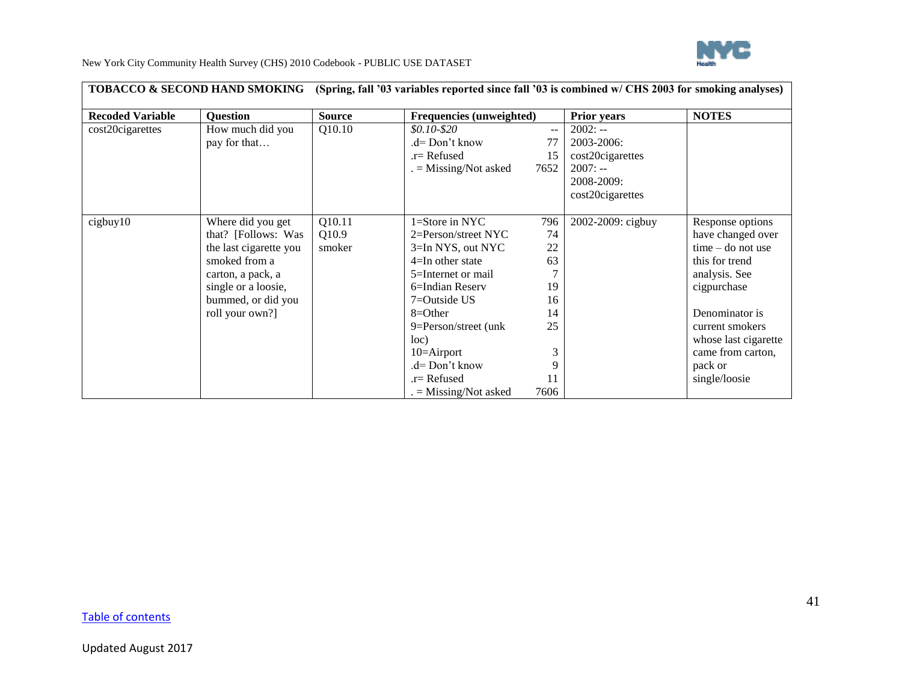**TOBACCO & SECOND HAND SMOKING (Spring, fall '03 variables reported since fall '03 is combined w/ CHS 2003 for smoking analyses)**

| Recoded Variable | Question | Source | Frequencies (unweighted) | | Prior years | NOTES |
|---|---|---|---|---|---|---|
| cost20cigarettes | How much did you pay for that… | Q10.10 | *$0.10-$20*<br>.d= Don't know<br>.r= Refused<br>. = Missing/Not asked | --<br>77<br>15<br>7652 | 2002: --<br>2003-2006: cost20cigarettes<br>2007: --<br>2008-2009: cost20cigarettes | |
| cigbuy10 | Where did you get that? [Follows: Was the last cigarette you smoked from a carton, a pack, a single or a loosie, bummed, or did you roll your own?] | Q10.11<br>Q10.9 smoker | 1=Store in NYC<br>2=Person/street NYC<br>3=In NYS, out NYC<br>4=In other state<br>5=Internet or mail<br>6=Indian Reserv<br>7=Outside US<br>8=Other<br>9=Person/street (unk loc)<br>10=Airport<br>.d= Don't know<br>.r= Refused<br>. = Missing/Not asked | 796<br>74<br>22<br>63<br>7<br>19<br>16<br>14<br>25<br>3<br>9<br>11<br>7606 | 2002-2009: cigbuy | Response options have changed over time – do not use this for trend analysis. See cigpurchase<br><br>Denominator is current smokers whose last cigarette came from carton, pack or single/loosie |

[Table of contents](#)

Updated August 2017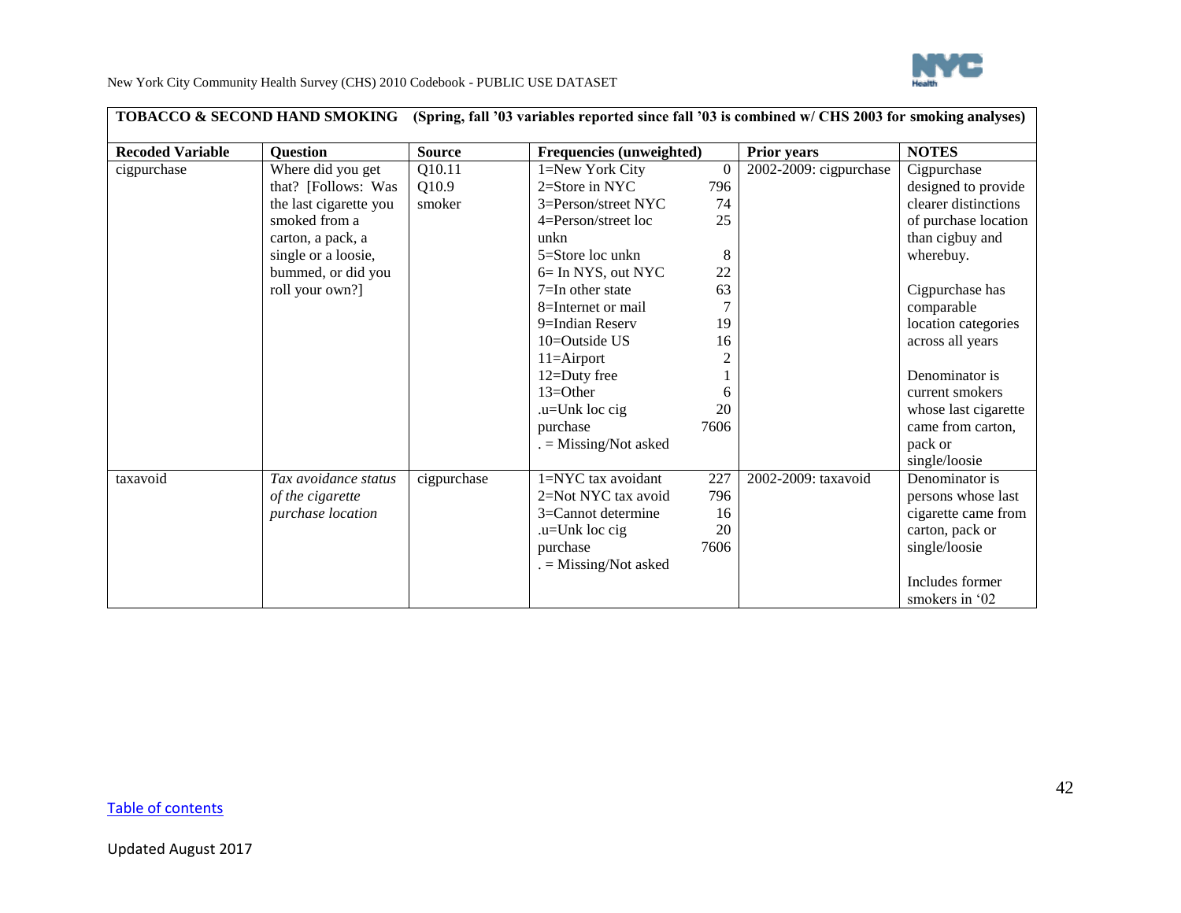| TOBACCO & SECOND HAND SMOKING (Spring, fall '03 variables reported since fall '03 is combined w/ CHS 2003 for smoking analyses) | | | | | |
|---|---|---|---|---|---|
| **Recoded Variable** | **Question** | **Source** | **Frequencies (unweighted)** | **Prior years** | **NOTES** |
| cigpurchase | Where did you get that? [Follows: Was the last cigarette you smoked from a carton, a pack, a single or a loosie, bummed, or did you roll your own?] | Q10.11<br>Q10.9<br>smoker | 1=New York City 0<br>2=Store in NYC 796<br>3=Person/street NYC 74<br>4=Person/street loc unkn 25<br>5=Store loc unkn 8<br>6= In NYS, out NYC 22<br>7=In other state 63<br>8=Internet or mail 7<br>9=Indian Reserv 19<br>10=Outside US 16<br>11=Airport 2<br>12=Duty free 1<br>13=Other 6<br>.u=Unk loc cig purchase 20<br>. = Missing/Not asked 7606 | 2002-2009: cigpurchase | Cigpurchase designed to provide clearer distinctions of purchase location than cigbuy and wherebuy.<br><br>Cigpurchase has comparable location categories across all years<br><br>Denominator is current smokers whose last cigarette came from carton, pack or single/loosie |
| taxavoid | *Tax avoidance status of the cigarette purchase location* | cigpurchase | 1=NYC tax avoidant 227<br>2=Not NYC tax avoid 796<br>3=Cannot determine 16<br>.u=Unk loc cig purchase 20<br>. = Missing/Not asked 7606 | 2002-2009: taxavoid | Denominator is persons whose last cigarette came from carton, pack or single/loosie<br><br>Includes former smokers in '02 |

Table of contents

Updated August 2017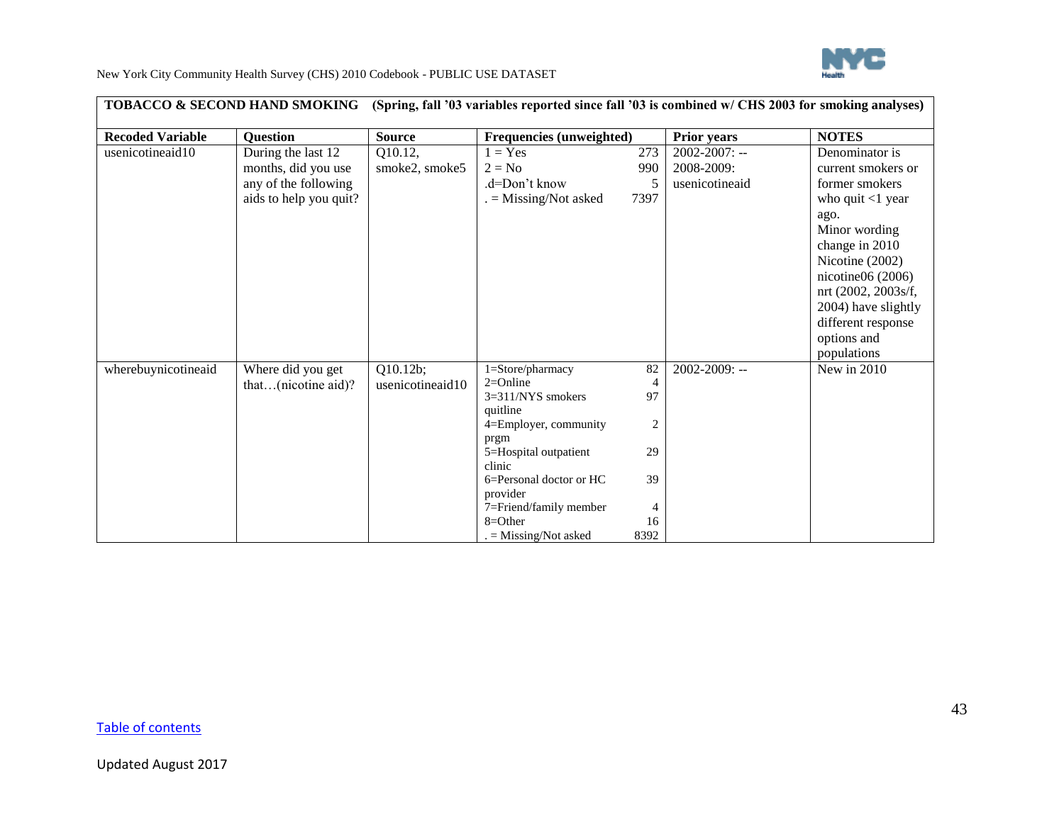| TOBACCO & SECOND HAND SMOKING (Spring, fall '03 variables reported since fall '03 is combined w/ CHS 2003 for smoking analyses) | | | | | | |
|---|---|---|---|---|---|---|
| **Recoded Variable** | **Question** | **Source** | **Frequencies (unweighted)** | | **Prior years** | **NOTES** |
| usenicotineaid10 | During the last 12 months, did you use any of the following aids to help you quit? | Q10.12, smoke2, smoke5 | 1 = Yes<br>2 = No<br>.d=Don't know<br>. = Missing/Not asked | 273<br>990<br>5<br>7397 | 2002-2007: --<br>2008-2009: usenicotineaid | Denominator is current smokers or former smokers who quit <1 year ago.<br>Minor wording change in 2010<br>Nicotine (2002) nicotine06 (2006) nrt (2002, 2003s/f, 2004) have slightly different response options and populations |
| wherebuynicotineaid | Where did you get that…(nicotine aid)? | Q10.12b; usenicotineaid10 | 1=Store/pharmacy<br>2=Online<br>3=311/NYS smokers quitline<br>4=Employer, community prgm<br>5=Hospital outpatient clinic<br>6=Personal doctor or HC provider<br>7=Friend/family member<br>8=Other<br>. = Missing/Not asked | 82<br>4<br>97<br>2<br>29<br>39<br>4<br>16<br>8392 | 2002-2009: -- | New in 2010 |

Table of contents

Updated August 2017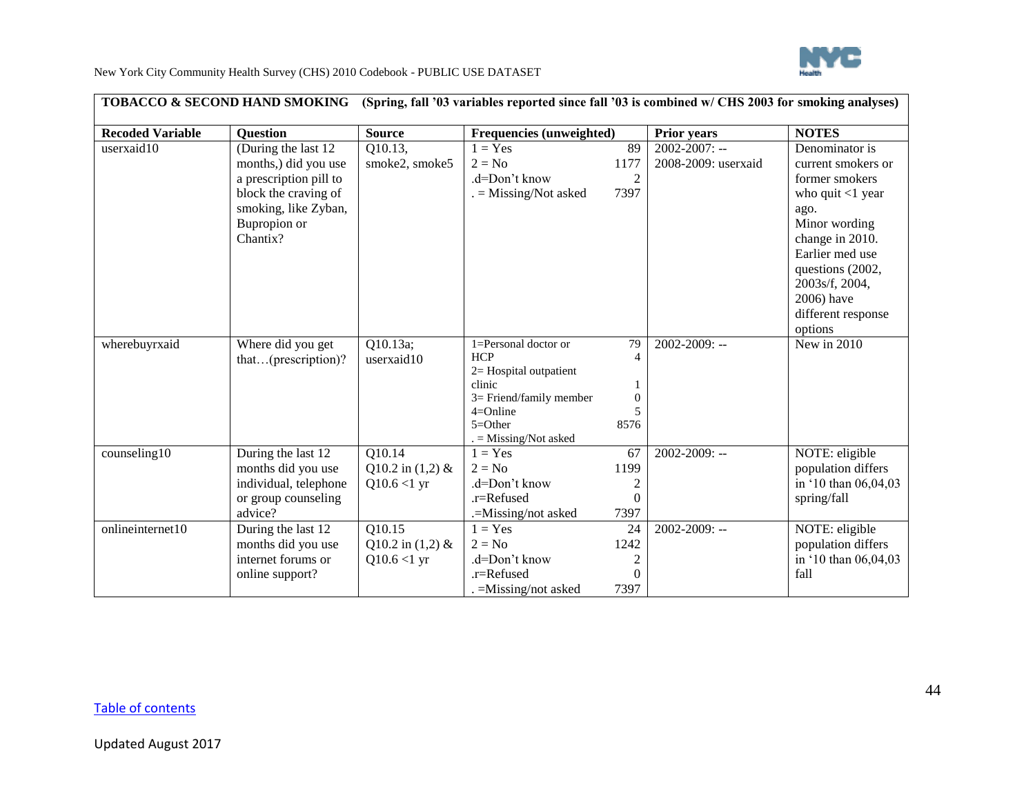| TOBACCO & SECOND HAND SMOKING (Spring, fall '03 variables reported since fall '03 is combined w/ CHS 2003 for smoking analyses) | | | | | |
|---|---|---|---|---|---|
| **Recoded Variable** | **Question** | **Source** | **Frequencies (unweighted)** | **Prior years** | **NOTES** |
| userxaid10 | (During the last 12 months,) did you use a prescription pill to block the craving of smoking, like Zyban, Bupropion or Chantix? | Q10.13, smoke2, smoke5 | 1 = Yes 89<br>2 = No 1177<br>.d=Don't know 2<br>. = Missing/Not asked 7397 | 2002-2007: --<br>2008-2009: userxaid | Denominator is current smokers or former smokers who quit <1 year ago.<br>Minor wording change in 2010.<br>Earlier med use questions (2002, 2003s/f, 2004, 2006) have different response options |
| wherebuyrxaid | Where did you get that…(prescription)? | Q10.13a; userxaid10 | 1=Personal doctor or HCP 79<br>2= Hospital outpatient clinic 4<br>3= Friend/family member 1<br>4=Online 0<br>5=Other 5<br>. = Missing/Not asked 8576 | 2002-2009: -- | New in 2010 |
| counseling10 | During the last 12 months did you use individual, telephone or group counseling advice? | Q10.14<br>Q10.2 in (1,2) & Q10.6 <1 yr | 1 = Yes 67<br>2 = No 1199<br>.d=Don't know 2<br>.r=Refused 0<br>.=Missing/not asked 7397 | 2002-2009: -- | NOTE: eligible population differs in '10 than 06,04,03 spring/fall |
| onlineinternet10 | During the last 12 months did you use internet forums or online support? | Q10.15<br>Q10.2 in (1,2) & Q10.6 <1 yr | 1 = Yes 24<br>2 = No 1242<br>.d=Don't know 2<br>.r=Refused 0<br>. =Missing/not asked 7397 | 2002-2009: -- | NOTE: eligible population differs in '10 than 06,04,03 fall |

Table of contents

Updated August 2017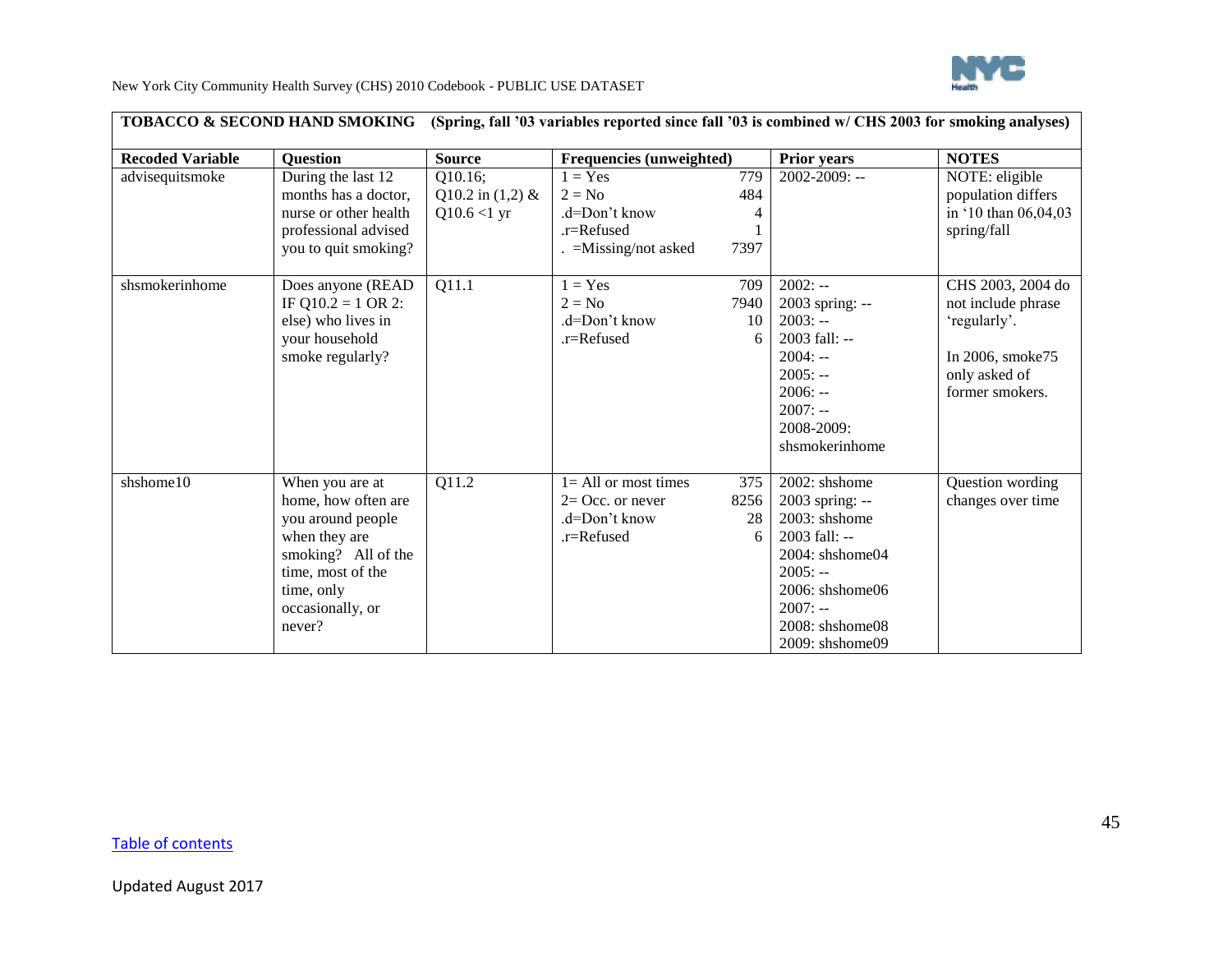| TOBACCO & SECOND HAND SMOKING (Spring, fall '03 variables reported since fall '03 is combined w/ CHS 2003 for smoking analyses) | | | | | |
|---|---|---|---|---|---|
| **Recoded Variable** | **Question** | **Source** | **Frequencies (unweighted)** | **Prior years** | **NOTES** |
| advisequitsmoke | During the last 12 months has a doctor, nurse or other health professional advised you to quit smoking? | Q10.16; Q10.2 in (1,2) & Q10.6 <1 yr | 1 = Yes 779<br>2 = No 484<br>.d=Don't know 4<br>.r=Refused 1<br>. =Missing/not asked 7397 | 2002-2009: -- | NOTE: eligible population differs in '10 than 06,04,03 spring/fall |
| shsmokerinhome | Does anyone (READ IF Q10.2 = 1 OR 2: else) who lives in your household smoke regularly? | Q11.1 | 1 = Yes 709<br>2 = No 7940<br>.d=Don't know 10<br>.r=Refused 6 | 2002: --<br>2003 spring: --<br>2003: --<br>2003 fall: --<br>2004: --<br>2005: --<br>2006: --<br>2007: --<br>2008-2009: shsmokerinhome | CHS 2003, 2004 do not include phrase 'regularly'.<br><br>In 2006, smoke75 only asked of former smokers. |
| shshome10 | When you are at home, how often are you around people when they are smoking? All of the time, most of the time, only occasionally, or never? | Q11.2 | 1= All or most times 375<br>2= Occ. or never 8256<br>.d=Don't know 28<br>.r=Refused 6 | 2002: shshome<br>2003 spring: --<br>2003: shshome<br>2003 fall: --<br>2004: shshome04<br>2005: --<br>2006: shshome06<br>2007: --<br>2008: shshome08<br>2009: shshome09 | Question wording changes over time |

Table of contents

Updated August 2017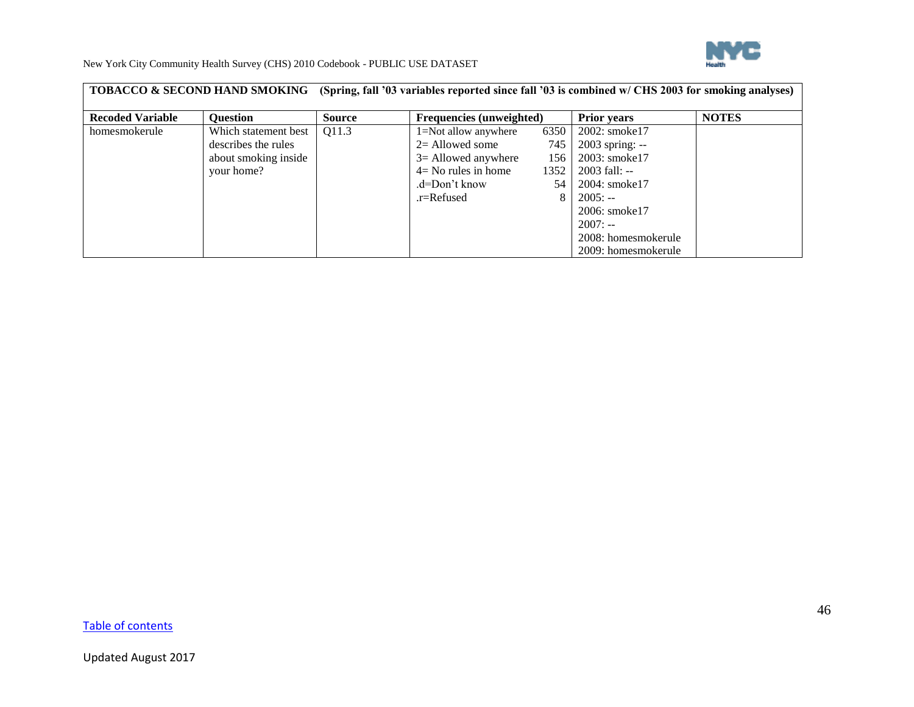| TOBACCO & SECOND HAND SMOKING (Spring, fall '03 variables reported since fall '03 is combined w/ CHS 2003 for smoking analyses) | | | | | | |
|---|---|---|---|---|---|---|
| **Recoded Variable** | **Question** | **Source** | **Frequencies (unweighted)** | | **Prior years** | **NOTES** |
| homesmokerule | Which statement best describes the rules about smoking inside your home? | Q11.3 | 1=Not allow anywhere<br>2= Allowed some<br>3= Allowed anywhere<br>4= No rules in home<br>.d=Don't know<br>.r=Refused | 6350<br>745<br>156<br>1352<br>54<br>8 | 2002: smoke17<br>2003 spring: --<br>2003: smoke17<br>2003 fall: --<br>2004: smoke17<br>2005: --<br>2006: smoke17<br>2007: --<br>2008: homesmokerule<br>2009: homesmokerule | |

Table of contents

Updated August 2017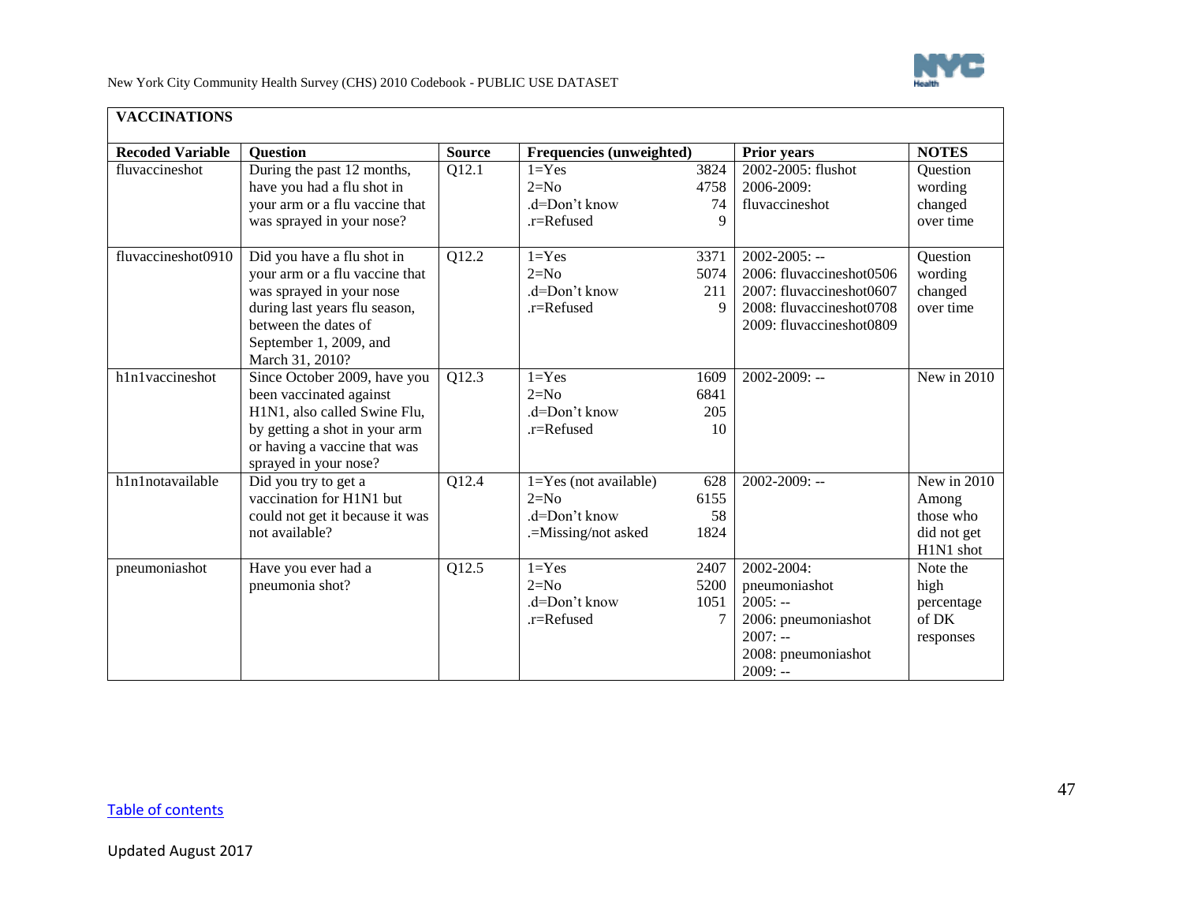## VACCINATIONS

| Recoded Variable | Question | Source | Frequencies (unweighted) | | Prior years | NOTES |
|---|---|---|---|---|---|---|
| fluvaccineshot | During the past 12 months, have you had a flu shot in your arm or a flu vaccine that was sprayed in your nose? | Q12.1 | 1=Yes<br>2=No<br>.d=Don't know<br>.r=Refused | 3824<br>4758<br>74<br>9 | 2002-2005: flushot<br>2006-2009: fluvaccineshot | Question wording changed over time |
| fluvaccineshot0910 | Did you have a flu shot in your arm or a flu vaccine that was sprayed in your nose during last years flu season, between the dates of September 1, 2009, and March 31, 2010? | Q12.2 | 1=Yes<br>2=No<br>.d=Don't know<br>.r=Refused | 3371<br>5074<br>211<br>9 | 2002-2005: --<br>2006: fluvaccineshot0506<br>2007: fluvaccineshot0607<br>2008: fluvaccineshot0708<br>2009: fluvaccineshot0809 | Question wording changed over time |
| h1n1vaccineshot | Since October 2009, have you been vaccinated against H1N1, also called Swine Flu, by getting a shot in your arm or having a vaccine that was sprayed in your nose? | Q12.3 | 1=Yes<br>2=No<br>.d=Don't know<br>.r=Refused | 1609<br>6841<br>205<br>10 | 2002-2009: -- | New in 2010 |
| h1n1notavailable | Did you try to get a vaccination for H1N1 but could not get it because it was not available? | Q12.4 | 1=Yes (not available)<br>2=No<br>.d=Don't know<br>.=Missing/not asked | 628<br>6155<br>58<br>1824 | 2002-2009: -- | New in 2010 Among those who did not get H1N1 shot |
| pneumoniashot | Have you ever had a pneumonia shot? | Q12.5 | 1=Yes<br>2=No<br>.d=Don't know<br>.r=Refused | 2407<br>5200<br>1051<br>7 | 2002-2004: pneumoniashot<br>2005: --<br>2006: pneumoniashot<br>2007: --<br>2008: pneumoniashot<br>2009: -- | Note the high percentage of DK responses |

Table of contents

Updated August 2017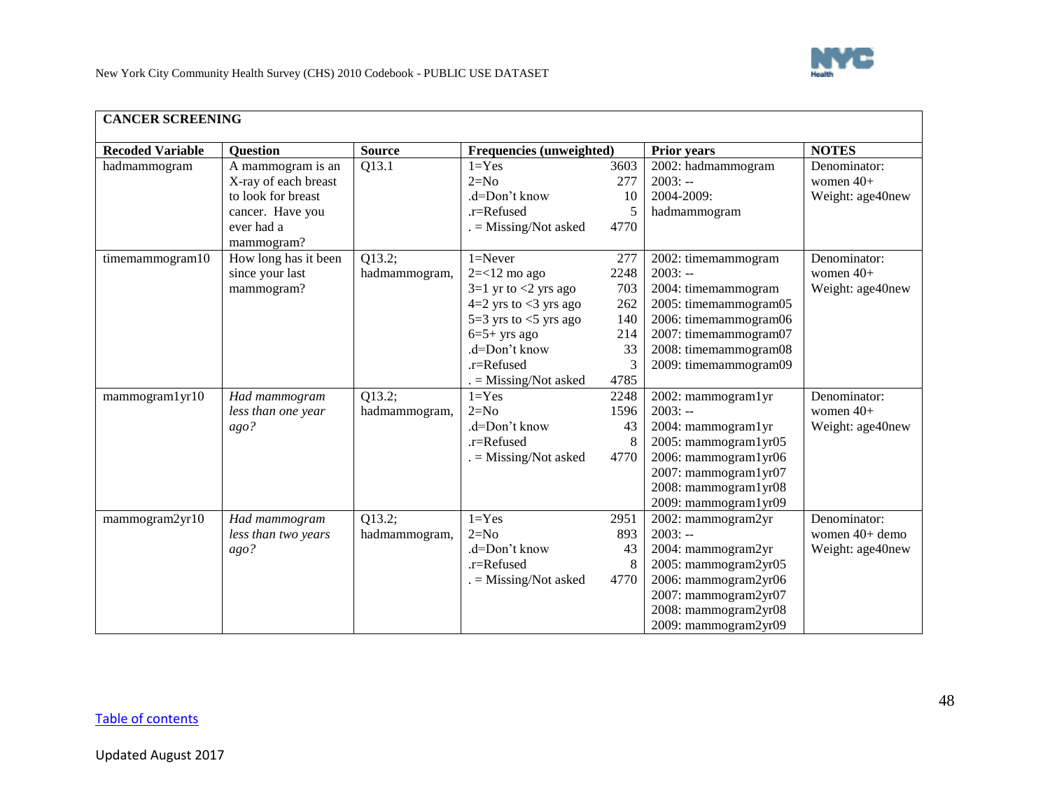## CANCER SCREENING

| Recoded Variable | Question | Source | Frequencies (unweighted) | | Prior years | NOTES |
|---|---|---|---|---|---|---|
| hadmammogram | A mammogram is an X-ray of each breast to look for breast cancer. Have you ever had a mammogram? | Q13.1 | 1=Yes<br>2=No<br>.d=Don't know<br>.r=Refused<br>. = Missing/Not asked | 3603<br>277<br>10<br>5<br>4770 | 2002: hadmammogram<br>2003: --<br>2004-2009: hadmammogram | Denominator: women 40+<br>Weight: age40new |
| timemammogram10 | How long has it been since your last mammogram? | Q13.2; hadmammogram, | 1=Never<br>2=<12 mo ago<br>3=1 yr to <2 yrs ago<br>4=2 yrs to <3 yrs ago<br>5=3 yrs to <5 yrs ago<br>6=5+ yrs ago<br>.d=Don't know<br>.r=Refused<br>. = Missing/Not asked | 277<br>2248<br>703<br>262<br>140<br>214<br>33<br>3<br>4785 | 2002: timemammogram<br>2003: --<br>2004: timemammogram<br>2005: timemammogram05<br>2006: timemammogram06<br>2007: timemammogram07<br>2008: timemammogram08<br>2009: timemammogram09 | Denominator: women 40+<br>Weight: age40new |
| mammogram1yr10 | *Had mammogram less than one year ago?* | Q13.2; hadmammogram, | 1=Yes<br>2=No<br>.d=Don't know<br>.r=Refused<br>. = Missing/Not asked | 2248<br>1596<br>43<br>8<br>4770 | 2002: mammogram1yr<br>2003: --<br>2004: mammogram1yr<br>2005: mammogram1yr05<br>2006: mammogram1yr06<br>2007: mammogram1yr07<br>2008: mammogram1yr08<br>2009: mammogram1yr09 | Denominator: women 40+<br>Weight: age40new |
| mammogram2yr10 | *Had mammogram less than two years ago?* | Q13.2; hadmammogram, | 1=Yes<br>2=No<br>.d=Don't know<br>.r=Refused<br>. = Missing/Not asked | 2951<br>893<br>43<br>8<br>4770 | 2002: mammogram2yr<br>2003: --<br>2004: mammogram2yr<br>2005: mammogram2yr05<br>2006: mammogram2yr06<br>2007: mammogram2yr07<br>2008: mammogram2yr08<br>2009: mammogram2yr09 | Denominator: women 40+ demo<br>Weight: age40new |

Table of contents

Updated August 2017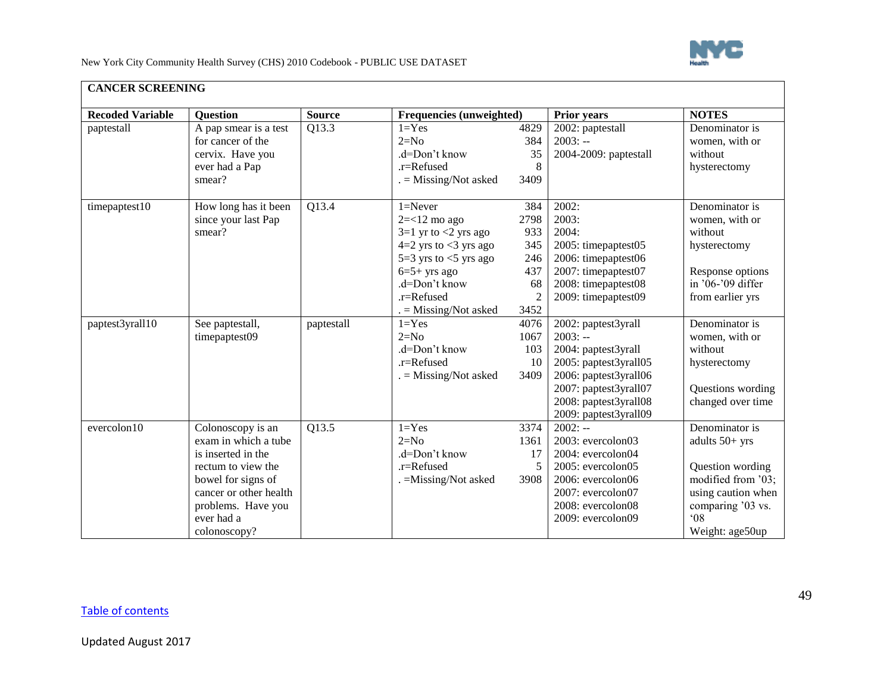## CANCER SCREENING

| Recoded Variable | Question | Source | Frequencies (unweighted) | | Prior years | NOTES |
|---|---|---|---|---|---|---|
| paptestall | A pap smear is a test for cancer of the cervix. Have you ever had a Pap smear? | Q13.3 | 1=Yes<br>2=No<br>.d=Don't know<br>.r=Refused<br>. = Missing/Not asked | 4829<br>384<br>35<br>8<br>3409 | 2002: paptestall<br>2003: --<br>2004-2009: paptestall | Denominator is women, with or without hysterectomy |
| timepaptest10 | How long has it been since your last Pap smear? | Q13.4 | 1=Never<br>2=<12 mo ago<br>3=1 yr to <2 yrs ago<br>4=2 yrs to <3 yrs ago<br>5=3 yrs to <5 yrs ago<br>6=5+ yrs ago<br>.d=Don't know<br>.r=Refused<br>. = Missing/Not asked | 384<br>2798<br>933<br>345<br>246<br>437<br>68<br>2<br>3452 | 2002:<br>2003:<br>2004:<br>2005: timepaptest05<br>2006: timepaptest06<br>2007: timepaptest07<br>2008: timepaptest08<br>2009: timepaptest09 | Denominator is women, with or without hysterectomy<br><br>Response options in '06-'09 differ from earlier yrs |
| paptest3yrall10 | See paptestall, timepaptest09 | paptestall | 1=Yes<br>2=No<br>.d=Don't know<br>.r=Refused<br>. = Missing/Not asked | 4076<br>1067<br>103<br>10<br>3409 | 2002: paptest3yrall<br>2003: --<br>2004: paptest3yrall<br>2005: paptest3yrall05<br>2006: paptest3yrall06<br>2007: paptest3yrall07<br>2008: paptest3yrall08<br>2009: paptest3yrall09 | Denominator is women, with or without hysterectomy<br><br>Questions wording changed over time |
| evercolon10 | Colonoscopy is an exam in which a tube is inserted in the rectum to view the bowel for signs of cancer or other health problems. Have you ever had a colonoscopy? | Q13.5 | 1=Yes<br>2=No<br>.d=Don't know<br>.r=Refused<br>. =Missing/Not asked | 3374<br>1361<br>17<br>5<br>3908 | 2002: --<br>2003: evercolon03<br>2004: evercolon04<br>2005: evercolon05<br>2006: evercolon06<br>2007: evercolon07<br>2008: evercolon08<br>2009: evercolon09 | Denominator is adults 50+ yrs<br><br>Question wording modified from '03; using caution when comparing '03 vs. '08<br>Weight: age50up |

Table of contents

Updated August 2017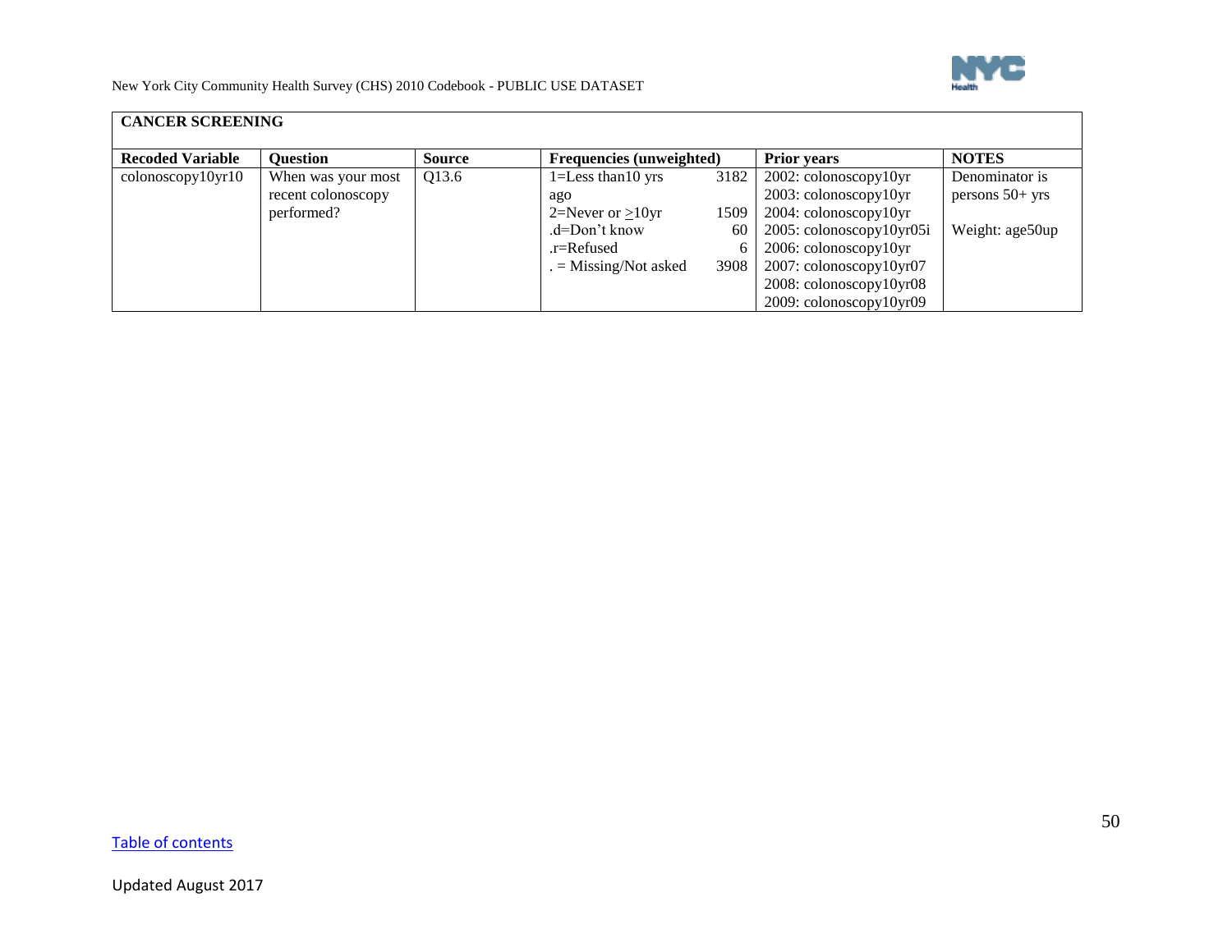| CANCER SCREENING | | | | | | |
|---|---|---|---|---|---|---|
| **Recoded Variable** | **Question** | **Source** | **Frequencies (unweighted)** | | **Prior years** | **NOTES** |
| colonoscopy10yr10 | When was your most recent colonoscopy performed? | Q13.6 | 1=Less than10 yrs ago<br>2=Never or ≥10yr<br>.d=Don't know<br>.r=Refused<br>. = Missing/Not asked | 3182<br>1509<br>60<br>6<br>3908 | 2002: colonoscopy10yr<br>2003: colonoscopy10yr<br>2004: colonoscopy10yr<br>2005: colonoscopy10yr05i<br>2006: colonoscopy10yr<br>2007: colonoscopy10yr07<br>2008: colonoscopy10yr08<br>2009: colonoscopy10yr09 | Denominator is persons 50+ yrs<br><br>Weight: age50up |

Table of contents

Updated August 2017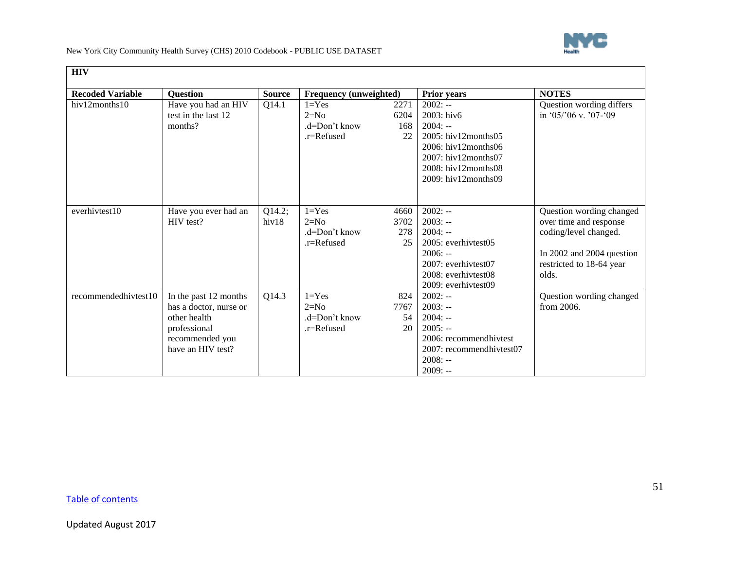## HIV

| Recoded Variable | Question | Source | Frequency (unweighted) | | Prior years | NOTES |
|---|---|---|---|---|---|---|
| hiv12months10 | Have you had an HIV test in the last 12 months? | Q14.1 | 1=Yes<br>2=No<br>.d=Don't know<br>.r=Refused | 2271<br>6204<br>168<br>22 | 2002: --<br>2003: hiv6<br>2004: --<br>2005: hiv12months05<br>2006: hiv12months06<br>2007: hiv12months07<br>2008: hiv12months08<br>2009: hiv12months09 | Question wording differs in '05/'06 v. '07-'09 |
| everhivtest10 | Have you ever had an HIV test? | Q14.2; hiv18 | 1=Yes<br>2=No<br>.d=Don't know<br>.r=Refused | 4660<br>3702<br>278<br>25 | 2002: --<br>2003: --<br>2004: --<br>2005: everhivtest05<br>2006: --<br>2007: everhivtest07<br>2008: everhivtest08<br>2009: everhivtest09 | Question wording changed over time and response coding/level changed.<br><br>In 2002 and 2004 question restricted to 18-64 year olds. |
| recommendedhivtest10 | In the past 12 months has a doctor, nurse or other health professional recommended you have an HIV test? | Q14.3 | 1=Yes<br>2=No<br>.d=Don't know<br>.r=Refused | 824<br>7767<br>54<br>20 | 2002: --<br>2003: --<br>2004: --<br>2005: --<br>2006: recommendhivtest<br>2007: recommendhivtest07<br>2008: --<br>2009: -- | Question wording changed from 2006. |

Table of contents

Updated August 2017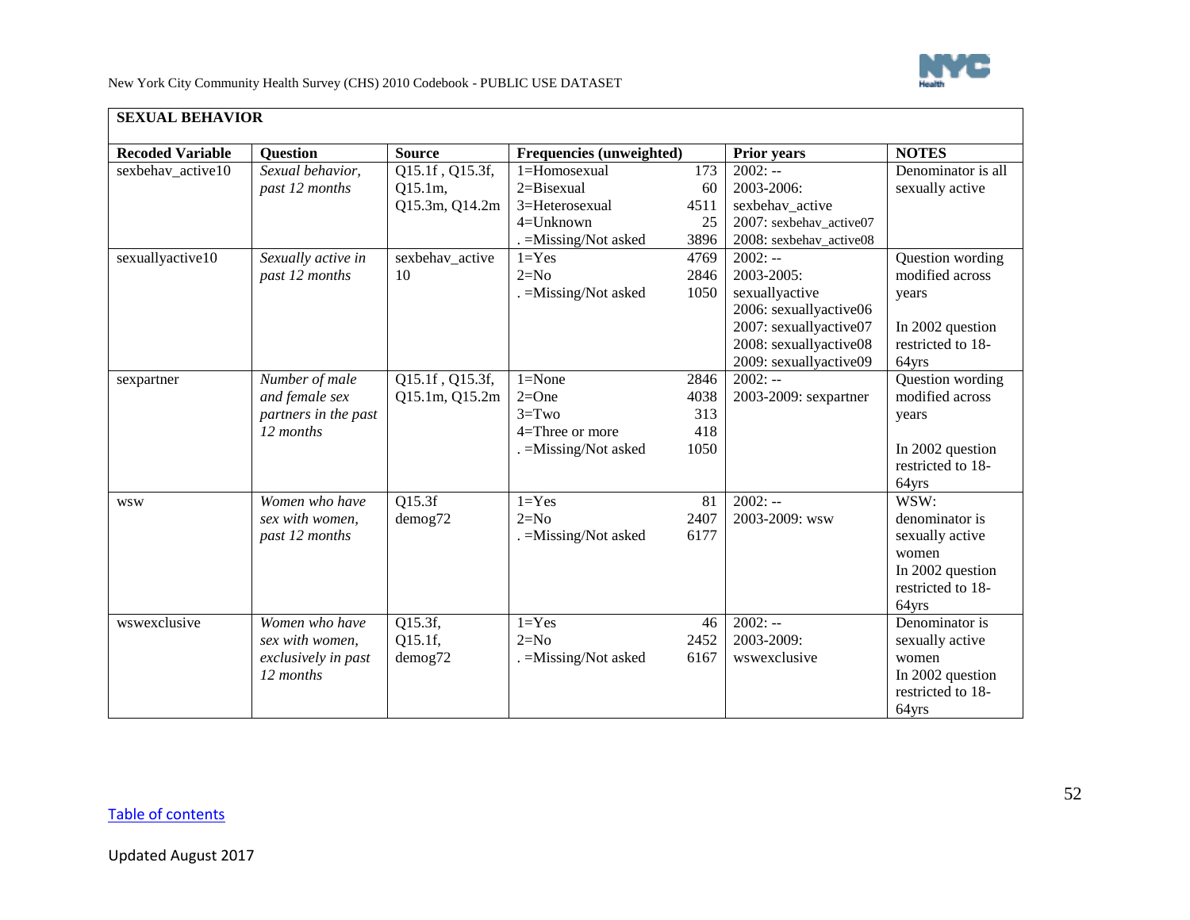## SEXUAL BEHAVIOR

| Recoded Variable | Question | Source | Frequencies (unweighted) | | Prior years | NOTES |
|---|---|---|---|---|---|---|
| sexbehav_active10 | *Sexual behavior, past 12 months* | Q15.1f , Q15.3f, Q15.1m, Q15.3m, Q14.2m | 1=Homosexual<br>2=Bisexual<br>3=Heterosexual<br>4=Unknown<br>. =Missing/Not asked | 173<br>60<br>4511<br>25<br>3896 | 2002: --<br>2003-2006: sexbehav_active<br>2007: sexbehav_active07<br>2008: sexbehav_active08 | Denominator is all sexually active |
| sexuallyactive10 | *Sexually active in past 12 months* | sexbehav_active 10 | 1=Yes<br>2=No<br>. =Missing/Not asked | 4769<br>2846<br>1050 | 2002: --<br>2003-2005: sexuallyactive<br>2006: sexuallyactive06<br>2007: sexuallyactive07<br>2008: sexuallyactive08<br>2009: sexuallyactive09 | Question wording modified across years<br><br>In 2002 question restricted to 18-64yrs |
| sexpartner | *Number of male and female sex partners in the past 12 months* | Q15.1f , Q15.3f, Q15.1m, Q15.2m | 1=None<br>2=One<br>3=Two<br>4=Three or more<br>. =Missing/Not asked | 2846<br>4038<br>313<br>418<br>1050 | 2002: --<br>2003-2009: sexpartner | Question wording modified across years<br><br>In 2002 question restricted to 18-64yrs |
| wsw | *Women who have sex with women, past 12 months* | Q15.3f<br>demog72 | 1=Yes<br>2=No<br>. =Missing/Not asked | 81<br>2407<br>6177 | 2002: --<br>2003-2009: wsw | WSW: denominator is sexually active women<br>In 2002 question restricted to 18-64yrs |
| wswexclusive | *Women who have sex with women, exclusively in past 12 months* | Q15.3f,<br>Q15.1f,<br>demog72 | 1=Yes<br>2=No<br>. =Missing/Not asked | 46<br>2452<br>6167 | 2002: --<br>2003-2009: wswexclusive | Denominator is sexually active women<br>In 2002 question restricted to 18-64yrs |

Table of contents

Updated August 2017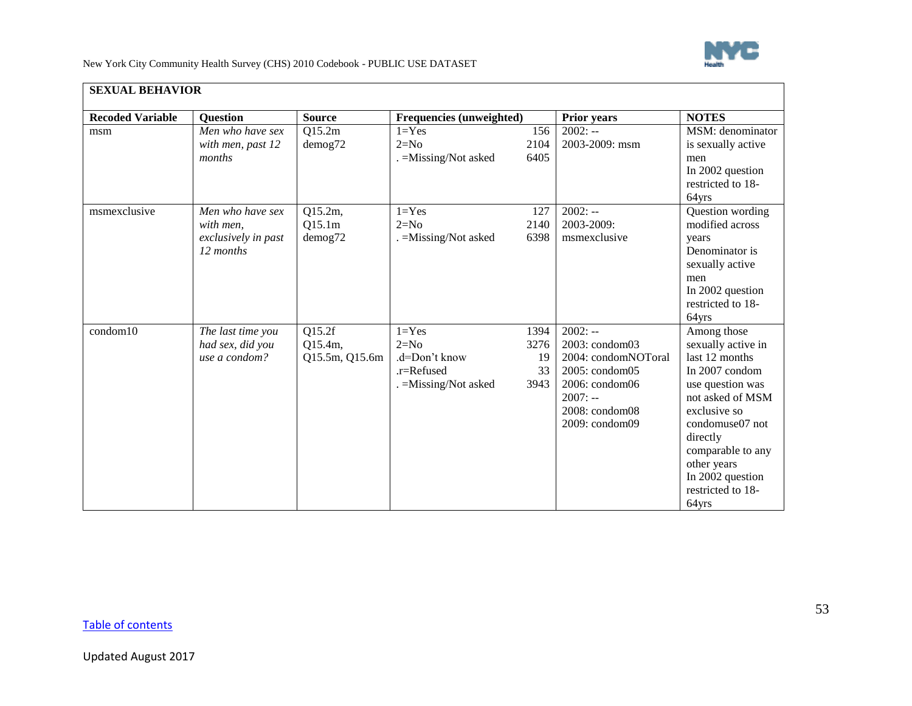## SEXUAL BEHAVIOR

| Recoded Variable | Question | Source | Frequencies (unweighted) | | Prior years | NOTES |
|---|---|---|---|---|---|---|
| msm | *Men who have sex with men, past 12 months* | Q15.2m demog72 | 1=Yes<br>2=No<br>. =Missing/Not asked | 156<br>2104<br>6405 | 2002: --<br>2003-2009: msm | MSM: denominator is sexually active men<br>In 2002 question restricted to 18-64yrs |
| msmexclusive | *Men who have sex with men, exclusively in past 12 months* | Q15.2m, Q15.1m demog72 | 1=Yes<br>2=No<br>. =Missing/Not asked | 127<br>2140<br>6398 | 2002: --<br>2003-2009: msmexclusive | Question wording modified across years<br>Denominator is sexually active men<br>In 2002 question restricted to 18-64yrs |
| condom10 | *The last time you had sex, did you use a condom?* | Q15.2f Q15.4m, Q15.5m, Q15.6m | 1=Yes<br>2=No<br>.d=Don't know<br>.r=Refused<br>. =Missing/Not asked | 1394<br>3276<br>19<br>33<br>3943 | 2002: --<br>2003: condom03<br>2004: condomNOToral<br>2005: condom05<br>2006: condom06<br>2007: --<br>2008: condom08<br>2009: condom09 | Among those sexually active in last 12 months<br>In 2007 condom use question was not asked of MSM exclusive so condomuse07 not directly comparable to any other years<br>In 2002 question restricted to 18-64yrs |

Table of contents

Updated August 2017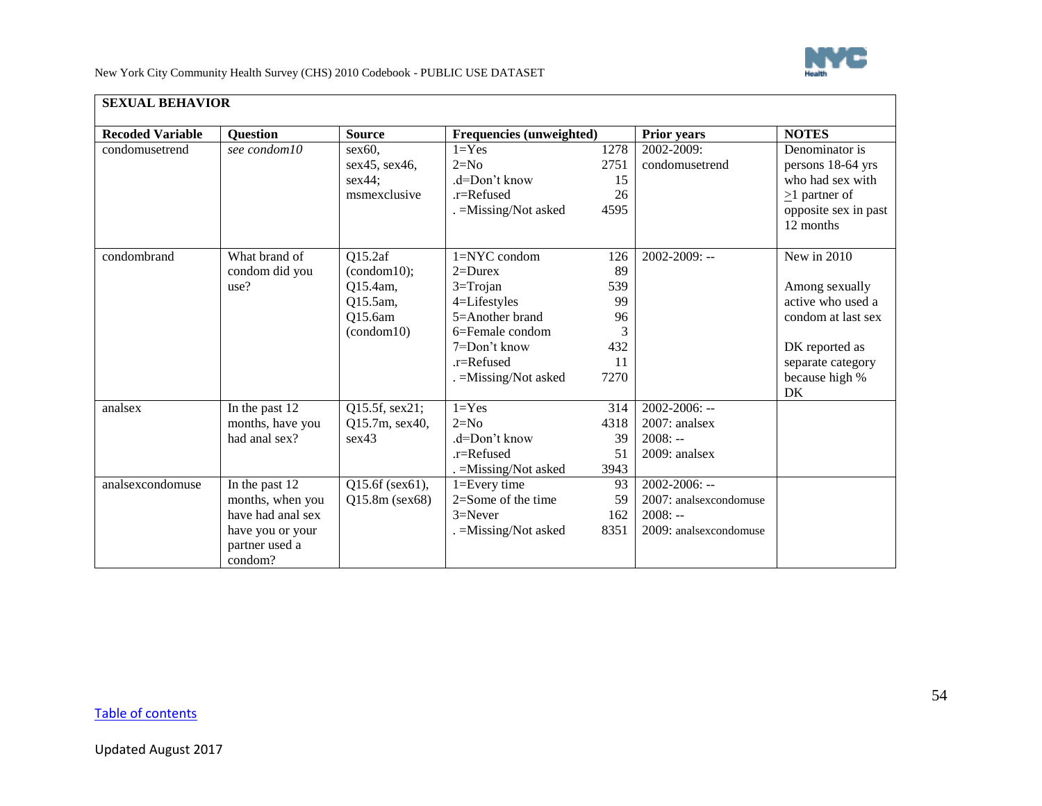## SEXUAL BEHAVIOR

| Recoded Variable | Question | Source | Frequencies (unweighted) | | Prior years | NOTES |
|---|---|---|---|---|---|---|
| condomusetrend | *see condom10* | sex60, sex45, sex46, sex44; msmexclusive | 1=Yes<br>2=No<br>.d=Don't know<br>.r=Refused<br>. =Missing/Not asked | 1278<br>2751<br>15<br>26<br>4595 | 2002-2009: condomusetrend | Denominator is persons 18-64 yrs who had sex with ≥1 partner of opposite sex in past 12 months |
| condombrand | What brand of condom did you use? | Q15.2af (condom10); Q15.4am, Q15.5am, Q15.6am (condom10) | 1=NYC condom<br>2=Durex<br>3=Trojan<br>4=Lifestyles<br>5=Another brand<br>6=Female condom<br>7=Don't know<br>.r=Refused<br>. =Missing/Not asked | 126<br>89<br>539<br>99<br>96<br>3<br>432<br>11<br>7270 | 2002-2009: -- | New in 2010<br><br>Among sexually active who used a condom at last sex<br><br>DK reported as separate category because high % DK |
| analsex | In the past 12 months, have you had anal sex? | Q15.5f, sex21; Q15.7m, sex40, sex43 | 1=Yes<br>2=No<br>.d=Don't know<br>.r=Refused<br>. =Missing/Not asked | 314<br>4318<br>39<br>51<br>3943 | 2002-2006: --<br>2007: analsex<br>2008: --<br>2009: analsex | |
| analsexcondomuse | In the past 12 months, when you have had anal sex have you or your partner used a condom? | Q15.6f (sex61), Q15.8m (sex68) | 1=Every time<br>2=Some of the time<br>3=Never<br>. =Missing/Not asked | 93<br>59<br>162<br>8351 | 2002-2006: --<br>2007: analsexcondomuse<br>2008: --<br>2009: analsexcondomuse | |

Table of contents

Updated August 2017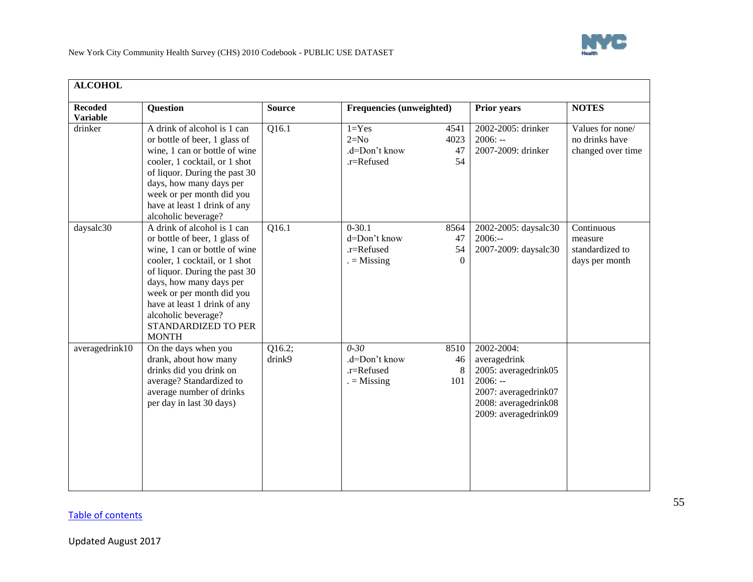| ALCOHOL | | | | | |
|---|---|---|---|---|---|
| **Recoded Variable** | **Question** | **Source** | **Frequencies (unweighted)** | **Prior years** | **NOTES** |
| drinker | A drink of alcohol is 1 can or bottle of beer, 1 glass of wine, 1 can or bottle of wine cooler, 1 cocktail, or 1 shot of liquor. During the past 30 days, how many days per week or per month did you have at least 1 drink of any alcoholic beverage? | Q16.1 | 1=Yes 4541<br>2=No 4023<br>.d=Don't know 47<br>.r=Refused 54 | 2002-2005: drinker<br>2006: --<br>2007-2009: drinker | Values for none/ no drinks have changed over time |
| daysalc30 | A drink of alcohol is 1 can or bottle of beer, 1 glass of wine, 1 can or bottle of wine cooler, 1 cocktail, or 1 shot of liquor. During the past 30 days, how many days per week or per month did you have at least 1 drink of any alcoholic beverage? STANDARDIZED TO PER MONTH | Q16.1 | 0-30.1 8564<br>d=Don't know 47<br>.r=Refused 54<br>. = Missing 0 | 2002-2005: daysalc30<br>2006:--<br>2007-2009: daysalc30 | Continuous measure standardized to days per month |
| averagedrink10 | On the days when you drank, about how many drinks did you drink on average? Standardized to average number of drinks per day in last 30 days) | Q16.2; drink9 | *0-30* 8510<br>.d=Don't know 46<br>.r=Refused 8<br>. = Missing 101 | 2002-2004: averagedrink<br>2005: averagedrink05<br>2006: --<br>2007: averagedrink07<br>2008: averagedrink08<br>2009: averagedrink09 | |

[Table of contents]

Updated August 2017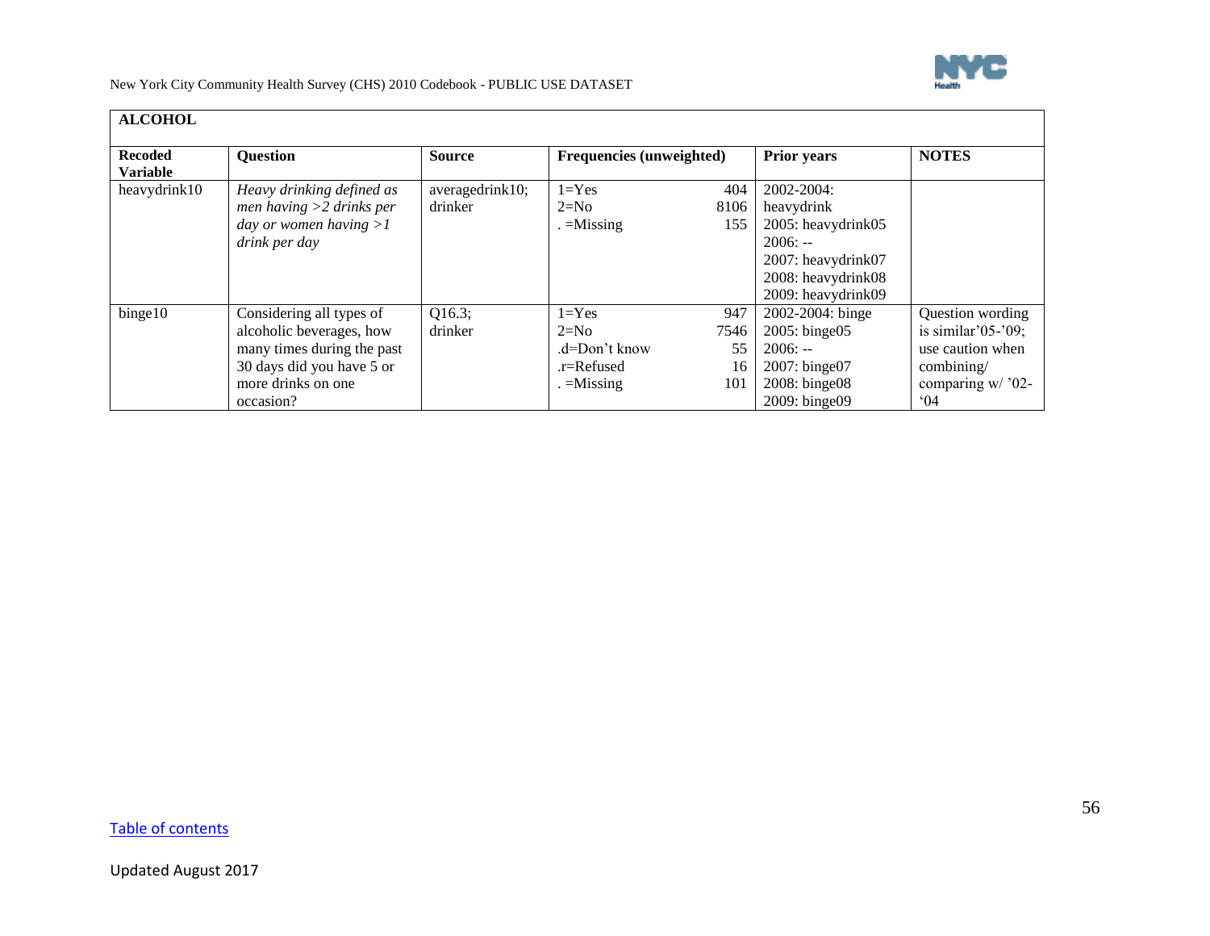## ALCOHOL

| Recoded Variable | Question | Source | Frequencies (unweighted) | | Prior years | NOTES |
|---|---|---|---|---|---|---|
| heavydrink10 | *Heavy drinking defined as men having >2 drinks per day or women having >1 drink per day* | averagedrink10; drinker | 1=Yes<br>2=No<br>. =Missing | 404<br>8106<br>155 | 2002-2004: heavydrink<br>2005: heavydrink05<br>2006: --<br>2007: heavydrink07<br>2008: heavydrink08<br>2009: heavydrink09 | |
| binge10 | Considering all types of alcoholic beverages, how many times during the past 30 days did you have 5 or more drinks on one occasion? | Q16.3; drinker | 1=Yes<br>2=No<br>.d=Don't know<br>.r=Refused<br>. =Missing | 947<br>7546<br>55<br>16<br>101 | 2002-2004: binge<br>2005: binge05<br>2006: --<br>2007: binge07<br>2008: binge08<br>2009: binge09 | Question wording is similar'05-'09; use caution when combining/ comparing w/ '02-'04 |

Table of contents

Updated August 2017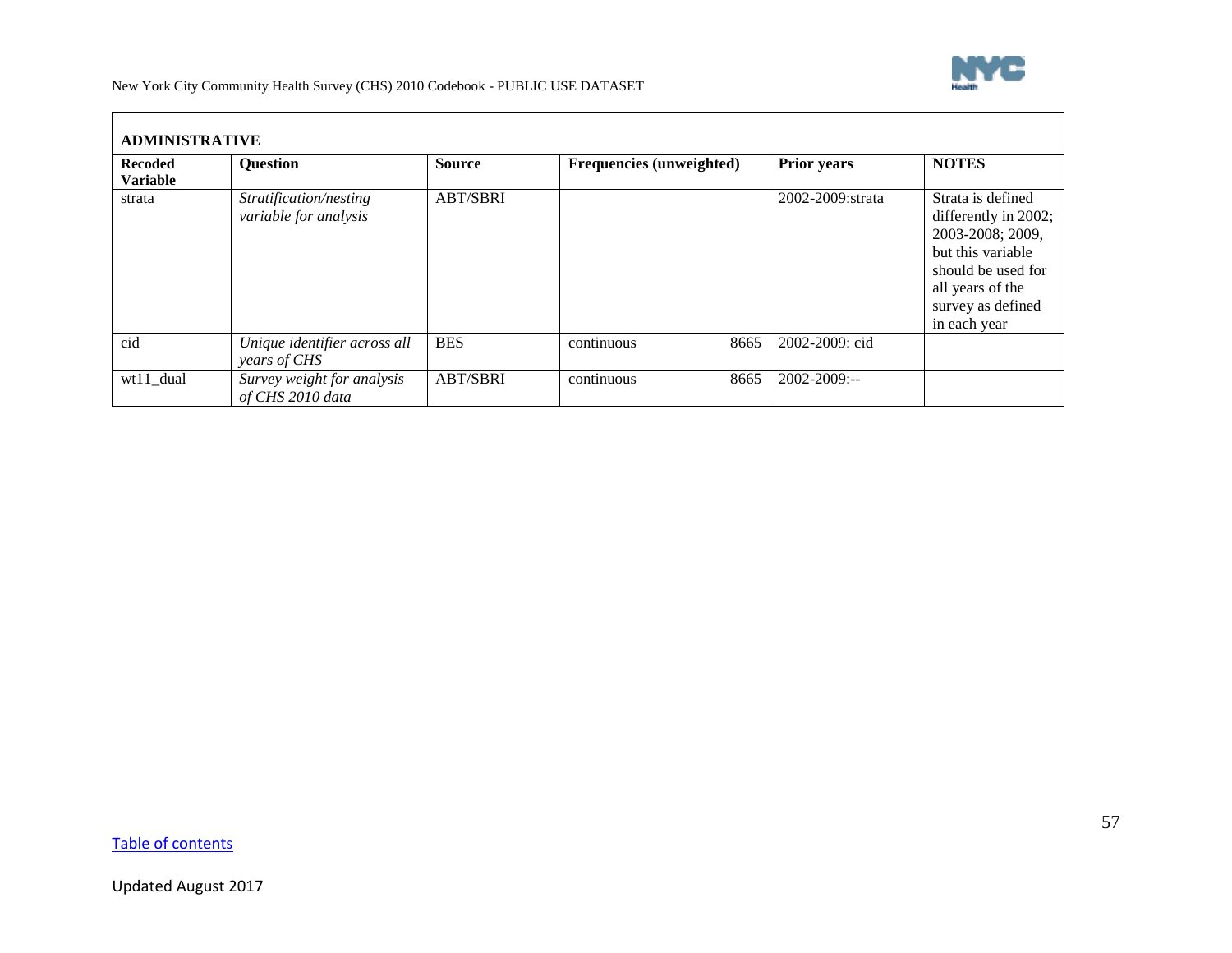**ADMINISTRATIVE**

| Recoded Variable | Question | Source | Frequencies (unweighted) | | Prior years | NOTES |
|---|---|---|---|---|---|---|
| strata | *Stratification/nesting variable for analysis* | ABT/SBRI | | | 2002-2009:strata | Strata is defined differently in 2002; 2003-2008; 2009, but this variable should be used for all years of the survey as defined in each year |
| cid | *Unique identifier across all years of CHS* | BES | continuous | 8665 | 2002-2009: cid | |
| wt11_dual | *Survey weight for analysis of CHS 2010 data* | ABT/SBRI | continuous | 8665 | 2002-2009:-- | |

Table of contents

Updated August 2017